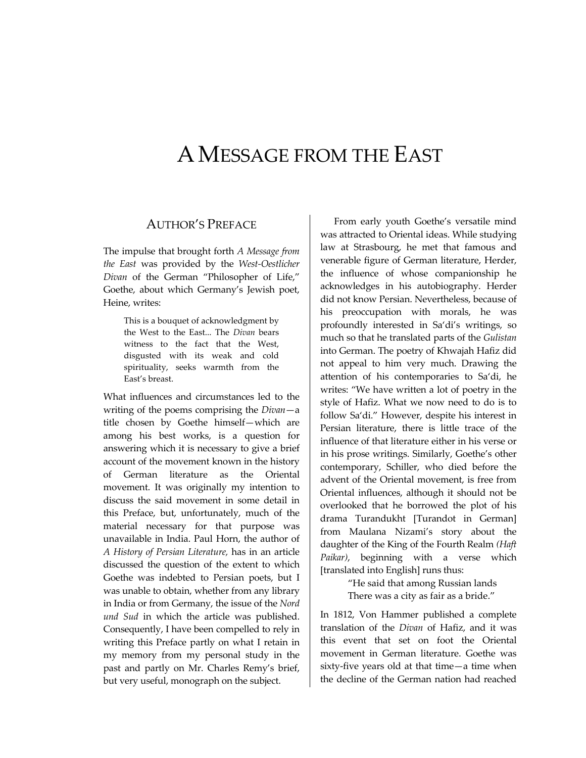# A Message from the East

## Author's Preface

The impulse that brought forth *A Message from the East* was provided by the *West-Oestlicher Divan* of the German "Philosopher of Life," Goethe, about which Germany's Jewish poet, Heine, writes:

> This is a bouquet of acknowledgment by the West to the East... The *Divan* bears witness to the fact that the West, disgusted with its weak and cold spirituality, seeks warmth from the East's breast.

What influences and circumstances led to the writing of the poems comprising the *Divan*—a title chosen by Goethe himself—which are among his best works, is a question for answering which it is necessary to give a brief account of the movement known in the history of German literature as the Oriental movement. It was originally my intention to discuss the said movement in some detail in this Preface, but, unfortunately, much of the material necessary for that purpose was unavailable in India. Paul Horn, the author of *A History of Persian Literature,* has in an article discussed the question of the extent to which Goethe was indebted to Persian poets, but I was unable to obtain, whether from any library in India or from Germany, the issue of the *Nord und Sud* in which the article was published. Consequently, I have been compelled to rely in writing this Preface partly on what I retain in my memory from my personal study in the past and partly on Mr. Charles Remy's brief, but very useful, monograph on the subject.

From early youth Goethe's versatile mind was attracted to Oriental ideas. While studying law at Strasbourg, he met that famous and venerable figure of German literature, Herder, the influence of whose companionship he acknowledges in his autobiography. Herder did not know Persian. Nevertheless, because of his preoccupation with morals, he was profoundly interested in Sa'di's writings, so much so that he translated parts of the *Gulistan* into German. The poetry of Khwajah Hafiz did not appeal to him very much. Drawing the attention of his contemporaries to Sa'di, he writes: "We have written a lot of poetry in the style of Hafiz. What we now need to do is to follow Sa'di." However, despite his interest in Persian literature, there is little trace of the influence of that literature either in his verse or in his prose writings. Similarly, Goethe's other contemporary, Schiller, who died before the advent of the Oriental movement, is free from Oriental influences, although it should not be overlooked that he borrowed the plot of his drama Turandukht [Turandot in German] from Maulana Nizami's story about the daughter of the King of the Fourth Realm *(Haft Paikar)*, beginning with a verse which [translated into English] runs thus:

> "He said that among Russian lands
> There was a city as fair as a bride."

In 1812, Von Hammer published a complete translation of the *Divan* of Hafiz, and it was this event that set on foot the Oriental movement in German literature. Goethe was sixty-five years old at that time—a time when the decline of the German nation had reached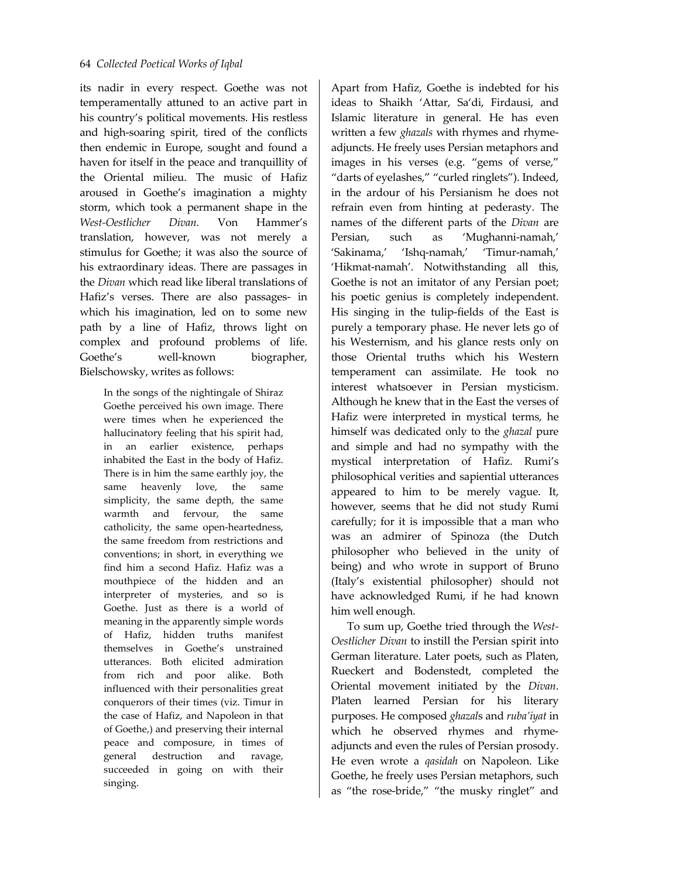its nadir in every respect. Goethe was not temperamentally attuned to an active part in his country's political movements. His restless and high-soaring spirit, tired of the conflicts then endemic in Europe, sought and found a haven for itself in the peace and tranquillity of the Oriental milieu. The music of Hafiz aroused in Goethe's imagination a mighty storm, which took a permanent shape in the *West-Oestlicher Divan.* Von Hammer's translation, however, was not merely a stimulus for Goethe; it was also the source of his extraordinary ideas. There are passages in the *Divan* which read like liberal translations of Hafiz's verses. There are also passages- in which his imagination, led on to some new path by a line of Hafiz, throws light on complex and profound problems of life. Goethe's well-known biographer, Bielschowsky, writes as follows:

> In the songs of the nightingale of Shiraz Goethe perceived his own image. There were times when he experienced the hallucinatory feeling that his spirit had, in an earlier existence, perhaps inhabited the East in the body of Hafiz. There is in him the same earthly joy, the same heavenly love, the same simplicity, the same depth, the same warmth and fervour, the same catholicity, the same open-heartedness, the same freedom from restrictions and conventions; in short, in everything we find him a second Hafiz. Hafiz was a mouthpiece of the hidden and an interpreter of mysteries, and so is Goethe. Just as there is a world of meaning in the apparently simple words of Hafiz, hidden truths manifest themselves in Goethe's unstrained utterances. Both elicited admiration from rich and poor alike. Both influenced with their personalities great conquerors of their times (viz. Timur in the case of Hafiz, and Napoleon in that of Goethe,) and preserving their internal peace and composure, in times of general destruction and ravage, succeeded in going on with their singing.

Apart from Hafiz, Goethe is indebted for his ideas to Shaikh 'Attar, Sa'di, Firdausi, and Islamic literature in general. He has even written a few *ghazals* with rhymes and rhyme-adjuncts. He freely uses Persian metaphors and images in his verses (e.g. "gems of verse," "darts of eyelashes," "curled ringlets"). Indeed, in the ardour of his Persianism he does not refrain even from hinting at pederasty. The names of the different parts of the *Divan* are Persian, such as 'Mughanni-namah,' 'Sakinama,' 'Ishq-namah,' 'Timur-namah,' 'Hikmat-namah'. Notwithstanding all this, Goethe is not an imitator of any Persian poet; his poetic genius is completely independent. His singing in the tulip-fields of the East is purely a temporary phase. He never lets go of his Westernism, and his glance rests only on those Oriental truths which his Western temperament can assimilate. He took no interest whatsoever in Persian mysticism. Although he knew that in the East the verses of Hafiz were interpreted in mystical terms, he himself was dedicated only to the *ghazal* pure and simple and had no sympathy with the mystical interpretation of Hafiz. Rumi's philosophical verities and sapiential utterances appeared to him to be merely vague. It, however, seems that he did not study Rumi carefully; for it is impossible that a man who was an admirer of Spinoza (the Dutch philosopher who believed in the unity of being) and who wrote in support of Bruno (Italy's existential philosopher) should not have acknowledged Rumi, if he had known him well enough.

To sum up, Goethe tried through the *West-Oestlicher Divan* to instill the Persian spirit into German literature. Later poets, such as Platen, Rueckert and Bodenstedt, completed the Oriental movement initiated by the *Divan*. Platen learned Persian for his literary purposes. He composed *ghazal*s and *ruba'iyat* in which he observed rhymes and rhyme-adjuncts and even the rules of Persian prosody. He even wrote a *qasidah* on Napoleon. Like Goethe, he freely uses Persian metaphors, such as "the rose-bride," "the musky ringlet" and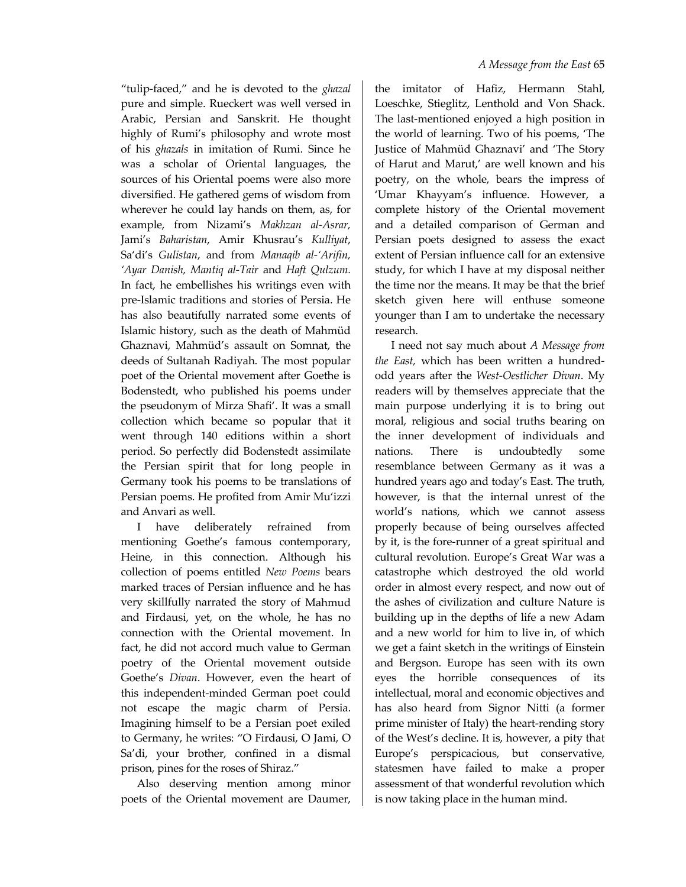"tulip-faced," and he is devoted to the *ghazal* pure and simple. Rueckert was well versed in Arabic, Persian and Sanskrit. He thought highly of Rumi's philosophy and wrote most of his *ghazals* in imitation of Rumi. Since he was a scholar of Oriental languages, the sources of his Oriental poems were also more diversified. He gathered gems of wisdom from wherever he could lay hands on them, as, for example, from Nizami's *Makhzan al-Asrar*, Jami's *Baharistan*, Amir Khusrau's *Kulliyat*, Sa'di's *Gulistan*, and from *Manaqib al-'Arifin, 'Ayar Danish, Mantiq al-Tair* and *Haft Qulzum*. In fact, he embellishes his writings even with pre-Islamic traditions and stories of Persia. He has also beautifully narrated some events of Islamic history, such as the death of Mahmüd Ghaznavi, Mahmüd's assault on Somnat, the deeds of Sultanah Radiyah. The most popular poet of the Oriental movement after Goethe is Bodenstedt, who published his poems under the pseudonym of Mirza Shafi'. It was a small collection which became so popular that it went through 140 editions within a short period. So perfectly did Bodenstedt assimilate the Persian spirit that for long people in Germany took his poems to be translations of Persian poems. He profited from Amir Mu'izzi and Anvari as well.

I have deliberately refrained from mentioning Goethe's famous contemporary, Heine, in this connection. Although his collection of poems entitled *New Poems* bears marked traces of Persian influence and he has very skillfully narrated the story of Mahmud and Firdausi, yet, on the whole, he has no connection with the Oriental movement. In fact, he did not accord much value to German poetry of the Oriental movement outside Goethe's *Divan*. However, even the heart of this independent-minded German poet could not escape the magic charm of Persia. Imagining himself to be a Persian poet exiled to Germany, he writes: "O Firdausi, O Jami, O Sa'di, your brother, confined in a dismal prison, pines for the roses of Shiraz."

Also deserving mention among minor poets of the Oriental movement are Daumer, the imitator of Hafiz, Hermann Stahl, Loeschke, Stieglitz, Lenthold and Von Shack. The last-mentioned enjoyed a high position in the world of learning. Two of his poems, 'The Justice of Mahmüd Ghaznavi' and 'The Story of Harut and Marut,' are well known and his poetry, on the whole, bears the impress of 'Umar Khayyam's influence. However, a complete history of the Oriental movement and a detailed comparison of German and Persian poets designed to assess the exact extent of Persian influence call for an extensive study, for which I have at my disposal neither the time nor the means. It may be that the brief sketch given here will enthuse someone younger than I am to undertake the necessary research.

I need not say much about *A Message from the East*, which has been written a hundred-odd years after the *West-Oestlicher Divan*. My readers will by themselves appreciate that the main purpose underlying it is to bring out moral, religious and social truths bearing on the inner development of individuals and nations. There is undoubtedly some resemblance between Germany as it was a hundred years ago and today's East. The truth, however, is that the internal unrest of the world's nations, which we cannot assess properly because of being ourselves affected by it, is the fore-runner of a great spiritual and cultural revolution. Europe's Great War was a catastrophe which destroyed the old world order in almost every respect, and now out of the ashes of civilization and culture Nature is building up in the depths of life a new Adam and a new world for him to live in, of which we get a faint sketch in the writings of Einstein and Bergson. Europe has seen with its own eyes the horrible consequences of its intellectual, moral and economic objectives and has also heard from Signor Nitti (a former prime minister of Italy) the heart-rending story of the West's decline. It is, however, a pity that Europe's perspicacious, but conservative, statesmen have failed to make a proper assessment of that wonderful revolution which is now taking place in the human mind.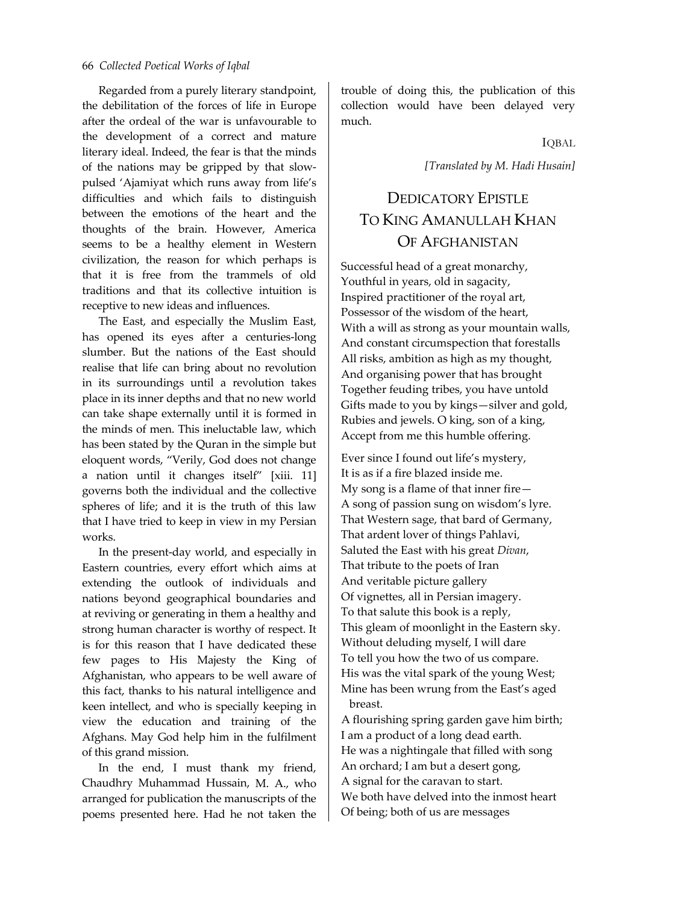Regarded from a purely literary standpoint, the debilitation of the forces of life in Europe after the ordeal of the war is unfavourable to the development of a correct and mature literary ideal. Indeed, the fear is that the minds of the nations may be gripped by that slow-pulsed 'Ajamiyat which runs away from life's difficulties and which fails to distinguish between the emotions of the heart and the thoughts of the brain. However, America seems to be a healthy element in Western civilization, the reason for which perhaps is that it is free from the trammels of old traditions and that its collective intuition is receptive to new ideas and influences.

The East, and especially the Muslim East, has opened its eyes after a centuries-long slumber. But the nations of the East should realise that life can bring about no revolution in its surroundings until a revolution takes place in its inner depths and that no new world can take shape externally until it is formed in the minds of men. This ineluctable law, which has been stated by the Quran in the simple but eloquent words, "Verily, God does not change a nation until it changes itself" [xiii. 11] governs both the individual and the collective spheres of life; and it is the truth of this law that I have tried to keep in view in my Persian works.

In the present-day world, and especially in Eastern countries, every effort which aims at extending the outlook of individuals and nations beyond geographical boundaries and at reviving or generating in them a healthy and strong human character is worthy of respect. It is for this reason that I have dedicated these few pages to His Majesty the King of Afghanistan, who appears to be well aware of this fact, thanks to his natural intelligence and keen intellect, and who is specially keeping in view the education and training of the Afghans. May God help him in the fulfilment of this grand mission.

In the end, I must thank my friend, Chaudhry Muhammad Hussain, M. A., who arranged for publication the manuscripts of the poems presented here. Had he not taken the trouble of doing this, the publication of this collection would have been delayed very much.

IQBAL

*[Translated by M. Hadi Husain]*

## DEDICATORY EPISTLE TO KING AMANULLAH KHAN OF AFGHANISTAN

Successful head of a great monarchy,
Youthful in years, old in sagacity,
Inspired practitioner of the royal art,
Possessor of the wisdom of the heart,
With a will as strong as your mountain walls,
And constant circumspection that forestalls
All risks, ambition as high as my thought,
And organising power that has brought
Together feuding tribes, you have untold
Gifts made to you by kings—silver and gold,
Rubies and jewels. O king, son of a king,
Accept from me this humble offering.

Ever since I found out life's mystery,
It is as if a fire blazed inside me.
My song is a flame of that inner fire—
A song of passion sung on wisdom's lyre.
That Western sage, that bard of Germany,
That ardent lover of things Pahlavi,
Saluted the East with his great *Divan*,
That tribute to the poets of Iran
And veritable picture gallery
Of vignettes, all in Persian imagery.
To that salute this book is a reply,
This gleam of moonlight in the Eastern sky.
Without deluding myself, I will dare
To tell you how the two of us compare.
His was the vital spark of the young West;
Mine has been wrung from the East's aged breast.
A flourishing spring garden gave him birth;
I am a product of a long dead earth.
He was a nightingale that filled with song
An orchard; I am but a desert gong,
A signal for the caravan to start.
We both have delved into the inmost heart
Of being; both of us are messages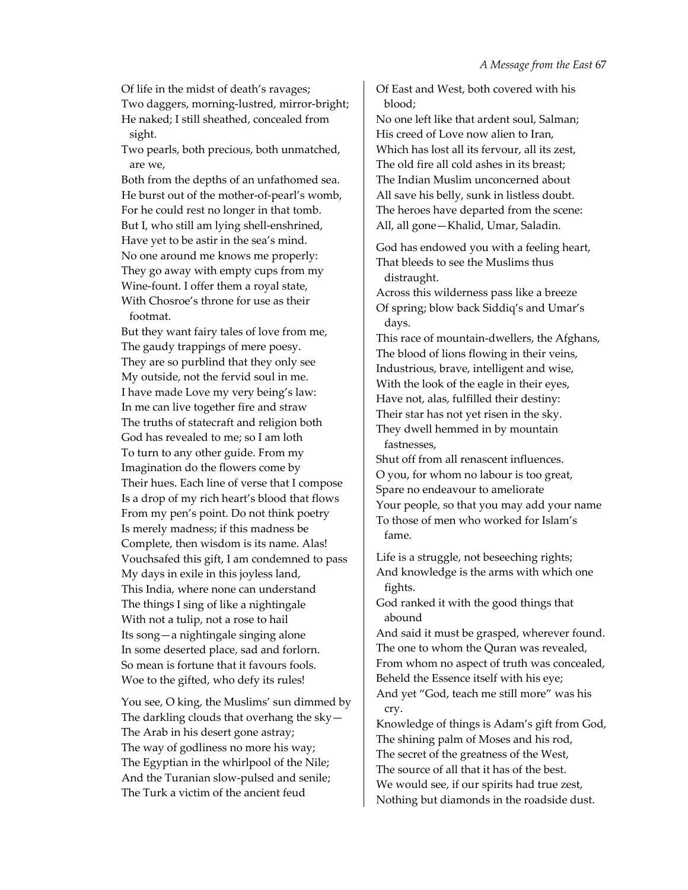Of life in the midst of death's ravages;
Two daggers, morning-lustred, mirror-bright;
He naked; I still sheathed, concealed from sight.
Two pearls, both precious, both unmatched, are we,
Both from the depths of an unfathomed sea.
He burst out of the mother-of-pearl's womb,
For he could rest no longer in that tomb.
But I, who still am lying shell-enshrined,
Have yet to be astir in the sea's mind.
No one around me knows me properly:
They go away with empty cups from my
Wine-fount. I offer them a royal state,
With Chosroe's throne for use as their footmat.
But they want fairy tales of love from me,
The gaudy trappings of mere poesy.
They are so purblind that they only see
My outside, not the fervid soul in me.
I have made Love my very being's law:
In me can live together fire and straw
The truths of statecraft and religion both
God has revealed to me; so I am loth
To turn to any other guide. From my
Imagination do the flowers come by
Their hues. Each line of verse that I compose
Is a drop of my rich heart's blood that flows
From my pen's point. Do not think poetry
Is merely madness; if this madness be
Complete, then wisdom is its name. Alas!
Vouchsafed this gift, I am condemned to pass
My days in exile in this joyless land,
This India, where none can understand
The things I sing of like a nightingale
With not a tulip, not a rose to hail
Its song—a nightingale singing alone
In some deserted place, sad and forlorn.
So mean is fortune that it favours fools.
Woe to the gifted, who defy its rules!

You see, O king, the Muslims' sun dimmed by
The darkling clouds that overhang the sky—
The Arab in his desert gone astray;
The way of godliness no more his way;
The Egyptian in the whirlpool of the Nile;
And the Turanian slow-pulsed and senile;
The Turk a victim of the ancient feud
Of East and West, both covered with his blood;
No one left like that ardent soul, Salman;
His creed of Love now alien to Iran,
Which has lost all its fervour, all its zest,
The old fire all cold ashes in its breast;
The Indian Muslim unconcerned about
All save his belly, sunk in listless doubt.
The heroes have departed from the scene:
All, all gone—Khalid, Umar, Saladin.

God has endowed you with a feeling heart,
That bleeds to see the Muslims thus distraught.
Across this wilderness pass like a breeze
Of spring; blow back Siddiq's and Umar's days.
This race of mountain-dwellers, the Afghans,
The blood of lions flowing in their veins,
Industrious, brave, intelligent and wise,
With the look of the eagle in their eyes,
Have not, alas, fulfilled their destiny:
Their star has not yet risen in the sky.
They dwell hemmed in by mountain fastnesses,
Shut off from all renascent influences.
O you, for whom no labour is too great,
Spare no endeavour to ameliorate
Your people, so that you may add your name
To those of men who worked for Islam's fame.

Life is a struggle, not beseeching rights;
And knowledge is the arms with which one fights.
God ranked it with the good things that abound
And said it must be grasped, wherever found.
The one to whom the Quran was revealed,
From whom no aspect of truth was concealed,
Beheld the Essence itself with his eye;
And yet "God, teach me still more" was his cry.
Knowledge of things is Adam's gift from God,
The shining palm of Moses and his rod,
The secret of the greatness of the West,
The source of all that it has of the best.
We would see, if our spirits had true zest,
Nothing but diamonds in the roadside dust.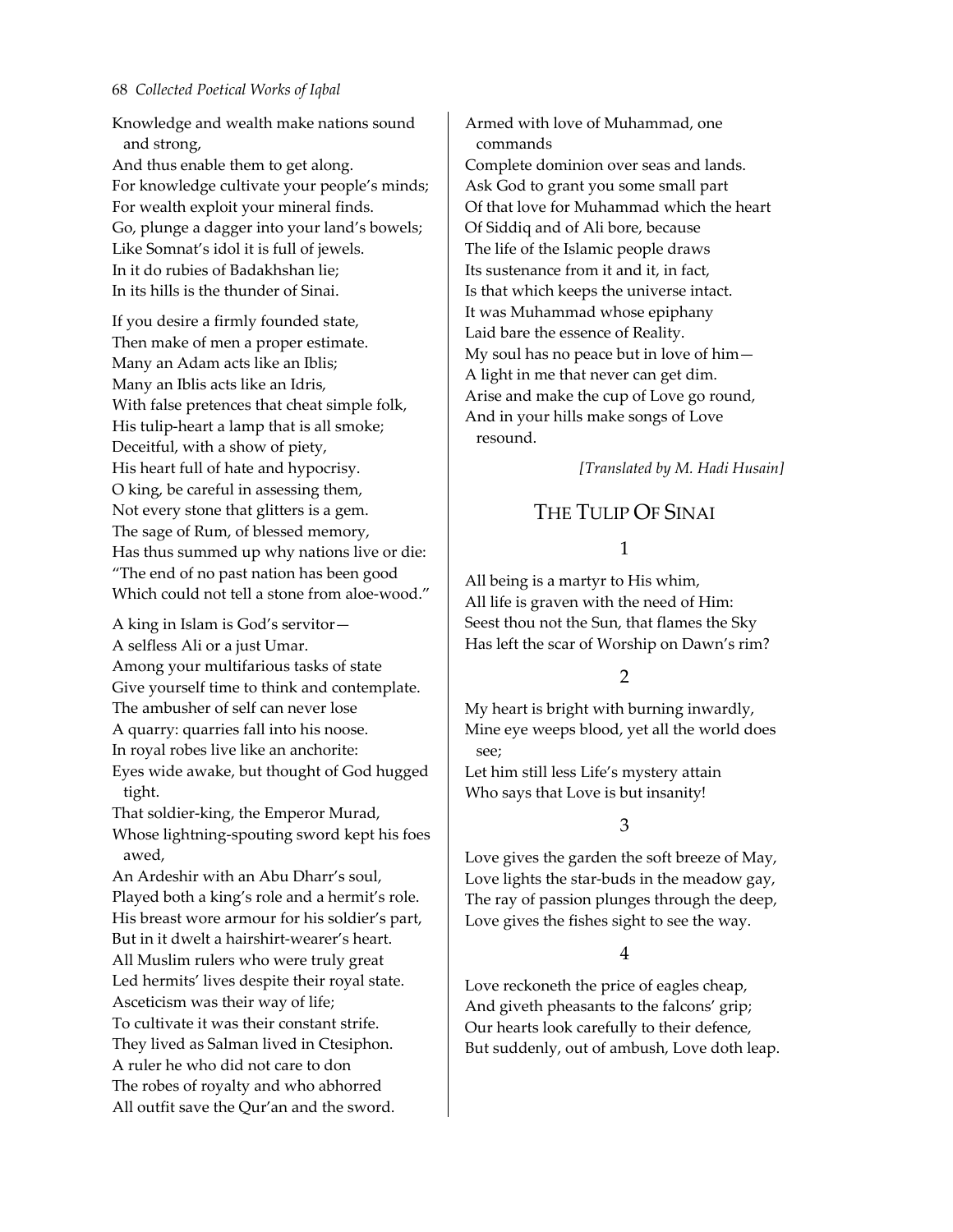Knowledge and wealth make nations sound and strong,
And thus enable them to get along.
For knowledge cultivate your people's minds;
For wealth exploit your mineral finds.
Go, plunge a dagger into your land's bowels;
Like Somnat's idol it is full of jewels.
In it do rubies of Badakhshan lie;
In its hills is the thunder of Sinai.

If you desire a firmly founded state,
Then make of men a proper estimate.
Many an Adam acts like an Iblis;
Many an Iblis acts like an Idris,
With false pretences that cheat simple folk,
His tulip-heart a lamp that is all smoke;
Deceitful, with a show of piety,
His heart full of hate and hypocrisy.
O king, be careful in assessing them,
Not every stone that glitters is a gem.
The sage of Rum, of blessed memory,
Has thus summed up why nations live or die:
"The end of no past nation has been good
Which could not tell a stone from aloe-wood."

A king in Islam is God's servitor—
A selfless Ali or a just Umar.
Among your multifarious tasks of state
Give yourself time to think and contemplate.
The ambusher of self can never lose
A quarry: quarries fall into his noose.
In royal robes live like an anchorite:
Eyes wide awake, but thought of God hugged tight.
That soldier-king, the Emperor Murad,
Whose lightning-spouting sword kept his foes awed,
An Ardeshir with an Abu Dharr's soul,
Played both a king's role and a hermit's role.
His breast wore armour for his soldier's part,
But in it dwelt a hairshirt-wearer's heart.
All Muslim rulers who were truly great
Led hermits' lives despite their royal state.
Asceticism was their way of life;
To cultivate it was their constant strife.
They lived as Salman lived in Ctesiphon.
A ruler he who did not care to don
The robes of royalty and who abhorred
All outfit save the Qur'an and the sword.

Armed with love of Muhammad, one commands
Complete dominion over seas and lands.
Ask God to grant you some small part
Of that love for Muhammad which the heart
Of Siddiq and of Ali bore, because
The life of the Islamic people draws
Its sustenance from it and it, in fact,
Is that which keeps the universe intact.
It was Muhammad whose epiphany
Laid bare the essence of Reality.
My soul has no peace but in love of him—
A light in me that never can get dim.
Arise and make the cup of Love go round,
And in your hills make songs of Love resound.

*[Translated by M. Hadi Husain]*

## The Tulip Of Sinai

### 1

All being is a martyr to His whim,
All life is graven with the need of Him:
Seest thou not the Sun, that flames the Sky
Has left the scar of Worship on Dawn's rim?

### 2

My heart is bright with burning inwardly,
Mine eye weeps blood, yet all the world does see;
Let him still less Life's mystery attain
Who says that Love is but insanity!

### 3

Love gives the garden the soft breeze of May,
Love lights the star-buds in the meadow gay,
The ray of passion plunges through the deep,
Love gives the fishes sight to see the way.

### 4

Love reckoneth the price of eagles cheap,
And giveth pheasants to the falcons' grip;
Our hearts look carefully to their defence,
But suddenly, out of ambush, Love doth leap.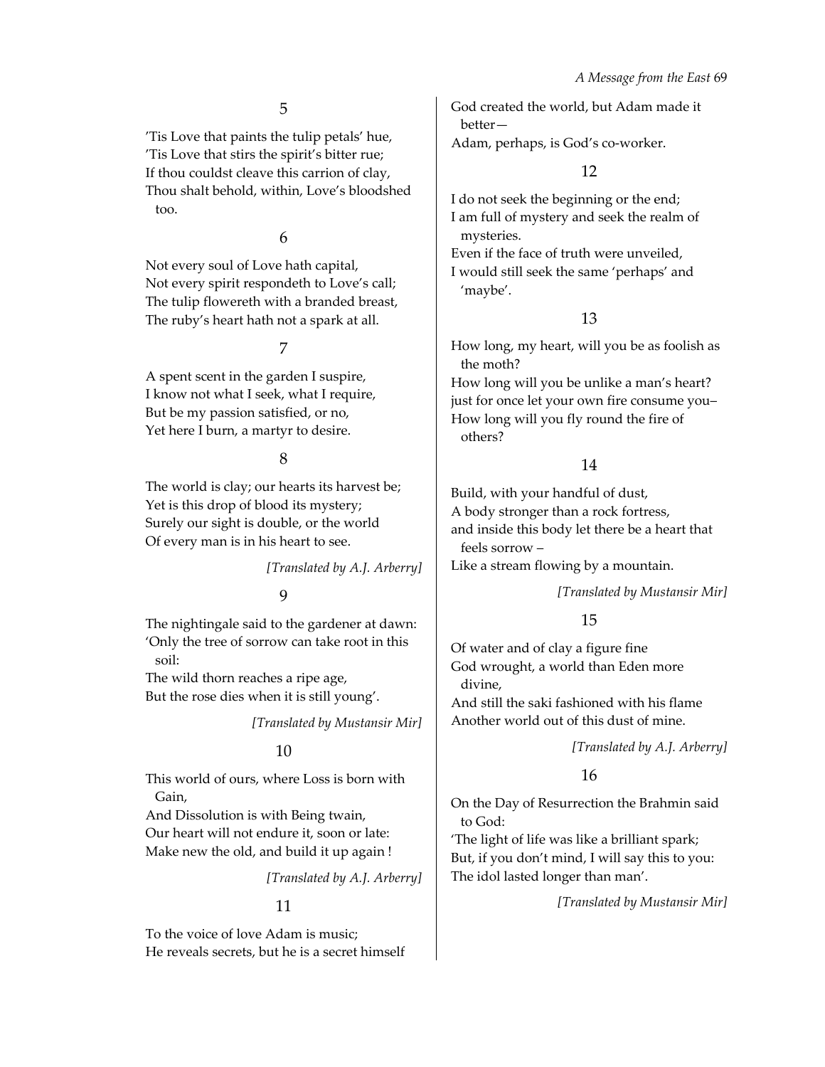### 5

'Tis Love that paints the tulip petals' hue,
'Tis Love that stirs the spirit's bitter rue;
If thou couldst cleave this carrion of clay,
Thou shalt behold, within, Love's bloodshed too.

### 6

Not every soul of Love hath capital,
Not every spirit respondeth to Love's call;
The tulip flowereth with a branded breast,
The ruby's heart hath not a spark at all.

### 7

A spent scent in the garden I suspire,
I know not what I seek, what I require,
But be my passion satisfied, or no,
Yet here I burn, a martyr to desire.

### 8

The world is clay; our hearts its harvest be;
Yet is this drop of blood its mystery;
Surely our sight is double, or the world
Of every man is in his heart to see.

*[Translated by A.J. Arberry]*

### 9

The nightingale said to the gardener at dawn:
'Only the tree of sorrow can take root in this soil:
The wild thorn reaches a ripe age,
But the rose dies when it is still young'.

*[Translated by Mustansir Mir]*

### 10

This world of ours, where Loss is born with Gain,
And Dissolution is with Being twain,
Our heart will not endure it, soon or late:
Make new the old, and build it up again !

*[Translated by A.J. Arberry]*

### 11

To the voice of love Adam is music;
He reveals secrets, but he is a secret himself
God created the world, but Adam made it better—
Adam, perhaps, is God's co-worker.

### 12

I do not seek the beginning or the end;
I am full of mystery and seek the realm of mysteries.
Even if the face of truth were unveiled,
I would still seek the same 'perhaps' and 'maybe'.

### 13

How long, my heart, will you be as foolish as the moth?
How long will you be unlike a man's heart?
just for once let your own fire consume you–
How long will you fly round the fire of others?

### 14

Build, with your handful of dust,
A body stronger than a rock fortress,
and inside this body let there be a heart that feels sorrow –
Like a stream flowing by a mountain.

*[Translated by Mustansir Mir]*

### 15

Of water and of clay a figure fine
God wrought, a world than Eden more divine,
And still the saki fashioned with his flame
Another world out of this dust of mine.

*[Translated by A.J. Arberry]*

### 16

On the Day of Resurrection the Brahmin said to God:
'The light of life was like a brilliant spark;
But, if you don't mind, I will say this to you:
The idol lasted longer than man'.

*[Translated by Mustansir Mir]*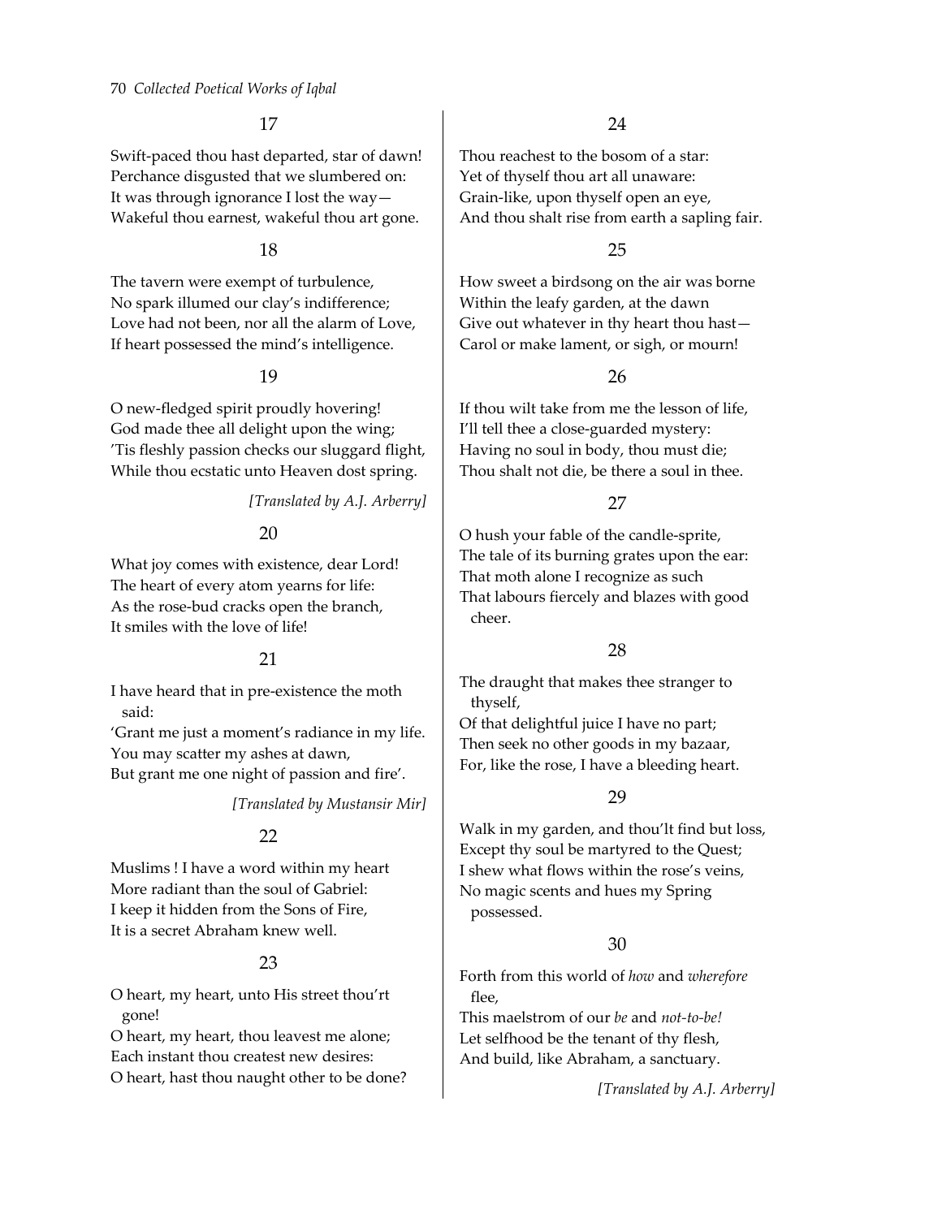## 17

Swift-paced thou hast departed, star of dawn!
Perchance disgusted that we slumbered on:
It was through ignorance I lost the way—
Wakeful thou earnest, wakeful thou art gone.

## 18

The tavern were exempt of turbulence,
No spark illumed our clay's indifference;
Love had not been, nor all the alarm of Love,
If heart possessed the mind's intelligence.

## 19

O new-fledged spirit proudly hovering!
God made thee all delight upon the wing;
'Tis fleshly passion checks our sluggard flight,
While thou ecstatic unto Heaven dost spring.

*[Translated by A.J. Arberry]*

## 20

What joy comes with existence, dear Lord!
The heart of every atom yearns for life:
As the rose-bud cracks open the branch,
It smiles with the love of life!

## 21

I have heard that in pre-existence the moth said:
'Grant me just a moment's radiance in my life.
You may scatter my ashes at dawn,
But grant me one night of passion and fire'.

*[Translated by Mustansir Mir]*

## 22

Muslims ! I have a word within my heart
More radiant than the soul of Gabriel:
I keep it hidden from the Sons of Fire,
It is a secret Abraham knew well.

## 23

O heart, my heart, unto His street thou'rt gone!
O heart, my heart, thou leavest me alone;
Each instant thou createst new desires:
O heart, hast thou naught other to be done?

## 24

Thou reachest to the bosom of a star:
Yet of thyself thou art all unaware:
Grain-like, upon thyself open an eye,
And thou shalt rise from earth a sapling fair.

## 25

How sweet a birdsong on the air was borne
Within the leafy garden, at the dawn
Give out whatever in thy heart thou hast—
Carol or make lament, or sigh, or mourn!

## 26

If thou wilt take from me the lesson of life,
I'll tell thee a close-guarded mystery:
Having no soul in body, thou must die;
Thou shalt not die, be there a soul in thee.

## 27

O hush your fable of the candle-sprite,
The tale of its burning grates upon the ear:
That moth alone I recognize as such
That labours fiercely and blazes with good cheer.

## 28

The draught that makes thee stranger to thyself,
Of that delightful juice I have no part;
Then seek no other goods in my bazaar,
For, like the rose, I have a bleeding heart.

## 29

Walk in my garden, and thou'lt find but loss,
Except thy soul be martyred to the Quest;
I shew what flows within the rose's veins,
No magic scents and hues my Spring possessed.

## 30

Forth from this world of *how* and *wherefore* flee,
This maelstrom of our *be* and *not-to-be!*
Let selfhood be the tenant of thy flesh,
And build, like Abraham, a sanctuary.

*[Translated by A.J. Arberry]*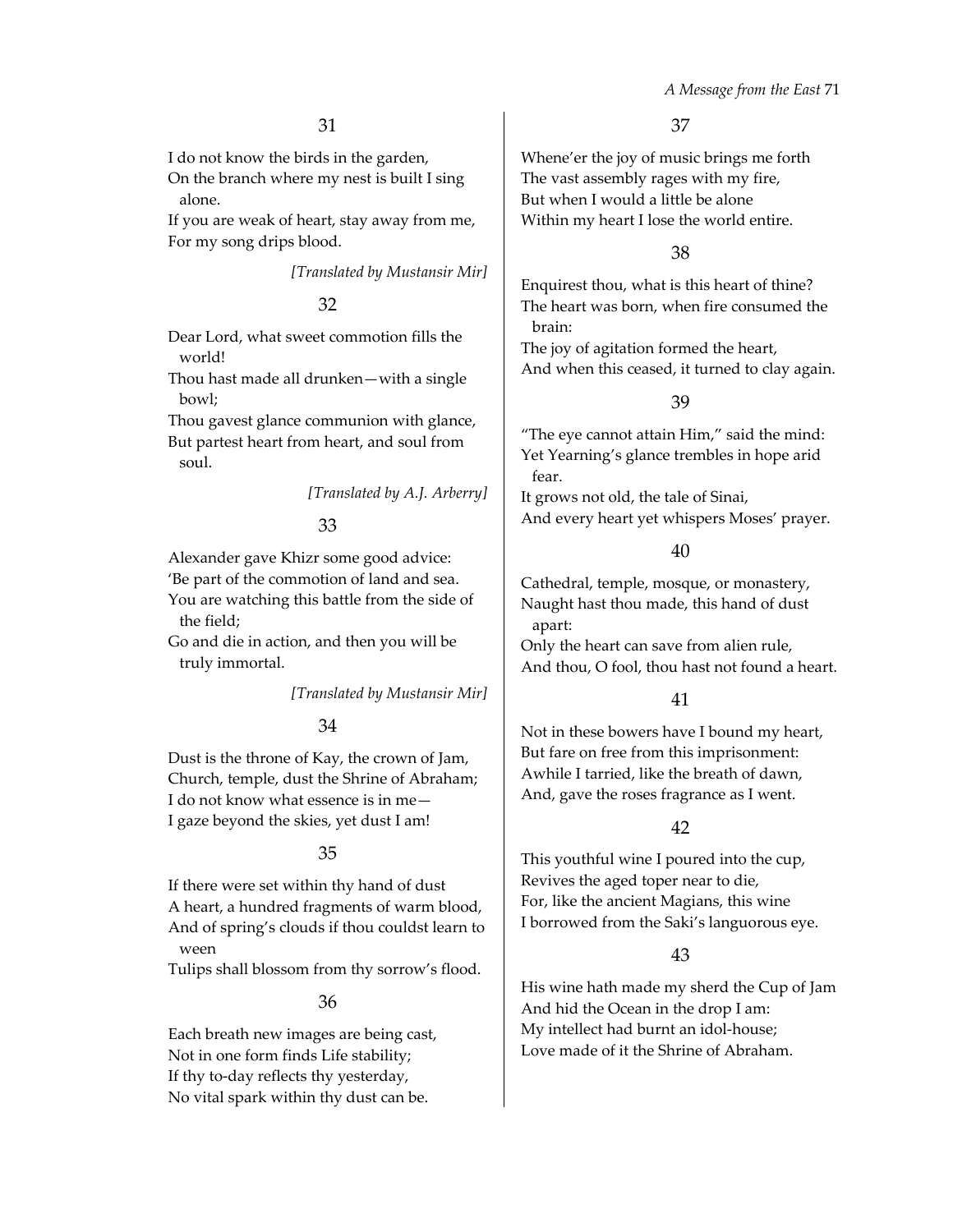### 31

I do not know the birds in the garden,
On the branch where my nest is built I sing alone.
If you are weak of heart, stay away from me,
For my song drips blood.

*[Translated by Mustansir Mir]*

### 32

Dear Lord, what sweet commotion fills the world!
Thou hast made all drunken—with a single bowl;
Thou gavest glance communion with glance,
But partest heart from heart, and soul from soul.

*[Translated by A.J. Arberry]*

### 33

Alexander gave Khizr some good advice:
'Be part of the commotion of land and sea.
You are watching this battle from the side of the field;
Go and die in action, and then you will be truly immortal.

*[Translated by Mustansir Mir]*

### 34

Dust is the throne of Kay, the crown of Jam,
Church, temple, dust the Shrine of Abraham;
I do not know what essence is in me—
I gaze beyond the skies, yet dust I am!

### 35

If there were set within thy hand of dust
A heart, a hundred fragments of warm blood,
And of spring's clouds if thou couldst learn to ween
Tulips shall blossom from thy sorrow's flood.

### 36

Each breath new images are being cast,
Not in one form finds Life stability;
If thy to-day reflects thy yesterday,
No vital spark within thy dust can be.

### 37

Whene'er the joy of music brings me forth
The vast assembly rages with my fire,
But when I would a little be alone
Within my heart I lose the world entire.

### 38

Enquirest thou, what is this heart of thine?
The heart was born, when fire consumed the brain:
The joy of agitation formed the heart,
And when this ceased, it turned to clay again.

### 39

"The eye cannot attain Him," said the mind:
Yet Yearning's glance trembles in hope arid fear.
It grows not old, the tale of Sinai,
And every heart yet whispers Moses' prayer.

### 40

Cathedral, temple, mosque, or monastery,
Naught hast thou made, this hand of dust apart:
Only the heart can save from alien rule,
And thou, O fool, thou hast not found a heart.

### 41

Not in these bowers have I bound my heart,
But fare on free from this imprisonment:
Awhile I tarried, like the breath of dawn,
And, gave the roses fragrance as I went.

### 42

This youthful wine I poured into the cup,
Revives the aged toper near to die,
For, like the ancient Magians, this wine
I borrowed from the Saki's languorous eye.

### 43

His wine hath made my sherd the Cup of Jam
And hid the Ocean in the drop I am:
My intellect had burnt an idol-house;
Love made of it the Shrine of Abraham.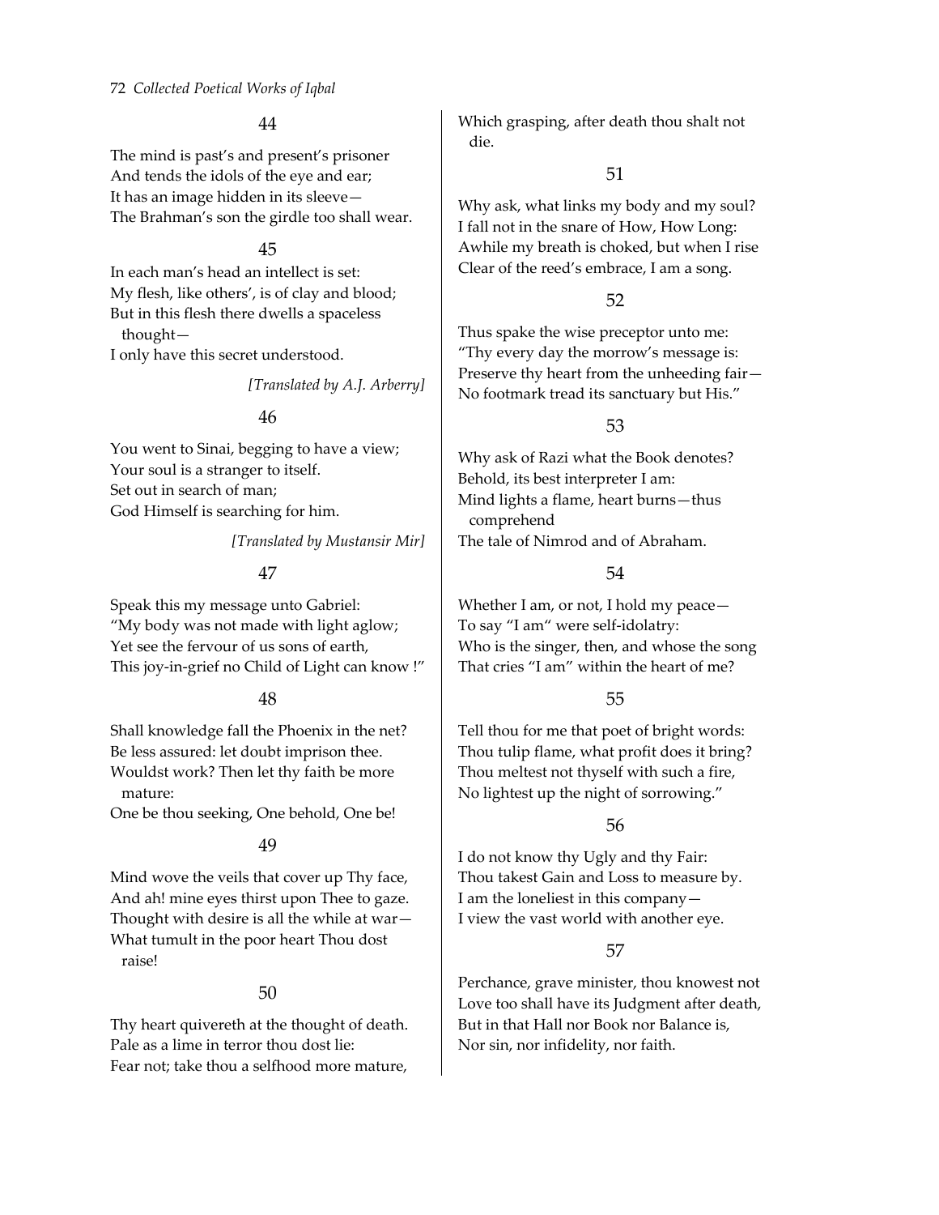### 44

The mind is past's and present's prisoner
And tends the idols of the eye and ear;
It has an image hidden in its sleeve—
The Brahman's son the girdle too shall wear.

### 45

In each man's head an intellect is set:
My flesh, like others', is of clay and blood;
But in this flesh there dwells a spaceless thought—
I only have this secret understood.

*[Translated by A.J. Arberry]*

### 46

You went to Sinai, begging to have a view;
Your soul is a stranger to itself.
Set out in search of man;
God Himself is searching for him.

*[Translated by Mustansir Mir]*

### 47

Speak this my message unto Gabriel:
"My body was not made with light aglow;
Yet see the fervour of us sons of earth,
This joy-in-grief no Child of Light can know !"

### 48

Shall knowledge fall the Phoenix in the net?
Be less assured: let doubt imprison thee.
Wouldst work? Then let thy faith be more mature:
One be thou seeking, One behold, One be!

### 49

Mind wove the veils that cover up Thy face,
And ah! mine eyes thirst upon Thee to gaze.
Thought with desire is all the while at war—
What tumult in the poor heart Thou dost raise!

### 50

Thy heart quivereth at the thought of death.
Pale as a lime in terror thou dost lie:
Fear not; take thou a selfhood more mature,
Which grasping, after death thou shalt not die.

### 51

Why ask, what links my body and my soul?
I fall not in the snare of How, How Long:
Awhile my breath is choked, but when I rise
Clear of the reed's embrace, I am a song.

### 52

Thus spake the wise preceptor unto me:
"Thy every day the morrow's message is:
Preserve thy heart from the unheeding fair—
No footmark tread its sanctuary but His."

### 53

Why ask of Razi what the Book denotes?
Behold, its best interpreter I am:
Mind lights a flame, heart burns—thus comprehend
The tale of Nimrod and of Abraham.

### 54

Whether I am, or not, I hold my peace—
To say "I am" were self-idolatry:
Who is the singer, then, and whose the song
That cries "I am" within the heart of me?

### 55

Tell thou for me that poet of bright words:
Thou tulip flame, what profit does it bring?
Thou meltest not thyself with such a fire,
No lightest up the night of sorrowing."

### 56

I do not know thy Ugly and thy Fair:
Thou takest Gain and Loss to measure by.
I am the loneliest in this company—
I view the vast world with another eye.

### 57

Perchance, grave minister, thou knowest not
Love too shall have its Judgment after death,
But in that Hall nor Book nor Balance is,
Nor sin, nor infidelity, nor faith.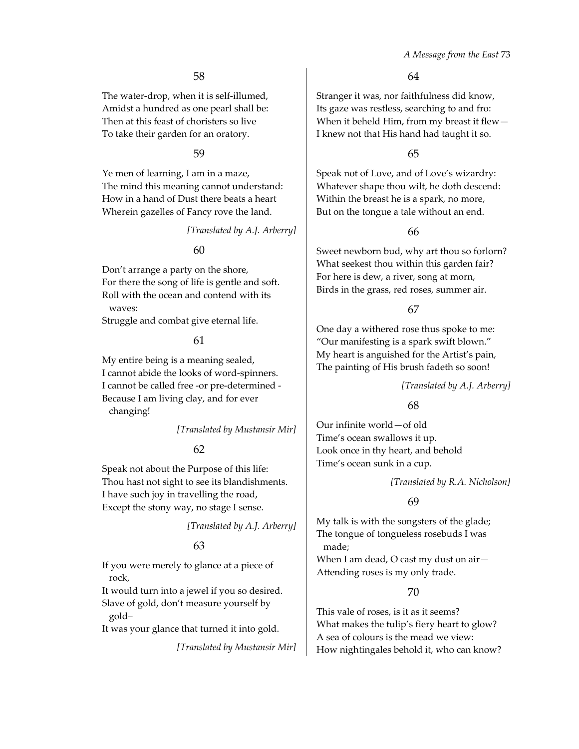## 58

The water-drop, when it is self-illumed,
Amidst a hundred as one pearl shall be:
Then at this feast of choristers so live
To take their garden for an oratory.

## 59

Ye men of learning, I am in a maze,
The mind this meaning cannot understand:
How in a hand of Dust there beats a heart
Wherein gazelles of Fancy rove the land.

*[Translated by A.J. Arberry]*

## 60

Don't arrange a party on the shore,
For there the song of life is gentle and soft.
Roll with the ocean and contend with its waves:
Struggle and combat give eternal life.

## 61

My entire being is a meaning sealed,
I cannot abide the looks of word-spinners.
I cannot be called free -or pre-determined -
Because I am living clay, and for ever changing!

*[Translated by Mustansir Mir]*

## 62

Speak not about the Purpose of this life:
Thou hast not sight to see its blandishments.
I have such joy in travelling the road,
Except the stony way, no stage I sense.

*[Translated by A.J. Arberry]*

## 63

If you were merely to glance at a piece of rock,
It would turn into a jewel if you so desired.
Slave of gold, don't measure yourself by gold–
It was your glance that turned it into gold.

*[Translated by Mustansir Mir]*

## 64

Stranger it was, nor faithfulness did know,
Its gaze was restless, searching to and fro:
When it beheld Him, from my breast it flew—
I knew not that His hand had taught it so.

## 65

Speak not of Love, and of Love's wizardry:
Whatever shape thou wilt, he doth descend:
Within the breast he is a spark, no more,
But on the tongue a tale without an end.

## 66

Sweet newborn bud, why art thou so forlorn?
What seekest thou within this garden fair?
For here is dew, a river, song at morn,
Birds in the grass, red roses, summer air.

## 67

One day a withered rose thus spoke to me:
"Our manifesting is a spark swift blown."
My heart is anguished for the Artist's pain,
The painting of His brush fadeth so soon!

*[Translated by A.J. Arberry]*

## 68

Our infinite world—of old
Time's ocean swallows it up.
Look once in thy heart, and behold
Time's ocean sunk in a cup.

*[Translated by R.A. Nicholson]*

## 69

My talk is with the songsters of the glade;
The tongue of tongueless rosebuds I was made;
When I am dead, O cast my dust on air—
Attending roses is my only trade.

## 70

This vale of roses, is it as it seems?
What makes the tulip's fiery heart to glow?
A sea of colours is the mead we view:
How nightingales behold it, who can know?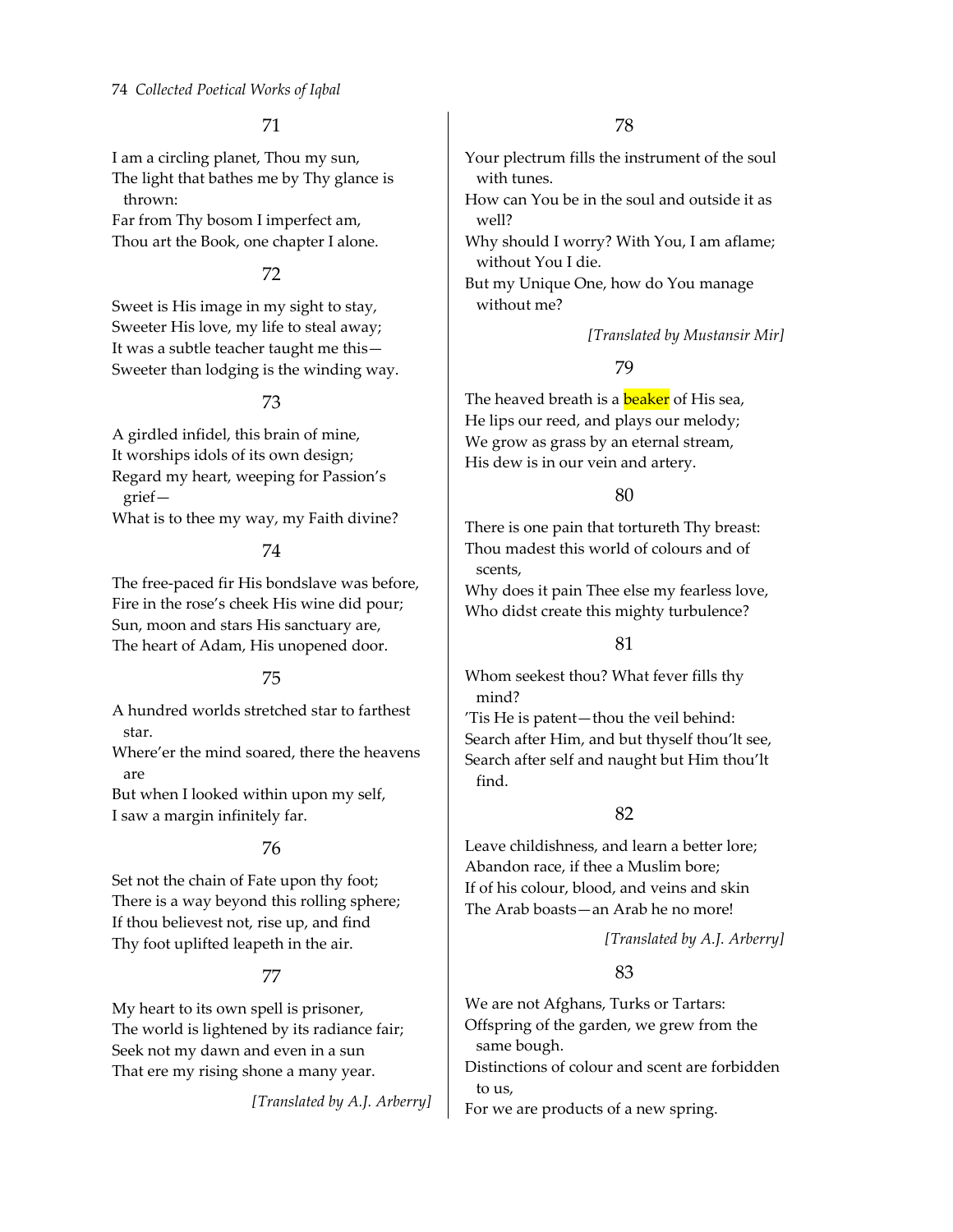## 71

I am a circling planet, Thou my sun,
The light that bathes me by Thy glance is thrown:
Far from Thy bosom I imperfect am,
Thou art the Book, one chapter I alone.

## 72

Sweet is His image in my sight to stay,
Sweeter His love, my life to steal away;
It was a subtle teacher taught me this—
Sweeter than lodging is the winding way.

## 73

A girdled infidel, this brain of mine,
It worships idols of its own design;
Regard my heart, weeping for Passion's grief—
What is to thee my way, my Faith divine?

## 74

The free-paced fir His bondslave was before,
Fire in the rose's cheek His wine did pour;
Sun, moon and stars His sanctuary are,
The heart of Adam, His unopened door.

## 75

A hundred worlds stretched star to farthest star.
Where'er the mind soared, there the heavens are
But when I looked within upon my self,
I saw a margin infinitely far.

## 76

Set not the chain of Fate upon thy foot;
There is a way beyond this rolling sphere;
If thou believest not, rise up, and find
Thy foot uplifted leapeth in the air.

## 77

My heart to its own spell is prisoner,
The world is lightened by its radiance fair;
Seek not my dawn and even in a sun
That ere my rising shone a many year.

*[Translated by A.J. Arberry]*

## 78

Your plectrum fills the instrument of the soul with tunes.
How can You be in the soul and outside it as well?
Why should I worry? With You, I am aflame; without You I die.
But my Unique One, how do You manage without me?

*[Translated by Mustansir Mir]*

## 79

The heaved breath is a beaker of His sea,
He lips our reed, and plays our melody;
We grow as grass by an eternal stream,
His dew is in our vein and artery.

## 80

There is one pain that tortureth Thy breast:
Thou madest this world of colours and of scents,
Why does it pain Thee else my fearless love,
Who didst create this mighty turbulence?

## 81

Whom seekest thou? What fever fills thy mind?
'Tis He is patent—thou the veil behind:
Search after Him, and but thyself thou'lt see,
Search after self and naught but Him thou'lt find.

## 82

Leave childishness, and learn a better lore;
Abandon race, if thee a Muslim bore;
If of his colour, blood, and veins and skin
The Arab boasts—an Arab he no more!

*[Translated by A.J. Arberry]*

## 83

We are not Afghans, Turks or Tartars:
Offspring of the garden, we grew from the same bough.
Distinctions of colour and scent are forbidden to us,
For we are products of a new spring.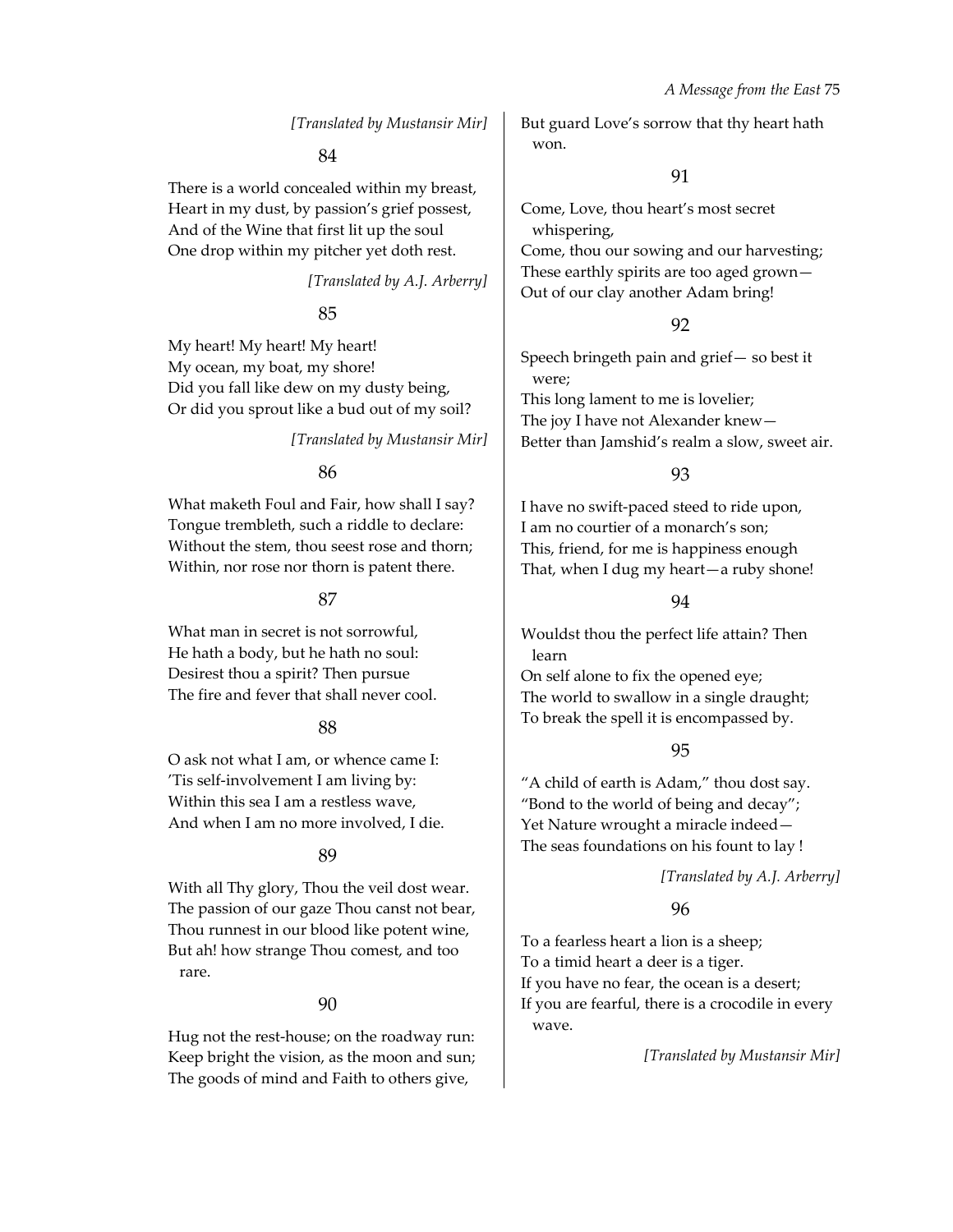*[Translated by Mustansir Mir]*

84

There is a world concealed within my breast,
Heart in my dust, by passion's grief possest,
And of the Wine that first lit up the soul
One drop within my pitcher yet doth rest.

*[Translated by A.J. Arberry]*

85

My heart! My heart! My heart!
My ocean, my boat, my shore!
Did you fall like dew on my dusty being,
Or did you sprout like a bud out of my soil?

*[Translated by Mustansir Mir]*

86

What maketh Foul and Fair, how shall I say?
Tongue trembleth, such a riddle to declare:
Without the stem, thou seest rose and thorn;
Within, nor rose nor thorn is patent there.

87

What man in secret is not sorrowful,
He hath a body, but he hath no soul:
Desirest thou a spirit? Then pursue
The fire and fever that shall never cool.

88

O ask not what I am, or whence came I:
'Tis self-involvement I am living by:
Within this sea I am a restless wave,
And when I am no more involved, I die.

89

With all Thy glory, Thou the veil dost wear.
The passion of our gaze Thou canst not bear,
Thou runnest in our blood like potent wine,
But ah! how strange Thou comest, and too rare.

90

Hug not the rest-house; on the roadway run:
Keep bright the vision, as the moon and sun;
The goods of mind and Faith to others give,
But guard Love's sorrow that thy heart hath won.

91

Come, Love, thou heart's most secret whispering,
Come, thou our sowing and our harvesting;
These earthly spirits are too aged grown—
Out of our clay another Adam bring!

92

Speech bringeth pain and grief— so best it were;
This long lament to me is lovelier;
The joy I have not Alexander knew—
Better than Jamshid's realm a slow, sweet air.

93

I have no swift-paced steed to ride upon,
I am no courtier of a monarch's son;
This, friend, for me is happiness enough
That, when I dug my heart—a ruby shone!

94

Wouldst thou the perfect life attain? Then learn
On self alone to fix the opened eye;
The world to swallow in a single draught;
To break the spell it is encompassed by.

95

"A child of earth is Adam," thou dost say.
"Bond to the world of being and decay";
Yet Nature wrought a miracle indeed—
The seas foundations on his fount to lay !

*[Translated by A.J. Arberry]*

96

To a fearless heart a lion is a sheep;
To a timid heart a deer is a tiger.
If you have no fear, the ocean is a desert;
If you are fearful, there is a crocodile in every wave.

*[Translated by Mustansir Mir]*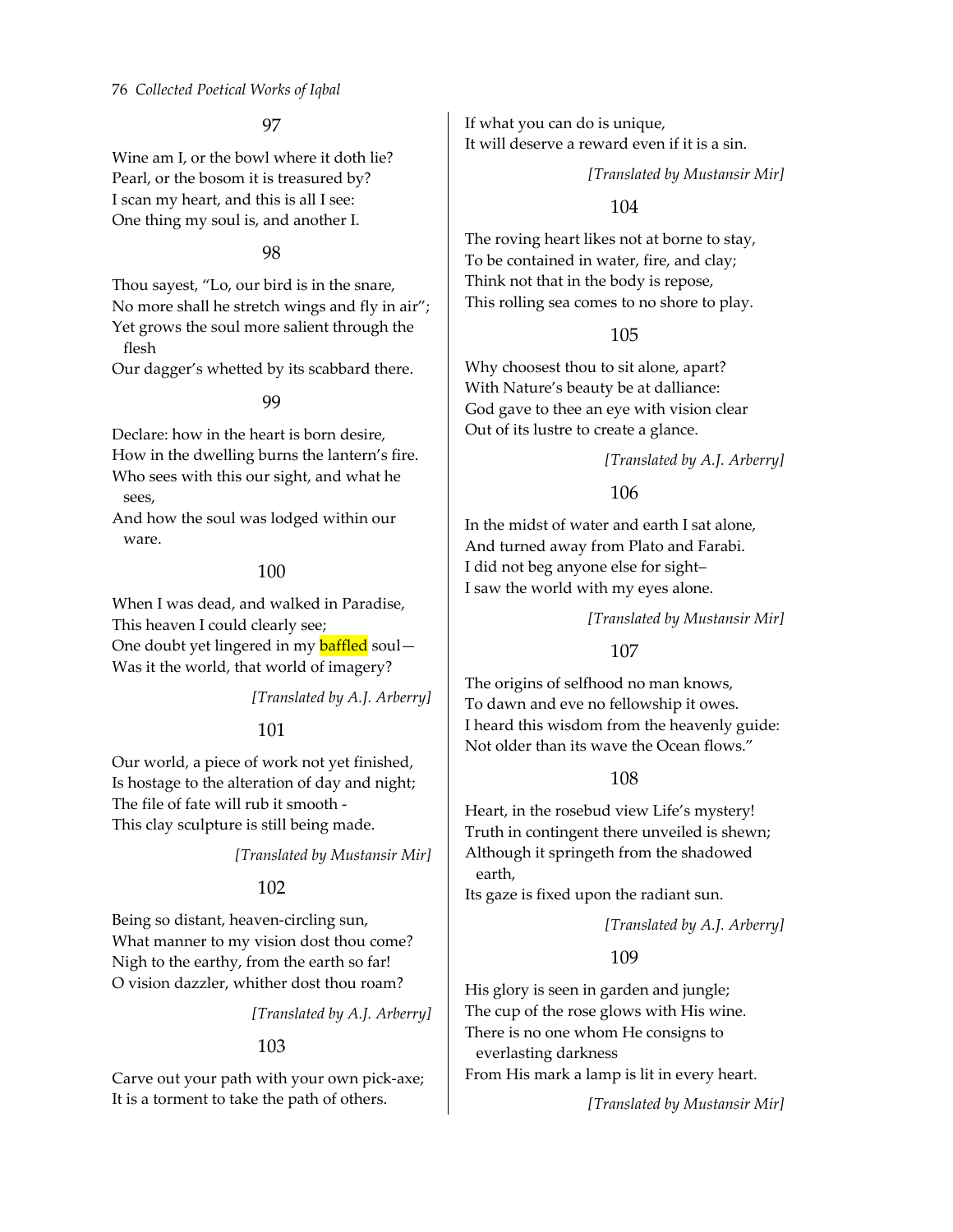97

Wine am I, or the bowl where it doth lie?
Pearl, or the bosom it is treasured by?
I scan my heart, and this is all I see:
One thing my soul is, and another I.

98

Thou sayest, "Lo, our bird is in the snare,
No more shall he stretch wings and fly in air";
Yet grows the soul more salient through the flesh
Our dagger's whetted by its scabbard there.

99

Declare: how in the heart is born desire,
How in the dwelling burns the lantern's fire.
Who sees with this our sight, and what he sees,
And how the soul was lodged within our ware.

100

When I was dead, and walked in Paradise,
This heaven I could clearly see;
One doubt yet lingered in my baffled soul—
Was it the world, that world of imagery?

*[Translated by A.J. Arberry]*

101

Our world, a piece of work not yet finished,
Is hostage to the alteration of day and night;
The file of fate will rub it smooth -
This clay sculpture is still being made.

*[Translated by Mustansir Mir]*

102

Being so distant, heaven-circling sun,
What manner to my vision dost thou come?
Nigh to the earthy, from the earth so far!
O vision dazzler, whither dost thou roam?

*[Translated by A.J. Arberry]*

103

Carve out your path with your own pick-axe;
It is a torment to take the path of others.
If what you can do is unique,
It will deserve a reward even if it is a sin.

*[Translated by Mustansir Mir]*

104

The roving heart likes not at borne to stay,
To be contained in water, fire, and clay;
Think not that in the body is repose,
This rolling sea comes to no shore to play.

105

Why choosest thou to sit alone, apart?
With Nature's beauty be at dalliance:
God gave to thee an eye with vision clear
Out of its lustre to create a glance.

*[Translated by A.J. Arberry]*

106

In the midst of water and earth I sat alone,
And turned away from Plato and Farabi.
I did not beg anyone else for sight–
I saw the world with my eyes alone.

*[Translated by Mustansir Mir]*

107

The origins of selfhood no man knows,
To dawn and eve no fellowship it owes.
I heard this wisdom from the heavenly guide:
Not older than its wave the Ocean flows."

108

Heart, in the rosebud view Life's mystery!
Truth in contingent there unveiled is shewn;
Although it springeth from the shadowed earth,
Its gaze is fixed upon the radiant sun.

*[Translated by A.J. Arberry]*

109

His glory is seen in garden and jungle;
The cup of the rose glows with His wine.
There is no one whom He consigns to everlasting darkness
From His mark a lamp is lit in every heart.

*[Translated by Mustansir Mir]*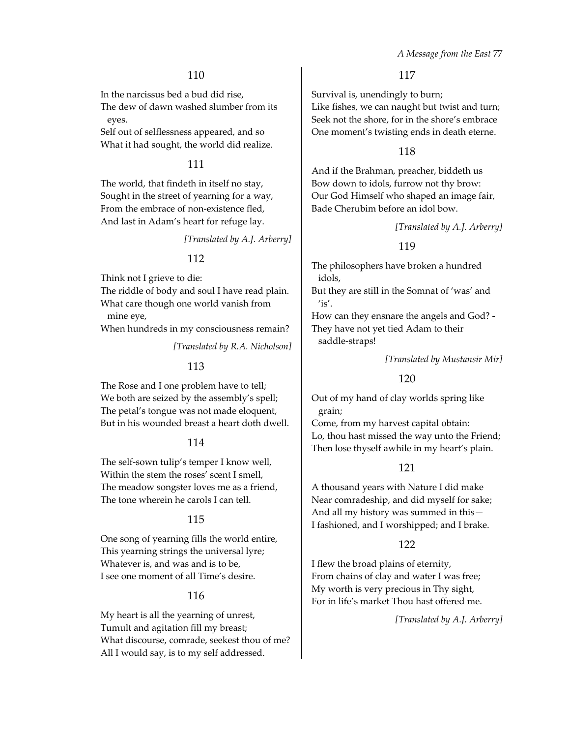## 110

In the narcissus bed a bud did rise,
The dew of dawn washed slumber from its eyes.
Self out of selflessness appeared, and so
What it had sought, the world did realize.

## 111

The world, that findeth in itself no stay,
Sought in the street of yearning for a way,
From the embrace of non-existence fled,
And last in Adam's heart for refuge lay.

*[Translated by A.J. Arberry]*

## 112

Think not I grieve to die:
The riddle of body and soul I have read plain.
What care though one world vanish from mine eye,
When hundreds in my consciousness remain?

*[Translated by R.A. Nicholson]*

## 113

The Rose and I one problem have to tell;
We both are seized by the assembly's spell;
The petal's tongue was not made eloquent,
But in his wounded breast a heart doth dwell.

## 114

The self-sown tulip's temper I know well,
Within the stem the roses' scent I smell,
The meadow songster loves me as a friend,
The tone wherein he carols I can tell.

## 115

One song of yearning fills the world entire,
This yearning strings the universal lyre;
Whatever is, and was and is to be,
I see one moment of all Time's desire.

## 116

My heart is all the yearning of unrest,
Tumult and agitation fill my breast;
What discourse, comrade, seekest thou of me?
All I would say, is to my self addressed.

## 117

Survival is, unendingly to burn;
Like fishes, we can naught but twist and turn;
Seek not the shore, for in the shore's embrace
One moment's twisting ends in death eterne.

## 118

And if the Brahman, preacher, biddeth us
Bow down to idols, furrow not thy brow:
Our God Himself who shaped an image fair,
Bade Cherubim before an idol bow.

*[Translated by A.J. Arberry]*

## 119

The philosophers have broken a hundred idols,
But they are still in the Somnat of 'was' and 'is'.
How can they ensnare the angels and God? -
They have not yet tied Adam to their saddle-straps!

*[Translated by Mustansir Mir]*

## 120

Out of my hand of clay worlds spring like grain;
Come, from my harvest capital obtain:
Lo, thou hast missed the way unto the Friend;
Then lose thyself awhile in my heart's plain.

## 121

A thousand years with Nature I did make
Near comradeship, and did myself for sake;
And all my history was summed in this—
I fashioned, and I worshipped; and I brake.

## 122

I flew the broad plains of eternity,
From chains of clay and water I was free;
My worth is very precious in Thy sight,
For in life's market Thou hast offered me.

*[Translated by A.J. Arberry]*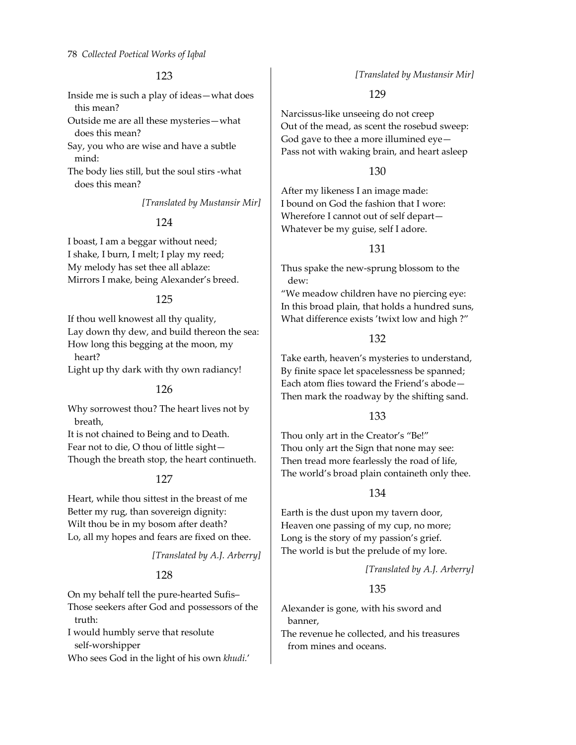## 123

Inside me is such a play of ideas—what does this mean?
Outside me are all these mysteries—what does this mean?
Say, you who are wise and have a subtle mind:
The body lies still, but the soul stirs -what does this mean?

*[Translated by Mustansir Mir]*

## 124

I boast, I am a beggar without need;
I shake, I burn, I melt; I play my reed;
My melody has set thee all ablaze:
Mirrors I make, being Alexander's breed.

## 125

If thou well knowest all thy quality,
Lay down thy dew, and build thereon the sea:
How long this begging at the moon, my heart?
Light up thy dark with thy own radiancy!

## 126

Why sorrowest thou? The heart lives not by breath,
It is not chained to Being and to Death.
Fear not to die, O thou of little sight—
Though the breath stop, the heart continueth.

## 127

Heart, while thou sittest in the breast of me
Better my rug, than sovereign dignity:
Wilt thou be in my bosom after death?
Lo, all my hopes and fears are fixed on thee.

*[Translated by A.J. Arberry]*

## 128

On my behalf tell the pure-hearted Sufis–
Those seekers after God and possessors of the truth:
I would humbly serve that resolute self-worshipper
Who sees God in the light of his own *khudi*.'

*[Translated by Mustansir Mir]*

## 129

Narcissus-like unseeing do not creep
Out of the mead, as scent the rosebud sweep:
God gave to thee a more illumined eye—
Pass not with waking brain, and heart asleep

## 130

After my likeness I an image made:
I bound on God the fashion that I wore:
Wherefore I cannot out of self depart—
Whatever be my guise, self I adore.

## 131

Thus spake the new-sprung blossom to the dew:
"We meadow children have no piercing eye:
In this broad plain, that holds a hundred suns,
What difference exists 'twixt low and high ?"

## 132

Take earth, heaven's mysteries to understand,
By finite space let spacelessness be spanned;
Each atom flies toward the Friend's abode—
Then mark the roadway by the shifting sand.

## 133

Thou only art in the Creator's "Be!"
Thou only art the Sign that none may see:
Then tread more fearlessly the road of life,
The world's broad plain containeth only thee.

## 134

Earth is the dust upon my tavern door,
Heaven one passing of my cup, no more;
Long is the story of my passion's grief.
The world is but the prelude of my lore.

*[Translated by A.J. Arberry]*

## 135

Alexander is gone, with his sword and banner,
The revenue he collected, and his treasures from mines and oceans.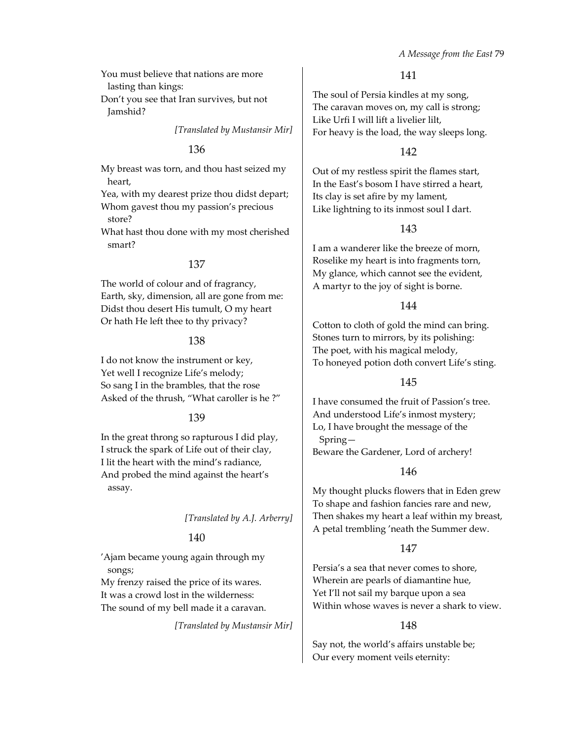You must believe that nations are more lasting than kings:
Don't you see that Iran survives, but not Jamshid?

*[Translated by Mustansir Mir]*

136

My breast was torn, and thou hast seized my heart,
Yea, with my dearest prize thou didst depart;
Whom gavest thou my passion's precious store?
What hast thou done with my most cherished smart?

137

The world of colour and of fragrancy,
Earth, sky, dimension, all are gone from me:
Didst thou desert His tumult, O my heart
Or hath He left thee to thy privacy?

138

I do not know the instrument or key,
Yet well I recognize Life's melody;
So sang I in the brambles, that the rose
Asked of the thrush, "What caroller is he ?"

139

In the great throng so rapturous I did play,
I struck the spark of Life out of their clay,
I lit the heart with the mind's radiance,
And probed the mind against the heart's assay.

*[Translated by A.J. Arberry]*

140

'Ajam became young again through my songs;
My frenzy raised the price of its wares.
It was a crowd lost in the wilderness:
The sound of my bell made it a caravan.

*[Translated by Mustansir Mir]*

141

The soul of Persia kindles at my song,
The caravan moves on, my call is strong;
Like Urfi I will lift a livelier lilt,
For heavy is the load, the way sleeps long.

142

Out of my restless spirit the flames start,
In the East's bosom I have stirred a heart,
Its clay is set afire by my lament,
Like lightning to its inmost soul I dart.

143

I am a wanderer like the breeze of morn,
Roselike my heart is into fragments torn,
My glance, which cannot see the evident,
A martyr to the joy of sight is borne.

144

Cotton to cloth of gold the mind can bring.
Stones turn to mirrors, by its polishing:
The poet, with his magical melody,
To honeyed potion doth convert Life's sting.

145

I have consumed the fruit of Passion's tree.
And understood Life's inmost mystery;
Lo, I have brought the message of the Spring—
Beware the Gardener, Lord of archery!

146

My thought plucks flowers that in Eden grew
To shape and fashion fancies rare and new,
Then shakes my heart a leaf within my breast,
A petal trembling 'neath the Summer dew.

147

Persia's a sea that never comes to shore,
Wherein are pearls of diamantine hue,
Yet I'll not sail my barque upon a sea
Within whose waves is never a shark to view.

148

Say not, the world's affairs unstable be;
Our every moment veils eternity: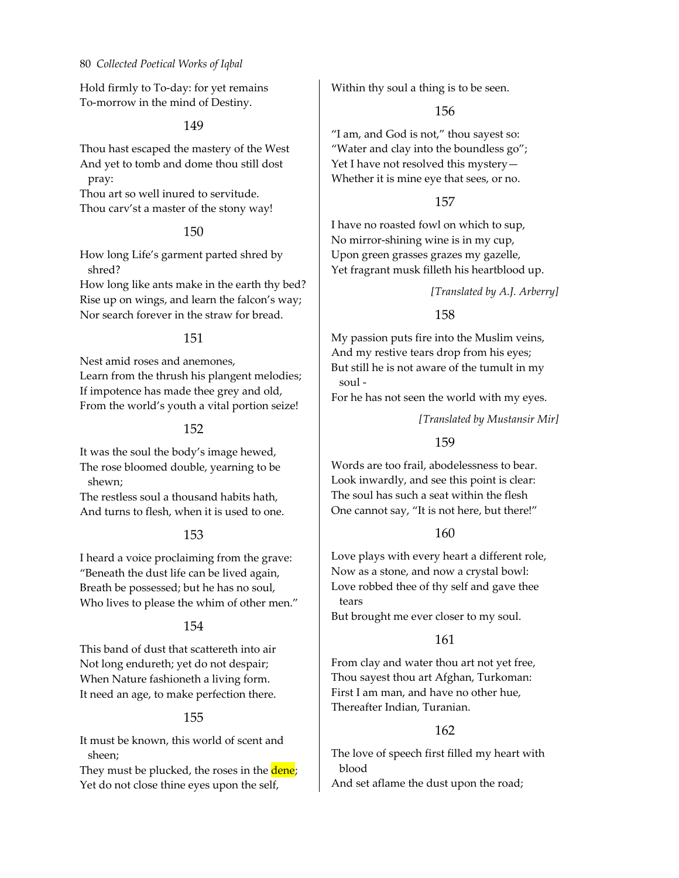Hold firmly to To-day: for yet remains
To-morrow in the mind of Destiny.

149

Thou hast escaped the mastery of the West
And yet to tomb and dome thou still dost pray:
Thou art so well inured to servitude.
Thou carv'st a master of the stony way!

150

How long Life's garment parted shred by shred?
How long like ants make in the earth thy bed?
Rise up on wings, and learn the falcon's way;
Nor search forever in the straw for bread.

151

Nest amid roses and anemones,
Learn from the thrush his plangent melodies;
If impotence has made thee grey and old,
From the world's youth a vital portion seize!

152

It was the soul the body's image hewed,
The rose bloomed double, yearning to be shewn;
The restless soul a thousand habits hath,
And turns to flesh, when it is used to one.

153

I heard a voice proclaiming from the grave:
"Beneath the dust life can be lived again,
Breath be possessed; but he has no soul,
Who lives to please the whim of other men."

154

This band of dust that scattereth into air
Not long endureth; yet do not despair;
When Nature fashioneth a living form.
It need an age, to make perfection there.

155

It must be known, this world of scent and sheen;
They must be plucked, the roses in the dene;
Yet do not close thine eyes upon the self,
Within thy soul a thing is to be seen.

156

"I am, and God is not," thou sayest so:
"Water and clay into the boundless go";
Yet I have not resolved this mystery—
Whether it is mine eye that sees, or no.

157

I have no roasted fowl on which to sup,
No mirror-shining wine is in my cup,
Upon green grasses grazes my gazelle,
Yet fragrant musk filleth his heartblood up.

*[Translated by A.J. Arberry]*

158

My passion puts fire into the Muslim veins,
And my restive tears drop from his eyes;
But still he is not aware of the tumult in my soul -
For he has not seen the world with my eyes.

*[Translated by Mustansir Mir]*

159

Words are too frail, abodelessness to bear.
Look inwardly, and see this point is clear:
The soul has such a seat within the flesh
One cannot say, "It is not here, but there!"

160

Love plays with every heart a different role,
Now as a stone, and now a crystal bowl:
Love robbed thee of thy self and gave thee tears
But brought me ever closer to my soul.

161

From clay and water thou art not yet free,
Thou sayest thou art Afghan, Turkoman:
First I am man, and have no other hue,
Thereafter Indian, Turanian.

162

The love of speech first filled my heart with blood
And set aflame the dust upon the road;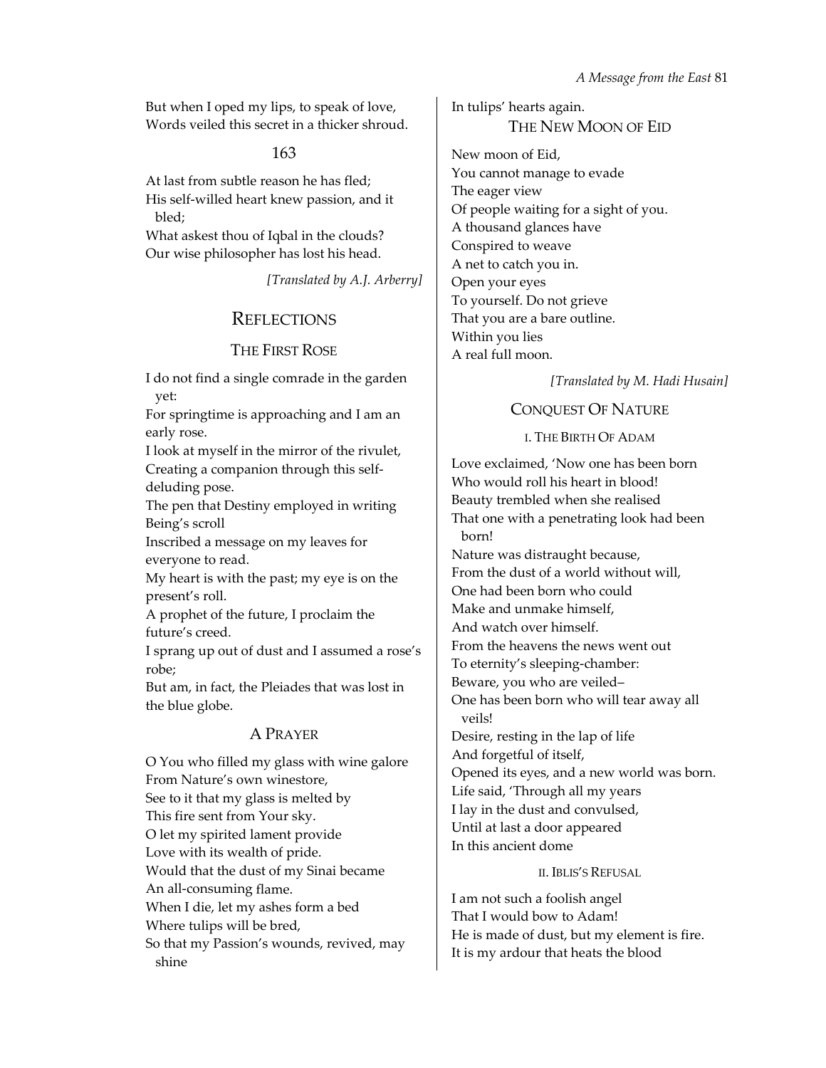But when I oped my lips, to speak of love,
Words veiled this secret in a thicker shroud.

163

At last from subtle reason he has fled;
His self-willed heart knew passion, and it bled;
What askest thou of Iqbal in the clouds?
Our wise philosopher has lost his head.

*[Translated by A.J. Arberry]*

## REFLECTIONS

### THE FIRST ROSE

I do not find a single comrade in the garden yet:
For springtime is approaching and I am an early rose.
I look at myself in the mirror of the rivulet,
Creating a companion through this self-deluding pose.
The pen that Destiny employed in writing Being's scroll
Inscribed a message on my leaves for everyone to read.
My heart is with the past; my eye is on the present's roll.
A prophet of the future, I proclaim the future's creed.
I sprang up out of dust and I assumed a rose's robe;
But am, in fact, the Pleiades that was lost in the blue globe.

### A PRAYER

O You who filled my glass with wine galore
From Nature's own winestore,
See to it that my glass is melted by
This fire sent from Your sky.
O let my spirited lament provide
Love with its wealth of pride.
Would that the dust of my Sinai became
An all-consuming flame.
When I die, let my ashes form a bed
Where tulips will be bred,
So that my Passion's wounds, revived, may shine
In tulips' hearts again.

### THE NEW MOON OF EID

New moon of Eid,
You cannot manage to evade
The eager view
Of people waiting for a sight of you.
A thousand glances have
Conspired to weave
A net to catch you in.
Open your eyes
To yourself. Do not grieve
That you are a bare outline.
Within you lies
A real full moon.

*[Translated by M. Hadi Husain]*

### CONQUEST OF NATURE

#### I. THE BIRTH OF ADAM

Love exclaimed, 'Now one has been born
Who would roll his heart in blood!
Beauty trembled when she realised
That one with a penetrating look had been born!
Nature was distraught because,
From the dust of a world without will,
One had been born who could
Make and unmake himself,
And watch over himself.
From the heavens the news went out
To eternity's sleeping-chamber:
Beware, you who are veiled–
One has been born who will tear away all veils!
Desire, resting in the lap of life
And forgetful of itself,
Opened its eyes, and a new world was born.
Life said, 'Through all my years
I lay in the dust and convulsed,
Until at last a door appeared
In this ancient dome

#### II. IBLIS'S REFUSAL

I am not such a foolish angel
That I would bow to Adam!
He is made of dust, but my element is fire.
It is my ardour that heats the blood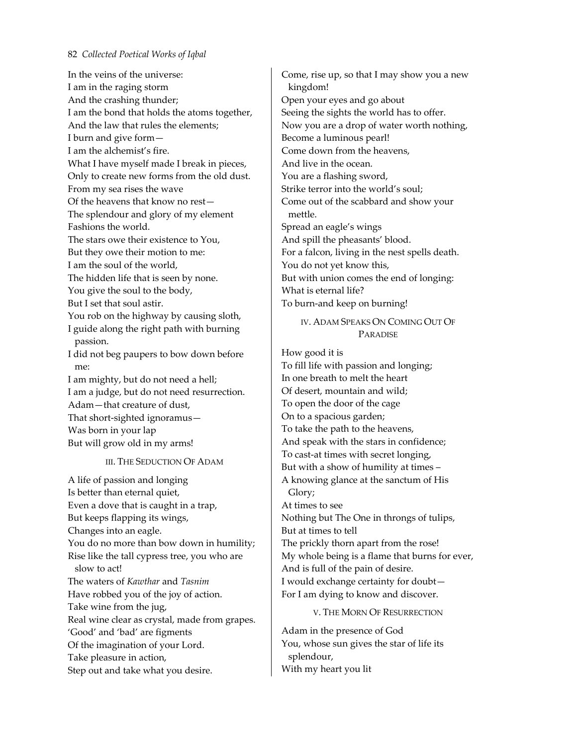In the veins of the universe:
I am in the raging storm
And the crashing thunder;
I am the bond that holds the atoms together,
And the law that rules the elements;
I burn and give form—
I am the alchemist's fire.
What I have myself made I break in pieces,
Only to create new forms from the old dust.
From my sea rises the wave
Of the heavens that know no rest—
The splendour and glory of my element
Fashions the world.
The stars owe their existence to You,
But they owe their motion to me:
I am the soul of the world,
The hidden life that is seen by none.
You give the soul to the body,
But I set that soul astir.
You rob on the highway by causing sloth,
I guide along the right path with burning passion.
I did not beg paupers to bow down before me:
I am mighty, but do not need a hell;
I am a judge, but do not need resurrection.
Adam—that creature of dust,
That short-sighted ignoramus—
Was born in your lap
But will grow old in my arms!

### III. The Seduction Of Adam

A life of passion and longing
Is better than eternal quiet,
Even a dove that is caught in a trap,
But keeps flapping its wings,
Changes into an eagle.
You do no more than bow down in humility;
Rise like the tall cypress tree, you who are slow to act!
The waters of *Kawthar* and *Tasnim*
Have robbed you of the joy of action.
Take wine from the jug,
Real wine clear as crystal, made from grapes.
'Good' and 'bad' are figments
Of the imagination of your Lord.
Take pleasure in action,
Step out and take what you desire.
Come, rise up, so that I may show you a new kingdom!
Open your eyes and go about
Seeing the sights the world has to offer.
Now you are a drop of water worth nothing,
Become a luminous pearl!
Come down from the heavens,
And live in the ocean.
You are a flashing sword,
Strike terror into the world's soul;
Come out of the scabbard and show your mettle.
Spread an eagle's wings
And spill the pheasants' blood.
For a falcon, living in the nest spells death.
You do not yet know this,
But with union comes the end of longing:
What is eternal life?
To burn-and keep on burning!

### IV. Adam Speaks On Coming Out Of Paradise

How good it is
To fill life with passion and longing;
In one breath to melt the heart
Of desert, mountain and wild;
To open the door of the cage
On to a spacious garden;
To take the path to the heavens,
And speak with the stars in confidence;
To cast-at times with secret longing,
But with a show of humility at times –
A knowing glance at the sanctum of His Glory;
At times to see
Nothing but The One in throngs of tulips,
But at times to tell
The prickly thorn apart from the rose!
My whole being is a flame that burns for ever,
And is full of the pain of desire.
I would exchange certainty for doubt—
For I am dying to know and discover.

### V. The Morn Of Resurrection

Adam in the presence of God
You, whose sun gives the star of life its splendour,
With my heart you lit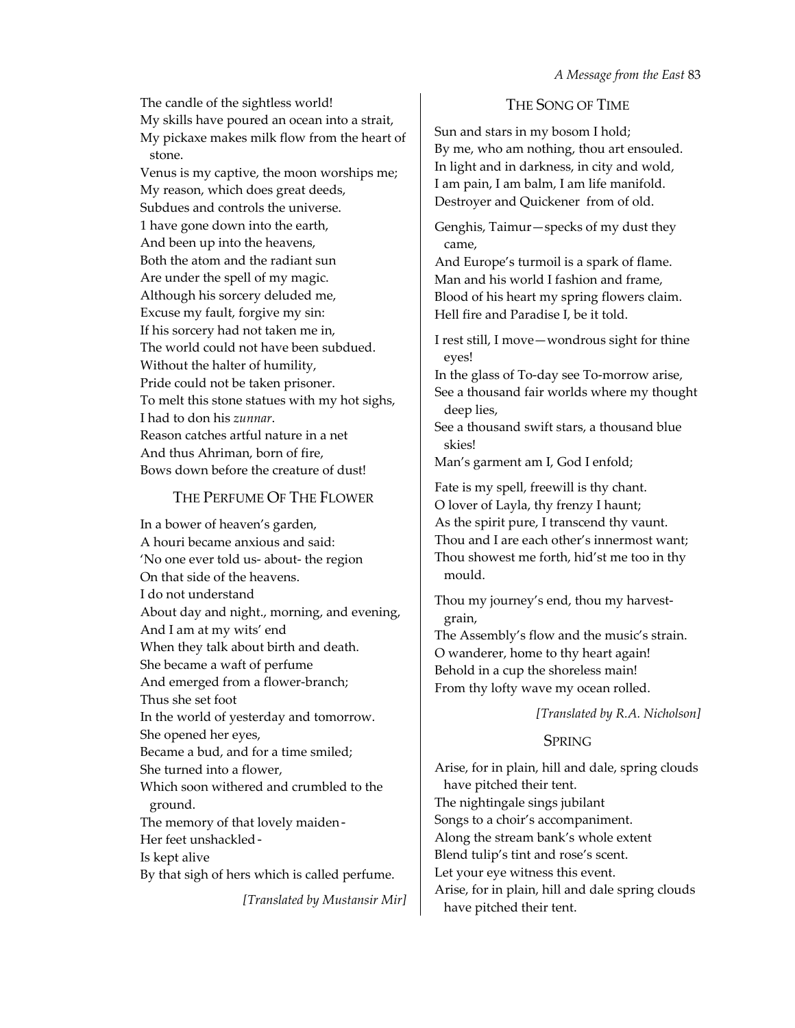The candle of the sightless world!
My skills have poured an ocean into a strait,
My pickaxe makes milk flow from the heart of stone.
Venus is my captive, the moon worships me;
My reason, which does great deeds,
Subdues and controls the universe.
1 have gone down into the earth,
And been up into the heavens,
Both the atom and the radiant sun
Are under the spell of my magic.
Although his sorcery deluded me,
Excuse my fault, forgive my sin:
If his sorcery had not taken me in,
The world could not have been subdued.
Without the halter of humility,
Pride could not be taken prisoner.
To melt this stone statues with my hot sighs,
I had to don his *zunnar*.
Reason catches artful nature in a net
And thus Ahriman, born of fire,
Bows down before the creature of dust!

## THE PERFUME OF THE FLOWER

In a bower of heaven's garden,
A houri became anxious and said:
'No one ever told us- about- the region
On that side of the heavens.
I do not understand
About day and night., morning, and evening,
And I am at my wits' end
When they talk about birth and death.
She became a waft of perfume
And emerged from a flower-branch;
Thus she set foot
In the world of yesterday and tomorrow.
She opened her eyes,
Became a bud, and for a time smiled;
She turned into a flower,
Which soon withered and crumbled to the ground.
The memory of that lovely maiden -
Her feet unshackled -
Is kept alive
By that sigh of hers which is called perfume.

*[Translated by Mustansir Mir]*

## THE SONG OF TIME

Sun and stars in my bosom I hold;
By me, who am nothing, thou art ensouled.
In light and in darkness, in city and wold,
I am pain, I am balm, I am life manifold.
Destroyer and Quickener from of old.

Genghis, Taimur—specks of my dust they came,
And Europe's turmoil is a spark of flame.
Man and his world I fashion and frame,
Blood of his heart my spring flowers claim.
Hell fire and Paradise I, be it told.

I rest still, I move—wondrous sight for thine eyes!
In the glass of To-day see To-morrow arise,
See a thousand fair worlds where my thought deep lies,
See a thousand swift stars, a thousand blue skies!
Man's garment am I, God I enfold;

Fate is my spell, freewill is thy chant.
O lover of Layla, thy frenzy I haunt;
As the spirit pure, I transcend thy vaunt.
Thou and I are each other's innermost want;
Thou showest me forth, hid'st me too in thy mould.

Thou my journey's end, thou my harvest-grain,
The Assembly's flow and the music's strain.
O wanderer, home to thy heart again!
Behold in a cup the shoreless main!
From thy lofty wave my ocean rolled.

*[Translated by R.A. Nicholson]*

## SPRING

Arise, for in plain, hill and dale, spring clouds have pitched their tent.
The nightingale sings jubilant
Songs to a choir's accompaniment.
Along the stream bank's whole extent
Blend tulip's tint and rose's scent.
Let your eye witness this event.
Arise, for in plain, hill and dale spring clouds have pitched their tent.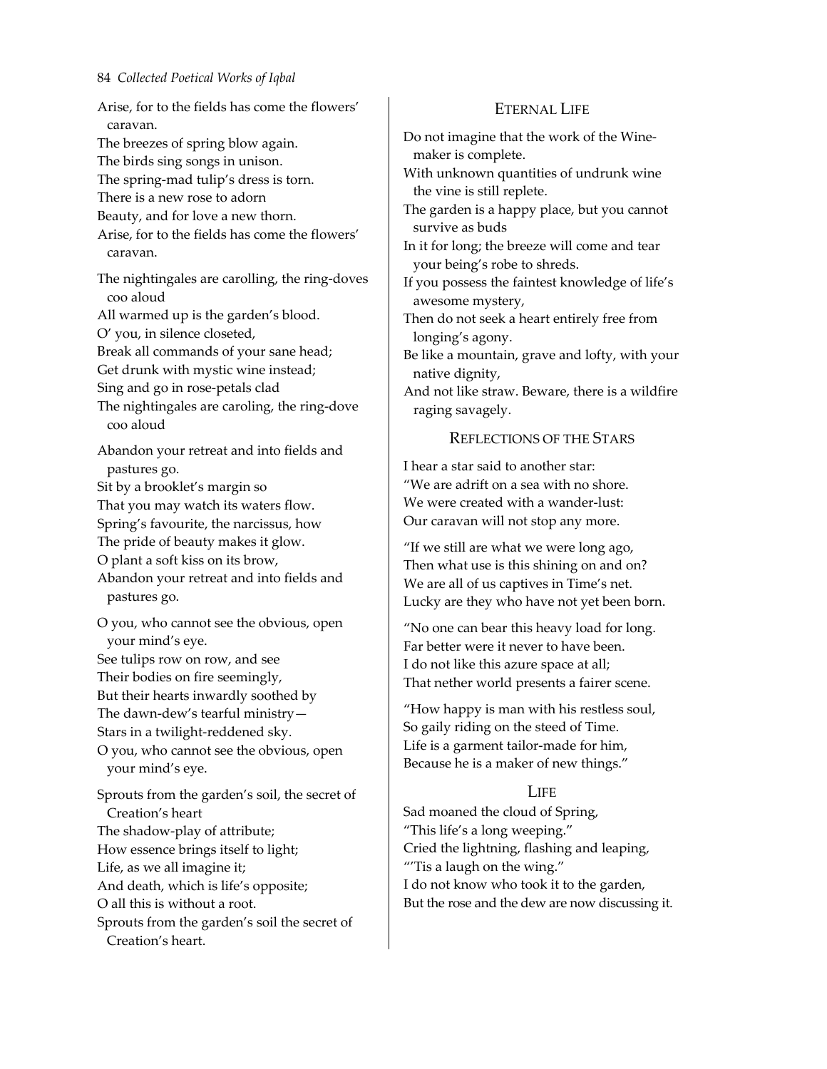Arise, for to the fields has come the flowers' caravan.
The breezes of spring blow again.
The birds sing songs in unison.
The spring-mad tulip's dress is torn.
There is a new rose to adorn
Beauty, and for love a new thorn.
Arise, for to the fields has come the flowers' caravan.

The nightingales are carolling, the ring-doves coo aloud
All warmed up is the garden's blood.
O' you, in silence closeted,
Break all commands of your sane head;
Get drunk with mystic wine instead;
Sing and go in rose-petals clad
The nightingales are caroling, the ring-dove coo aloud

Abandon your retreat and into fields and pastures go.
Sit by a brooklet's margin so
That you may watch its waters flow.
Spring's favourite, the narcissus, how
The pride of beauty makes it glow.
O plant a soft kiss on its brow,
Abandon your retreat and into fields and pastures go.

O you, who cannot see the obvious, open your mind's eye.
See tulips row on row, and see
Their bodies on fire seemingly,
But their hearts inwardly soothed by
The dawn-dew's tearful ministry—
Stars in a twilight-reddened sky.
O you, who cannot see the obvious, open your mind's eye.

Sprouts from the garden's soil, the secret of Creation's heart
The shadow-play of attribute;
How essence brings itself to light;
Life, as we all imagine it;
And death, which is life's opposite;
O all this is without a root.
Sprouts from the garden's soil the secret of Creation's heart.

## Eternal Life

Do not imagine that the work of the Wine-maker is complete.
With unknown quantities of undrunk wine the vine is still replete.
The garden is a happy place, but you cannot survive as buds
In it for long; the breeze will come and tear your being's robe to shreds.
If you possess the faintest knowledge of life's awesome mystery,
Then do not seek a heart entirely free from longing's agony.
Be like a mountain, grave and lofty, with your native dignity,
And not like straw. Beware, there is a wildfire raging savagely.

## Reflections of the Stars

I hear a star said to another star:
"We are adrift on a sea with no shore.
We were created with a wander-lust:
Our caravan will not stop any more.

"If we still are what we were long ago,
Then what use is this shining on and on?
We are all of us captives in Time's net.
Lucky are they who have not yet been born.

"No one can bear this heavy load for long.
Far better were it never to have been.
I do not like this azure space at all;
That nether world presents a fairer scene.

"How happy is man with his restless soul,
So gaily riding on the steed of Time.
Life is a garment tailor-made for him,
Because he is a maker of new things."

## Life

Sad moaned the cloud of Spring,
"This life's a long weeping."
Cried the lightning, flashing and leaping,
"'Tis a laugh on the wing."
I do not know who took it to the garden,
But the rose and the dew are now discussing it.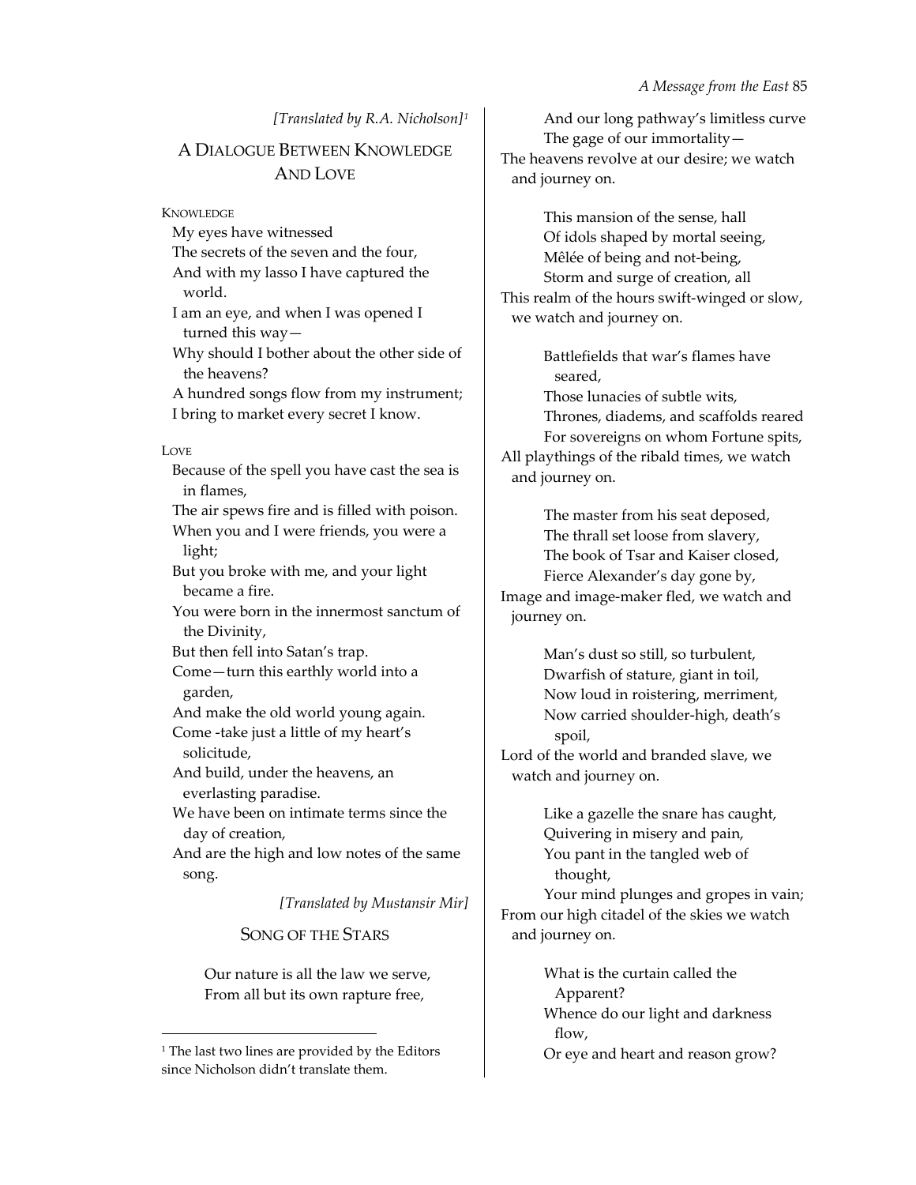*[Translated by R.A. Nicholson][1]*

## A DIALOGUE BETWEEN KNOWLEDGE AND LOVE

KNOWLEDGE

My eyes have witnessed
The secrets of the seven and the four,
And with my lasso I have captured the world.
I am an eye, and when I was opened I turned this way—
Why should I bother about the other side of the heavens?
A hundred songs flow from my instrument;
I bring to market every secret I know.

LOVE

Because of the spell you have cast the sea is in flames,
The air spews fire and is filled with poison.
When you and I were friends, you were a light;
But you broke with me, and your light became a fire.
You were born in the innermost sanctum of the Divinity,
But then fell into Satan's trap.
Come—turn this earthly world into a garden,
And make the old world young again.
Come -take just a little of my heart's solicitude,
And build, under the heavens, an everlasting paradise.
We have been on intimate terms since the day of creation,
And are the high and low notes of the same song.

*[Translated by Mustansir Mir]*

## SONG OF THE STARS

Our nature is all the law we serve,
From all but its own rapture free,
And our long pathway's limitless curve
The gage of our immortality—
The heavens revolve at our desire; we watch and journey on.

This mansion of the sense, hall
Of idols shaped by mortal seeing,
Mêlée of being and not-being,
Storm and surge of creation, all
This realm of the hours swift-winged or slow, we watch and journey on.

Battlefields that war's flames have seared,
Those lunacies of subtle wits,
Thrones, diadems, and scaffolds reared
For sovereigns on whom Fortune spits,
All playthings of the ribald times, we watch and journey on.

The master from his seat deposed,
The thrall set loose from slavery,
The book of Tsar and Kaiser closed,
Fierce Alexander's day gone by,
Image and image-maker fled, we watch and journey on.

Man's dust so still, so turbulent,
Dwarfish of stature, giant in toil,
Now loud in roistering, merriment,
Now carried shoulder-high, death's spoil,
Lord of the world and branded slave, we watch and journey on.

Like a gazelle the snare has caught,
Quivering in misery and pain,
You pant in the tangled web of thought,
Your mind plunges and gropes in vain;
From our high citadel of the skies we watch and journey on.

What is the curtain called the Apparent?
Whence do our light and darkness flow,
Or eye and heart and reason grow?

---

[1] The last two lines are provided by the Editors since Nicholson didn't translate them.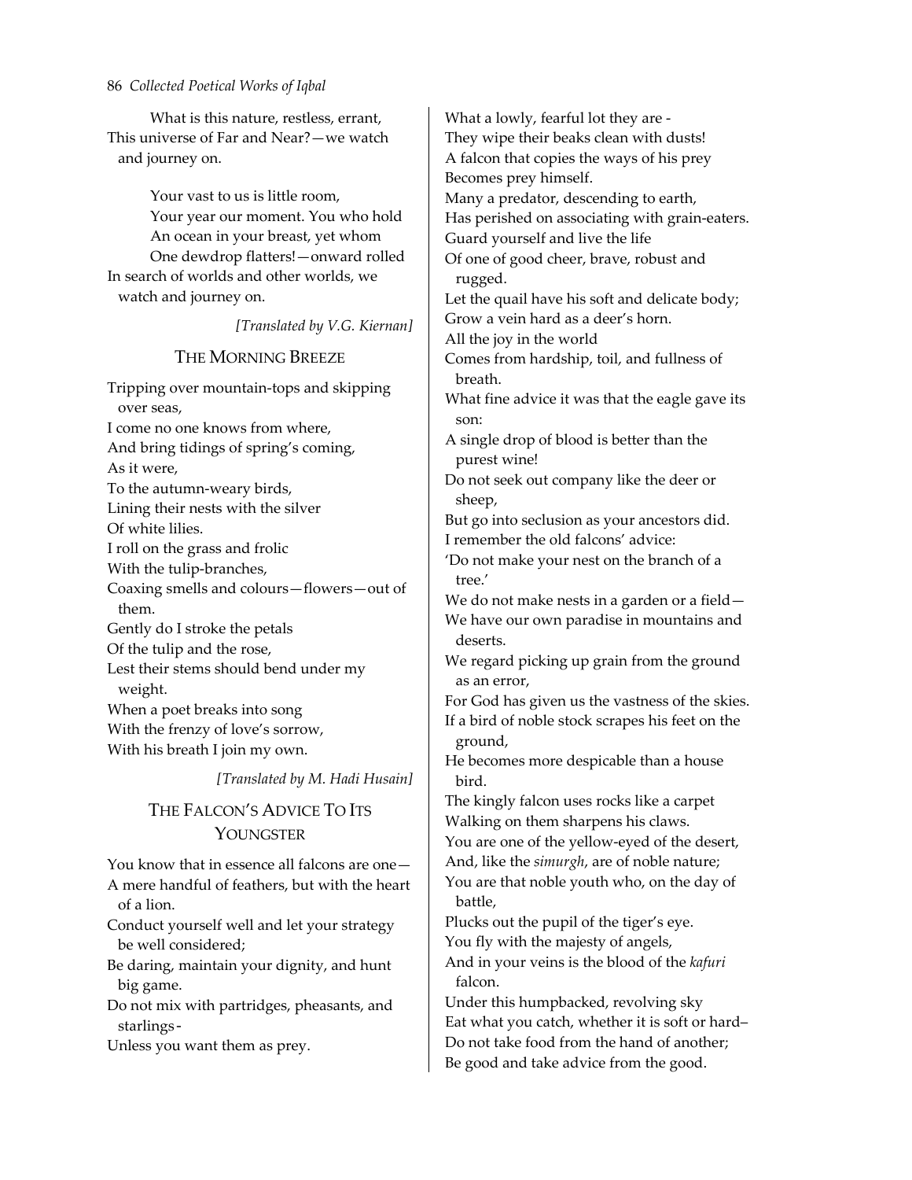What is this nature, restless, errant,
This universe of Far and Near?—we watch and journey on.

Your vast to us is little room,
Your year our moment. You who hold
An ocean in your breast, yet whom
One dewdrop flatters!—onward rolled
In search of worlds and other worlds, we watch and journey on.

*[Translated by V.G. Kiernan]*

## The Morning Breeze

Tripping over mountain-tops and skipping over seas,
I come no one knows from where,
And bring tidings of spring's coming,
As it were,
To the autumn-weary birds,
Lining their nests with the silver
Of white lilies.
I roll on the grass and frolic
With the tulip-branches,
Coaxing smells and colours—flowers—out of them.
Gently do I stroke the petals
Of the tulip and the rose,
Lest their stems should bend under my weight.
When a poet breaks into song
With the frenzy of love's sorrow,
With his breath I join my own.

*[Translated by M. Hadi Husain]*

## The Falcon's Advice To Its Youngster

You know that in essence all falcons are one—
A mere handful of feathers, but with the heart of a lion.
Conduct yourself well and let your strategy be well considered;
Be daring, maintain your dignity, and hunt big game.
Do not mix with partridges, pheasants, and starlings-
Unless you want them as prey.
What a lowly, fearful lot they are -
They wipe their beaks clean with dusts!
A falcon that copies the ways of his prey
Becomes prey himself.
Many a predator, descending to earth,
Has perished on associating with grain-eaters.
Guard yourself and live the life
Of one of good cheer, brave, robust and rugged.
Let the quail have his soft and delicate body;
Grow a vein hard as a deer's horn.
All the joy in the world
Comes from hardship, toil, and fullness of breath.
What fine advice it was that the eagle gave its son:
A single drop of blood is better than the purest wine!
Do not seek out company like the deer or sheep,
But go into seclusion as your ancestors did.
I remember the old falcons' advice:
'Do not make your nest on the branch of a tree.'
We do not make nests in a garden or a field—
We have our own paradise in mountains and deserts.
We regard picking up grain from the ground as an error,
For God has given us the vastness of the skies.
If a bird of noble stock scrapes his feet on the ground,
He becomes more despicable than a house bird.
The kingly falcon uses rocks like a carpet
Walking on them sharpens his claws.
You are one of the yellow-eyed of the desert,
And, like the *simurgh*, are of noble nature;
You are that noble youth who, on the day of battle,
Plucks out the pupil of the tiger's eye.
You fly with the majesty of angels,
And in your veins is the blood of the *kafuri* falcon.
Under this humpbacked, revolving sky
Eat what you catch, whether it is soft or hard–
Do not take food from the hand of another;
Be good and take advice from the good.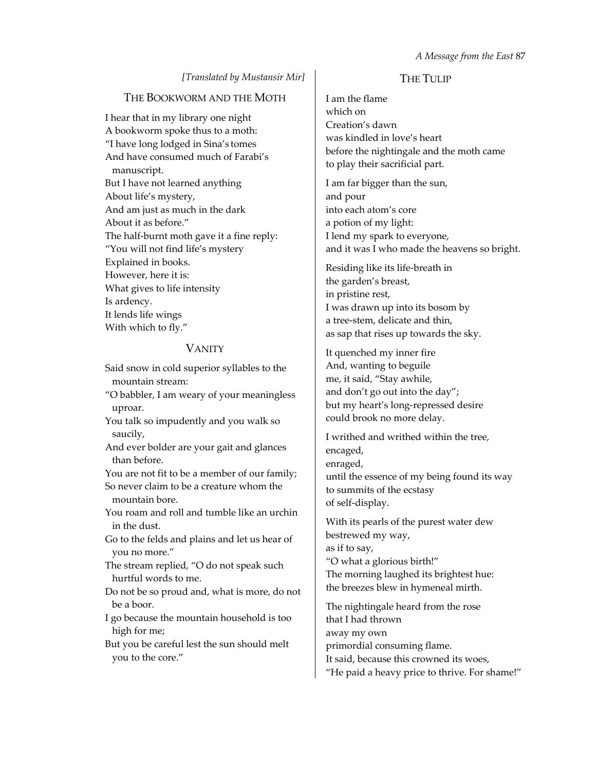*[Translated by Mustansir Mir]*

## The Bookworm and the Moth

I hear that in my library one night
A bookworm spoke thus to a moth:
"I have long lodged in Sina's tomes
And have consumed much of Farabi's
manuscript.
But I have not learned anything
About life's mystery,
And am just as much in the dark
About it as before."
The half-burnt moth gave it a fine reply:
"You will not find life's mystery
Explained in books.
However, here it is:
What gives to life intensity
Is ardency.
It lends life wings
With which to fly."

## Vanity

Said snow in cold superior syllables to the
mountain stream:
"O babbler, I am weary of your meaningless
uproar.
You talk so impudently and you walk so
saucily,
And ever bolder are your gait and glances
than before.
You are not fit to be a member of our family;
So never claim to be a creature whom the
mountain bore.
You roam and roll and tumble like an urchin
in the dust.
Go to the felds and plains and let us hear of
you no more."
The stream replied, "O do not speak such
hurtful words to me.
Do not be so proud and, what is more, do not
be a boor.
I go because the mountain household is too
high for me;
But you be careful lest the sun should melt
you to the core."

## The Tulip

I am the flame
which on
Creation's dawn
was kindled in love's heart
before the nightingale and the moth came
to play their sacrificial part.

I am far bigger than the sun,
and pour
into each atom's core
a potion of my light:
I lend my spark to everyone,
and it was I who made the heavens so bright.

Residing like its life-breath in
the garden's breast,
in pristine rest,
I was drawn up into its bosom by
a tree-stem, delicate and thin,
as sap that rises up towards the sky.

It quenched my inner fire
And, wanting to beguile
me, it said, "Stay awhile,
and don't go out into the day";
but my heart's long-repressed desire
could brook no more delay.

I writhed and writhed within the tree,
encaged,
enraged,
until the essence of my being found its way
to summits of the ecstasy
of self-display.

With its pearls of the purest water dew
bestrewed my way,
as if to say,
"O what a glorious birth!"
The morning laughed its brightest hue:
the breezes blew in hymeneal mirth.

The nightingale heard from the rose
that I had thrown
away my own
primordial consuming flame.
It said, because this crowned its woes,
"He paid a heavy price to thrive. For shame!"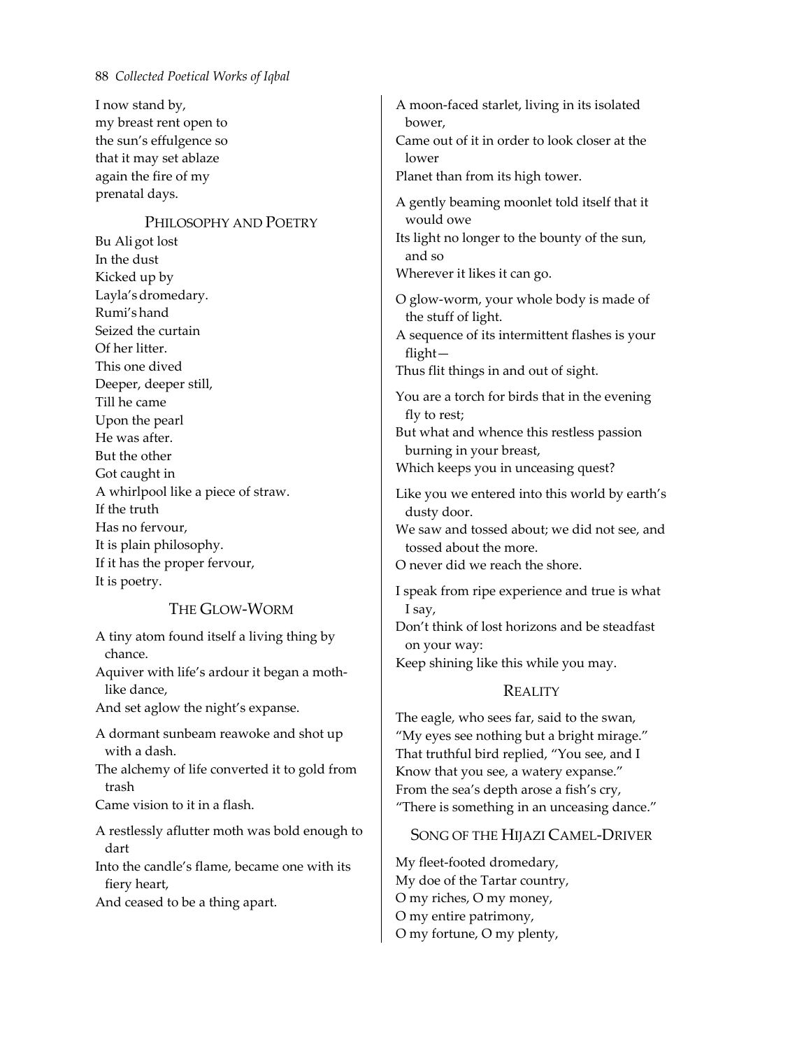I now stand by,
my breast rent open to
the sun's effulgence so
that it may set ablaze
again the fire of my
prenatal days.

## Philosophy and Poetry

Bu Ali got lost
In the dust
Kicked up by
Layla's dromedary.
Rumi's hand
Seized the curtain
Of her litter.
This one dived
Deeper, deeper still,
Till he came
Upon the pearl
He was after.
But the other
Got caught in
A whirlpool like a piece of straw.
If the truth
Has no fervour,
It is plain philosophy.
If it has the proper fervour,
It is poetry.

## The Glow-Worm

A tiny atom found itself a living thing by chance.
Aquiver with life's ardour it began a moth-like dance,
And set aglow the night's expanse.

A dormant sunbeam reawoke and shot up with a dash.
The alchemy of life converted it to gold from trash
Came vision to it in a flash.

A restlessly aflutter moth was bold enough to dart
Into the candle's flame, became one with its fiery heart,
And ceased to be a thing apart.

A moon-faced starlet, living in its isolated bower,
Came out of it in order to look closer at the lower
Planet than from its high tower.

A gently beaming moonlet told itself that it would owe
Its light no longer to the bounty of the sun, and so
Wherever it likes it can go.

O glow-worm, your whole body is made of the stuff of light.
A sequence of its intermittent flashes is your flight—
Thus flit things in and out of sight.

You are a torch for birds that in the evening fly to rest;
But what and whence this restless passion burning in your breast,
Which keeps you in unceasing quest?

Like you we entered into this world by earth's dusty door.
We saw and tossed about; we did not see, and tossed about the more.
O never did we reach the shore.

I speak from ripe experience and true is what I say,
Don't think of lost horizons and be steadfast on your way:
Keep shining like this while you may.

## Reality

The eagle, who sees far, said to the swan,
"My eyes see nothing but a bright mirage."
That truthful bird replied, "You see, and I
Know that you see, a watery expanse."
From the sea's depth arose a fish's cry,
"There is something in an unceasing dance."

## Song of the Hijazi Camel-Driver

My fleet-footed dromedary,
My doe of the Tartar country,
O my riches, O my money,
O my entire patrimony,
O my fortune, O my plenty,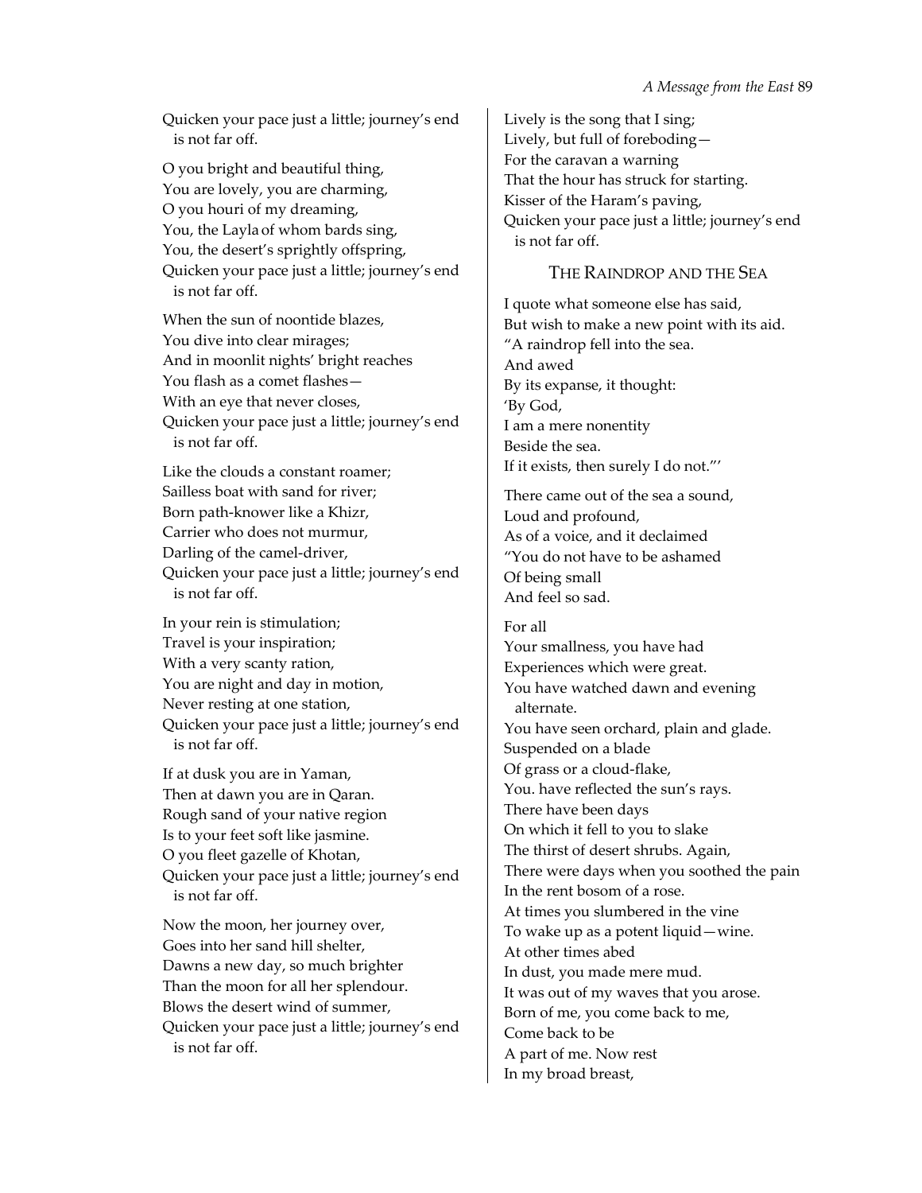Quicken your pace just a little; journey's end is not far off.

O you bright and beautiful thing,
You are lovely, you are charming,
O you houri of my dreaming,
You, the Layla of whom bards sing,
You, the desert's sprightly offspring,
Quicken your pace just a little; journey's end is not far off.

When the sun of noontide blazes,
You dive into clear mirages;
And in moonlit nights' bright reaches
You flash as a comet flashes—
With an eye that never closes,
Quicken your pace just a little; journey's end is not far off.

Like the clouds a constant roamer;
Sailless boat with sand for river;
Born path-knower like a Khizr,
Carrier who does not murmur,
Darling of the camel-driver,
Quicken your pace just a little; journey's end is not far off.

In your rein is stimulation;
Travel is your inspiration;
With a very scanty ration,
You are night and day in motion,
Never resting at one station,
Quicken your pace just a little; journey's end is not far off.

If at dusk you are in Yaman,
Then at dawn you are in Qaran.
Rough sand of your native region
Is to your feet soft like jasmine.
O you fleet gazelle of Khotan,
Quicken your pace just a little; journey's end is not far off.

Now the moon, her journey over,
Goes into her sand hill shelter,
Dawns a new day, so much brighter
Than the moon for all her splendour.
Blows the desert wind of summer,
Quicken your pace just a little; journey's end is not far off.

Lively is the song that I sing;
Lively, but full of foreboding—
For the caravan a warning
That the hour has struck for starting.
Kisser of the Haram's paving,
Quicken your pace just a little; journey's end is not far off.

## The Raindrop and the Sea

I quote what someone else has said,
But wish to make a new point with its aid.
"A raindrop fell into the sea.
And awed
By its expanse, it thought:
'By God,
I am a mere nonentity
Beside the sea.
If it exists, then surely I do not."'

There came out of the sea a sound,
Loud and profound,
As of a voice, and it declaimed
"You do not have to be ashamed
Of being small
And feel so sad.

For all
Your smallness, you have had
Experiences which were great.
You have watched dawn and evening alternate.
You have seen orchard, plain and glade.
Suspended on a blade
Of grass or a cloud-flake,
You. have reflected the sun's rays.
There have been days
On which it fell to you to slake
The thirst of desert shrubs. Again,
There were days when you soothed the pain
In the rent bosom of a rose.
At times you slumbered in the vine
To wake up as a potent liquid—wine.
At other times abed
In dust, you made mere mud.
It was out of my waves that you arose.
Born of me, you come back to me,
Come back to be
A part of me. Now rest
In my broad breast,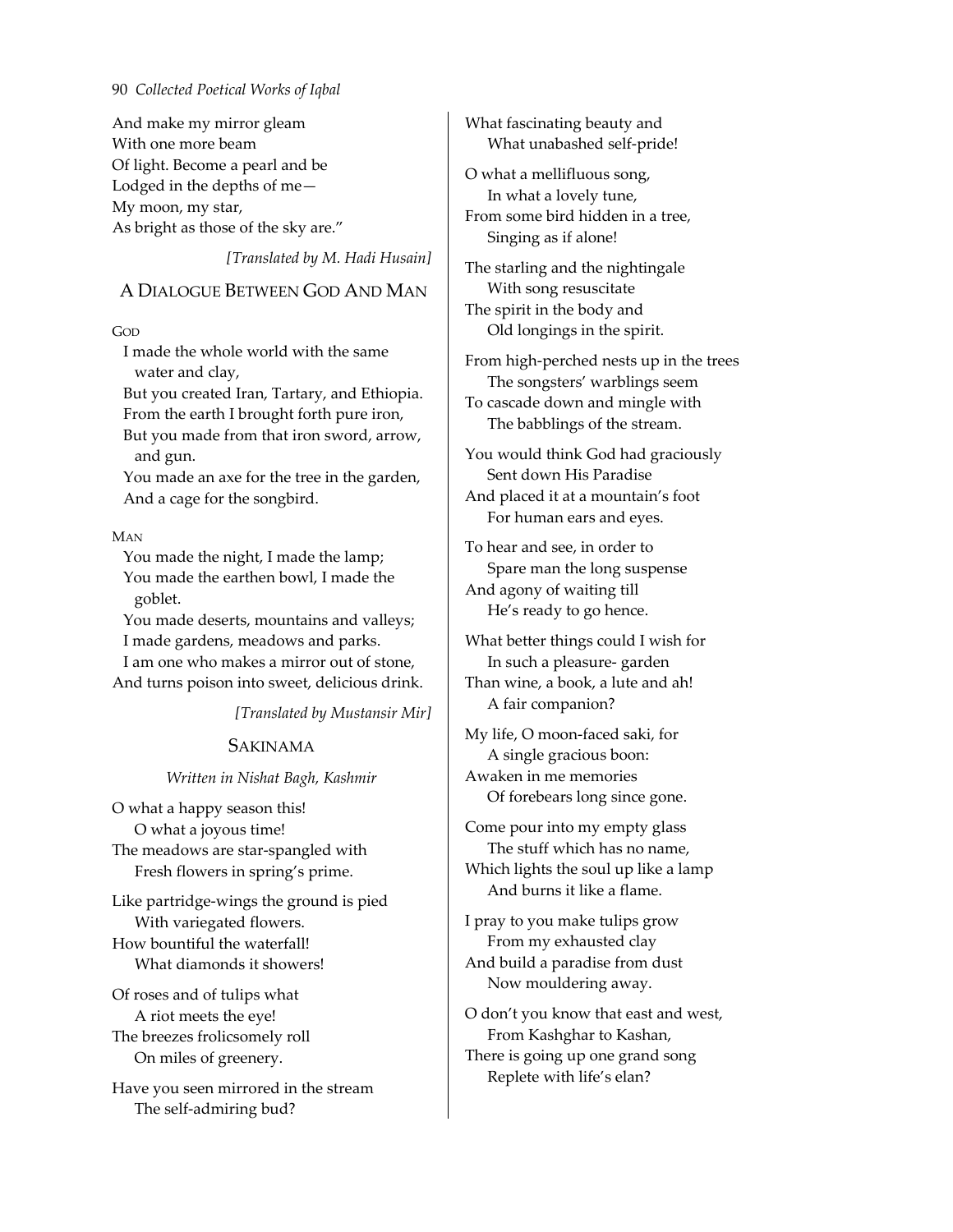And make my mirror gleam
With one more beam
Of light. Become a pearl and be
Lodged in the depths of me—
My moon, my star,
As bright as those of the sky are."

*[Translated by M. Hadi Husain]*

## A Dialogue Between God And Man

GOD

I made the whole world with the same water and clay,
But you created Iran, Tartary, and Ethiopia.
From the earth I brought forth pure iron,
But you made from that iron sword, arrow, and gun.
You made an axe for the tree in the garden,
And a cage for the songbird.

MAN

You made the night, I made the lamp;
You made the earthen bowl, I made the goblet.
You made deserts, mountains and valleys;
I made gardens, meadows and parks.
I am one who makes a mirror out of stone,
And turns poison into sweet, delicious drink.

*[Translated by Mustansir Mir]*

## Sakinama

*Written in Nishat Bagh, Kashmir*

O what a happy season this!
O what a joyous time!
The meadows are star-spangled with
Fresh flowers in spring's prime.

Like partridge-wings the ground is pied
With variegated flowers.
How bountiful the waterfall!
What diamonds it showers!

Of roses and of tulips what
A riot meets the eye!
The breezes frolicsomely roll
On miles of greenery.

Have you seen mirrored in the stream
The self-admiring bud?
What fascinating beauty and
What unabashed self-pride!

O what a mellifluous song,
In what a lovely tune,
From some bird hidden in a tree,
Singing as if alone!

The starling and the nightingale
With song resuscitate
The spirit in the body and
Old longings in the spirit.

From high-perched nests up in the trees
The songsters' warblings seem
To cascade down and mingle with
The babblings of the stream.

You would think God had graciously
Sent down His Paradise
And placed it at a mountain's foot
For human ears and eyes.

To hear and see, in order to
Spare man the long suspense
And agony of waiting till
He's ready to go hence.

What better things could I wish for
In such a pleasure- garden
Than wine, a book, a lute and ah!
A fair companion?

My life, O moon-faced saki, for
A single gracious boon:
Awaken in me memories
Of forebears long since gone.

Come pour into my empty glass
The stuff which has no name,
Which lights the soul up like a lamp
And burns it like a flame.

I pray to you make tulips grow
From my exhausted clay
And build a paradise from dust
Now mouldering away.

O don't you know that east and west,
From Kashghar to Kashan,
There is going up one grand song
Replete with life's elan?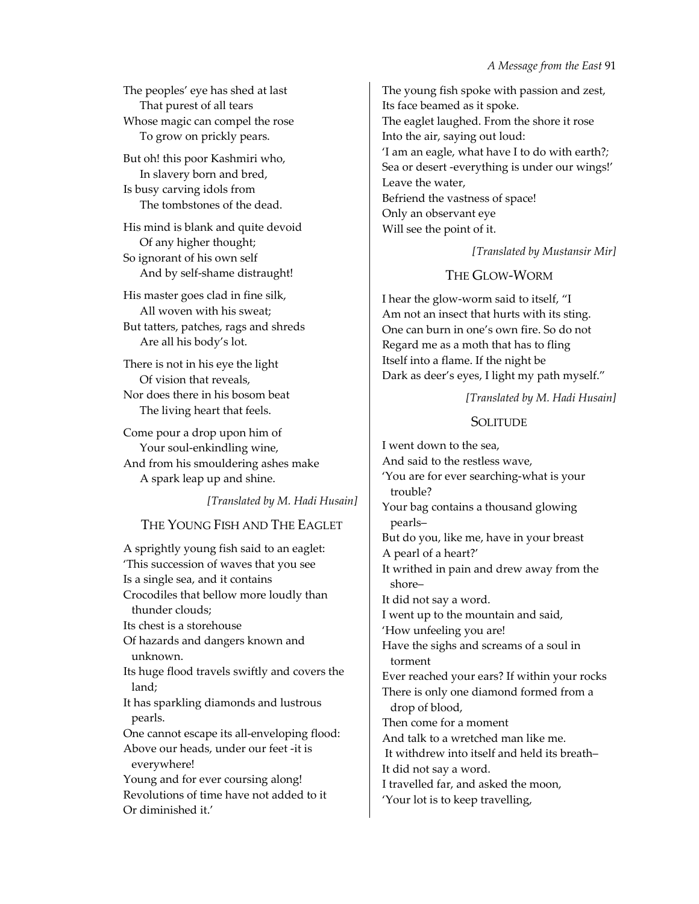The peoples' eye has shed at last
That purest of all tears
Whose magic can compel the rose
To grow on prickly pears.

But oh! this poor Kashmiri who,
In slavery born and bred,
Is busy carving idols from
The tombstones of the dead.

His mind is blank and quite devoid
Of any higher thought;
So ignorant of his own self
And by self-shame distraught!

His master goes clad in fine silk,
All woven with his sweat;
But tatters, patches, rags and shreds
Are all his body's lot.

There is not in his eye the light
Of vision that reveals,
Nor does there in his bosom beat
The living heart that feels.

Come pour a drop upon him of
Your soul-enkindling wine,
And from his smouldering ashes make
A spark leap up and shine.

*[Translated by M. Hadi Husain]*

## THE YOUNG FISH AND THE EAGLET

A sprightly young fish said to an eaglet:
'This succession of waves that you see
Is a single sea, and it contains
Crocodiles that bellow more loudly than thunder clouds;
Its chest is a storehouse
Of hazards and dangers known and unknown.
Its huge flood travels swiftly and covers the land;
It has sparkling diamonds and lustrous pearls.
One cannot escape its all-enveloping flood:
Above our heads, under our feet -it is everywhere!
Young and for ever coursing along!
Revolutions of time have not added to it
Or diminished it.'
The young fish spoke with passion and zest,
Its face beamed as it spoke.
The eaglet laughed. From the shore it rose
Into the air, saying out loud:
'I am an eagle, what have I to do with earth?;
Sea or desert -everything is under our wings!'
Leave the water,
Befriend the vastness of space!
Only an observant eye
Will see the point of it.

*[Translated by Mustansir Mir]*

## THE GLOW-WORM

I hear the glow-worm said to itself, "I
Am not an insect that hurts with its sting.
One can burn in one's own fire. So do not
Regard me as a moth that has to fling
Itself into a flame. If the night be
Dark as deer's eyes, I light my path myself."

*[Translated by M. Hadi Husain]*

## SOLITUDE

I went down to the sea,
And said to the restless wave,
'You are for ever searching-what is your trouble?
Your bag contains a thousand glowing pearls–
But do you, like me, have in your breast
A pearl of a heart?'
It writhed in pain and drew away from the shore–
It did not say a word.
I went up to the mountain and said,
'How unfeeling you are!
Have the sighs and screams of a soul in torment
Ever reached your ears? If within your rocks
There is only one diamond formed from a drop of blood,
Then come for a moment
And talk to a wretched man like me.
It withdrew into itself and held its breath–
It did not say a word.
I travelled far, and asked the moon,
'Your lot is to keep travelling,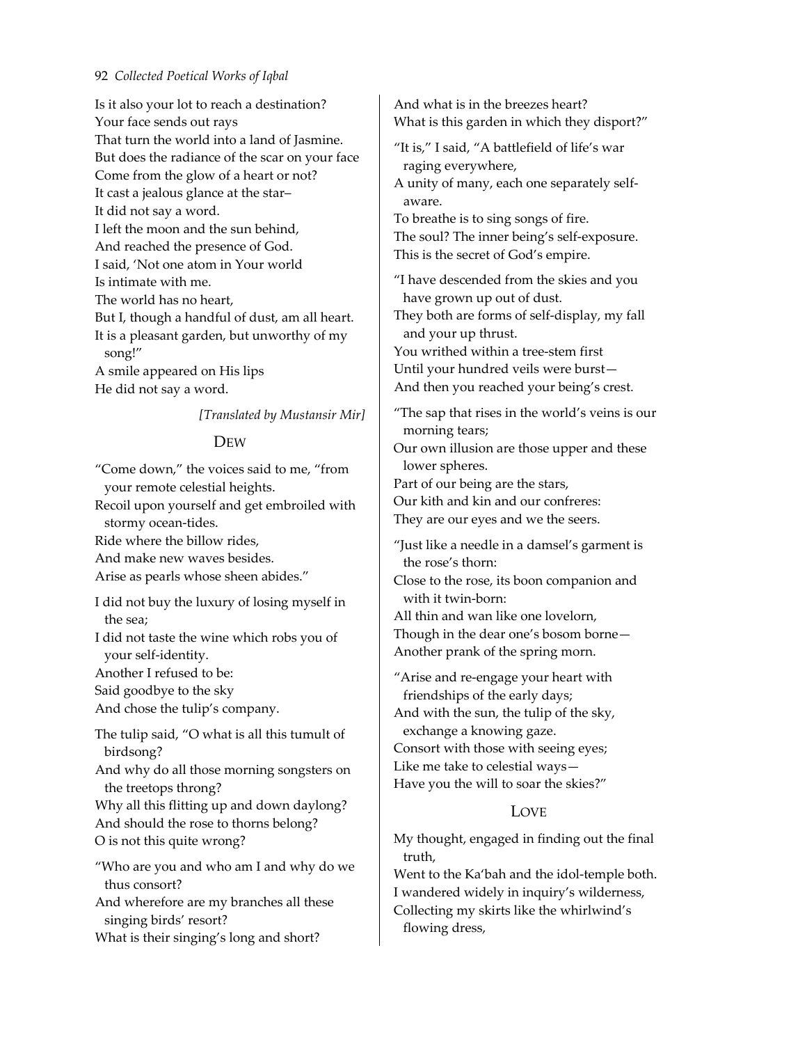Is it also your lot to reach a destination?
Your face sends out rays
That turn the world into a land of Jasmine.
But does the radiance of the scar on your face
Come from the glow of a heart or not?
It cast a jealous glance at the star–
It did not say a word.
I left the moon and the sun behind,
And reached the presence of God.
I said, 'Not one atom in Your world
Is intimate with me.
The world has no heart,
But I, though a handful of dust, am all heart.
It is a pleasant garden, but unworthy of my song!"
A smile appeared on His lips
He did not say a word.

*[Translated by Mustansir Mir]*

## Dew

"Come down," the voices said to me, "from your remote celestial heights.
Recoil upon yourself and get embroiled with stormy ocean-tides.
Ride where the billow rides,
And make new waves besides.
Arise as pearls whose sheen abides."

I did not buy the luxury of losing myself in the sea;
I did not taste the wine which robs you of your self-identity.
Another I refused to be:
Said goodbye to the sky
And chose the tulip's company.

The tulip said, "O what is all this tumult of birdsong?
And why do all those morning songsters on the treetops throng?
Why all this flitting up and down daylong?
And should the rose to thorns belong?
O is not this quite wrong?

"Who are you and who am I and why do we thus consort?
And wherefore are my branches all these singing birds' resort?
What is their singing's long and short?
And what is in the breezes heart?
What is this garden in which they disport?"

"It is," I said, "A battlefield of life's war raging everywhere,
A unity of many, each one separately self-aware.
To breathe is to sing songs of fire.
The soul? The inner being's self-exposure.
This is the secret of God's empire.

"I have descended from the skies and you have grown up out of dust.
They both are forms of self-display, my fall and your up thrust.
You writhed within a tree-stem first
Until your hundred veils were burst—
And then you reached your being's crest.

"The sap that rises in the world's veins is our morning tears;
Our own illusion are those upper and these lower spheres.
Part of our being are the stars,
Our kith and kin and our confreres:
They are our eyes and we the seers.

"Just like a needle in a damsel's garment is the rose's thorn:
Close to the rose, its boon companion and with it twin-born:
All thin and wan like one lovelorn,
Though in the dear one's bosom borne—
Another prank of the spring morn.

"Arise and re-engage your heart with friendships of the early days;
And with the sun, the tulip of the sky, exchange a knowing gaze.
Consort with those with seeing eyes;
Like me take to celestial ways—
Have you the will to soar the skies?"

## Love

My thought, engaged in finding out the final truth,
Went to the Ka'bah and the idol-temple both.
I wandered widely in inquiry's wilderness,
Collecting my skirts like the whirlwind's flowing dress,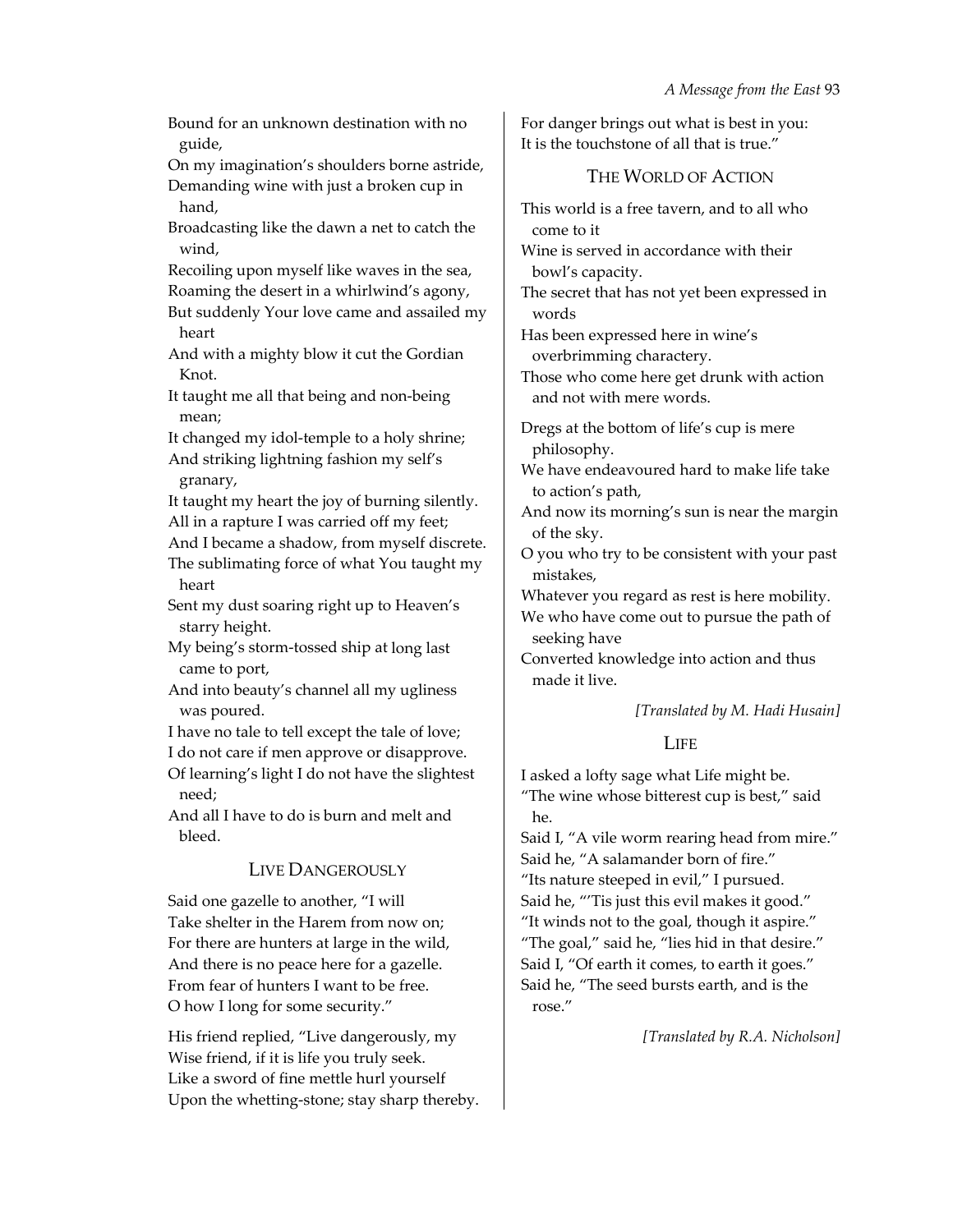Bound for an unknown destination with no guide,
On my imagination's shoulders borne astride,
Demanding wine with just a broken cup in hand,
Broadcasting like the dawn a net to catch the wind,
Recoiling upon myself like waves in the sea,
Roaming the desert in a whirlwind's agony,
But suddenly Your love came and assailed my heart
And with a mighty blow it cut the Gordian Knot.
It taught me all that being and non-being mean;
It changed my idol-temple to a holy shrine;
And striking lightning fashion my self's granary,
It taught my heart the joy of burning silently.
All in a rapture I was carried off my feet;
And I became a shadow, from myself discrete.
The sublimating force of what You taught my heart
Sent my dust soaring right up to Heaven's starry height.
My being's storm-tossed ship at long last came to port,
And into beauty's channel all my ugliness was poured.
I have no tale to tell except the tale of love;
I do not care if men approve or disapprove.
Of learning's light I do not have the slightest need;
And all I have to do is burn and melt and bleed.

## Live Dangerously

Said one gazelle to another, "I will
Take shelter in the Harem from now on;
For there are hunters at large in the wild,
And there is no peace here for a gazelle.
From fear of hunters I want to be free.
O how I long for some security."

His friend replied, "Live dangerously, my
Wise friend, if it is life you truly seek.
Like a sword of fine mettle hurl yourself
Upon the whetting-stone; stay sharp thereby.
For danger brings out what is best in you:
It is the touchstone of all that is true."

## The World of Action

This world is a free tavern, and to all who come to it
Wine is served in accordance with their bowl's capacity.
The secret that has not yet been expressed in words
Has been expressed here in wine's overbrimming charactery.
Those who come here get drunk with action and not with mere words.

Dregs at the bottom of life's cup is mere philosophy.
We have endeavoured hard to make life take to action's path,
And now its morning's sun is near the margin of the sky.
O you who try to be consistent with your past mistakes,
Whatever you regard as rest is here mobility.
We who have come out to pursue the path of seeking have
Converted knowledge into action and thus made it live.

*[Translated by M. Hadi Husain]*

## Life

I asked a lofty sage what Life might be.
"The wine whose bitterest cup is best," said he.
Said I, "A vile worm rearing head from mire."
Said he, "A salamander born of fire."
"Its nature steeped in evil," I pursued.
Said he, "'Tis just this evil makes it good."
"It winds not to the goal, though it aspire."
"The goal," said he, "lies hid in that desire."
Said I, "Of earth it comes, to earth it goes."
Said he, "The seed bursts earth, and is the rose."

*[Translated by R.A. Nicholson]*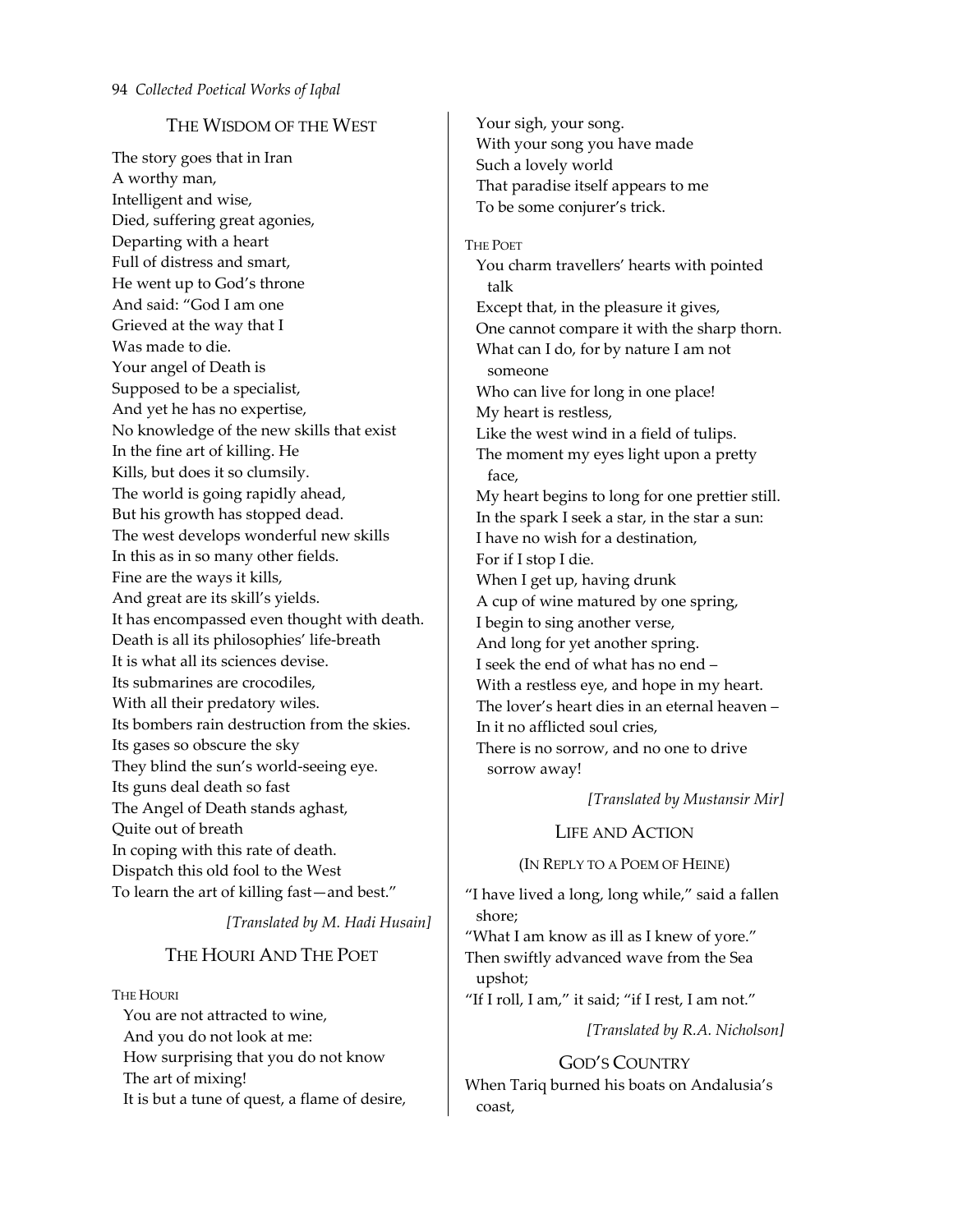## The Wisdom of the West

The story goes that in Iran
A worthy man,
Intelligent and wise,
Died, suffering great agonies,
Departing with a heart
Full of distress and smart,
He went up to God's throne
And said: "God I am one
Grieved at the way that I
Was made to die.
Your angel of Death is
Supposed to be a specialist,
And yet he has no expertise,
No knowledge of the new skills that exist
In the fine art of killing. He
Kills, but does it so clumsily.
The world is going rapidly ahead,
But his growth has stopped dead.
The west develops wonderful new skills
In this as in so many other fields.
Fine are the ways it kills,
And great are its skill's yields.
It has encompassed even thought with death.
Death is all its philosophies' life-breath
It is what all its sciences devise.
Its submarines are crocodiles,
With all their predatory wiles.
Its bombers rain destruction from the skies.
Its gases so obscure the sky
They blind the sun's world-seeing eye.
Its guns deal death so fast
The Angel of Death stands aghast,
Quite out of breath
In coping with this rate of death.
Dispatch this old fool to the West
To learn the art of killing fast—and best."

*[Translated by M. Hadi Husain]*

## The Houri And The Poet

THE HOURI

You are not attracted to wine,
And you do not look at me:
How surprising that you do not know
The art of mixing!
It is but a tune of quest, a flame of desire,
Your sigh, your song.
With your song you have made
Such a lovely world
That paradise itself appears to me
To be some conjurer's trick.

THE POET

You charm travellers' hearts with pointed talk
Except that, in the pleasure it gives,
One cannot compare it with the sharp thorn.
What can I do, for by nature I am not someone
Who can live for long in one place!
My heart is restless,
Like the west wind in a field of tulips.
The moment my eyes light upon a pretty face,
My heart begins to long for one prettier still.
In the spark I seek a star, in the star a sun:
I have no wish for a destination,
For if I stop I die.
When I get up, having drunk
A cup of wine matured by one spring,
I begin to sing another verse,
And long for yet another spring.
I seek the end of what has no end –
With a restless eye, and hope in my heart.
The lover's heart dies in an eternal heaven –
In it no afflicted soul cries,
There is no sorrow, and no one to drive sorrow away!

*[Translated by Mustansir Mir]*

## Life and Action

(In Reply to a Poem of Heine)

"I have lived a long, long while," said a fallen shore;
"What I am know as ill as I knew of yore."
Then swiftly advanced wave from the Sea upshot;
"If I roll, I am," it said; "if I rest, I am not."

*[Translated by R.A. Nicholson]*

## God's Country

When Tariq burned his boats on Andalusia's coast,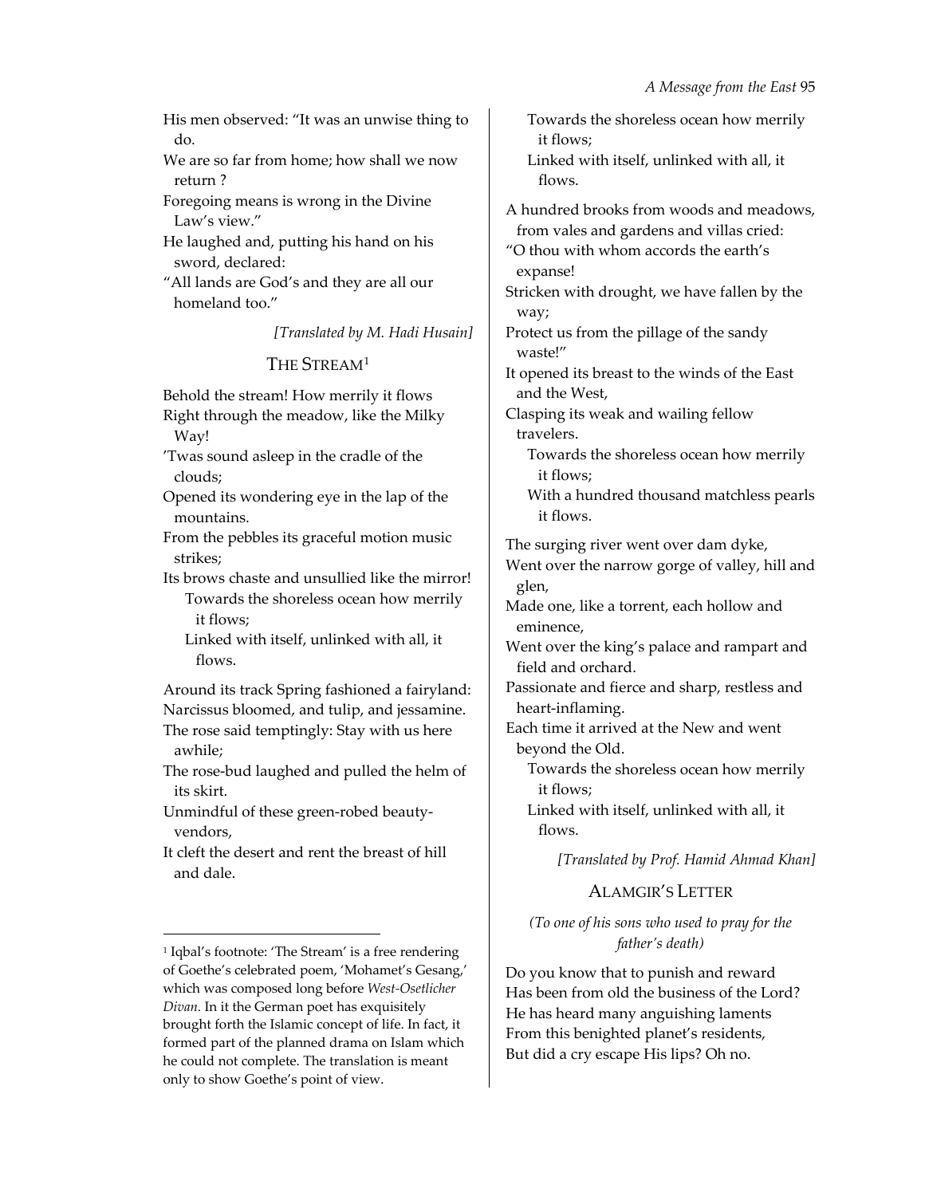His men observed: "It was an unwise thing to do.
We are so far from home; how shall we now return ?
Foregoing means is wrong in the Divine Law's view."
He laughed and, putting his hand on his sword, declared:
"All lands are God's and they are all our homeland too."

*[Translated by M. Hadi Husain]*

## THE STREAM[1]

Behold the stream! How merrily it flows
Right through the meadow, like the Milky Way!
'Twas sound asleep in the cradle of the clouds;
Opened its wondering eye in the lap of the mountains.
From the pebbles its graceful motion music strikes;
Its brows chaste and unsullied like the mirror!
Towards the shoreless ocean how merrily it flows;
Linked with itself, unlinked with all, it flows.

Around its track Spring fashioned a fairyland:
Narcissus bloomed, and tulip, and jessamine.
The rose said temptingly: Stay with us here awhile;
The rose-bud laughed and pulled the helm of its skirt.
Unmindful of these green-robed beauty-vendors,
It cleft the desert and rent the breast of hill and dale.
Towards the shoreless ocean how merrily it flows;
Linked with itself, unlinked with all, it flows.

A hundred brooks from woods and meadows, from vales and gardens and villas cried:
"O thou with whom accords the earth's expanse!
Stricken with drought, we have fallen by the way;
Protect us from the pillage of the sandy waste!"
It opened its breast to the winds of the East and the West,
Clasping its weak and wailing fellow travelers.
Towards the shoreless ocean how merrily it flows;
With a hundred thousand matchless pearls it flows.

The surging river went over dam dyke,
Went over the narrow gorge of valley, hill and glen,
Made one, like a torrent, each hollow and eminence,
Went over the king's palace and rampart and field and orchard.
Passionate and fierce and sharp, restless and heart-inflaming.
Each time it arrived at the New and went beyond the Old.
Towards the shoreless ocean how merrily it flows;
Linked with itself, unlinked with all, it flows.

*[Translated by Prof. Hamid Ahmad Khan]*

## ALAMGIR'S LETTER

*(To one of his sons who used to pray for the father's death)*

Do you know that to punish and reward
Has been from old the business of the Lord?
He has heard many anguishing laments
From this benighted planet's residents,
But did a cry escape His lips? Oh no.

---

[1] Iqbal's footnote: 'The Stream' is a free rendering of Goethe's celebrated poem, 'Mohamet's Gesang,' which was composed long before *West-Osetlicher Divan.* In it the German poet has exquisitely brought forth the Islamic concept of life. In fact, it formed part of the planned drama on Islam which he could not complete. The translation is meant only to show Goethe's point of view.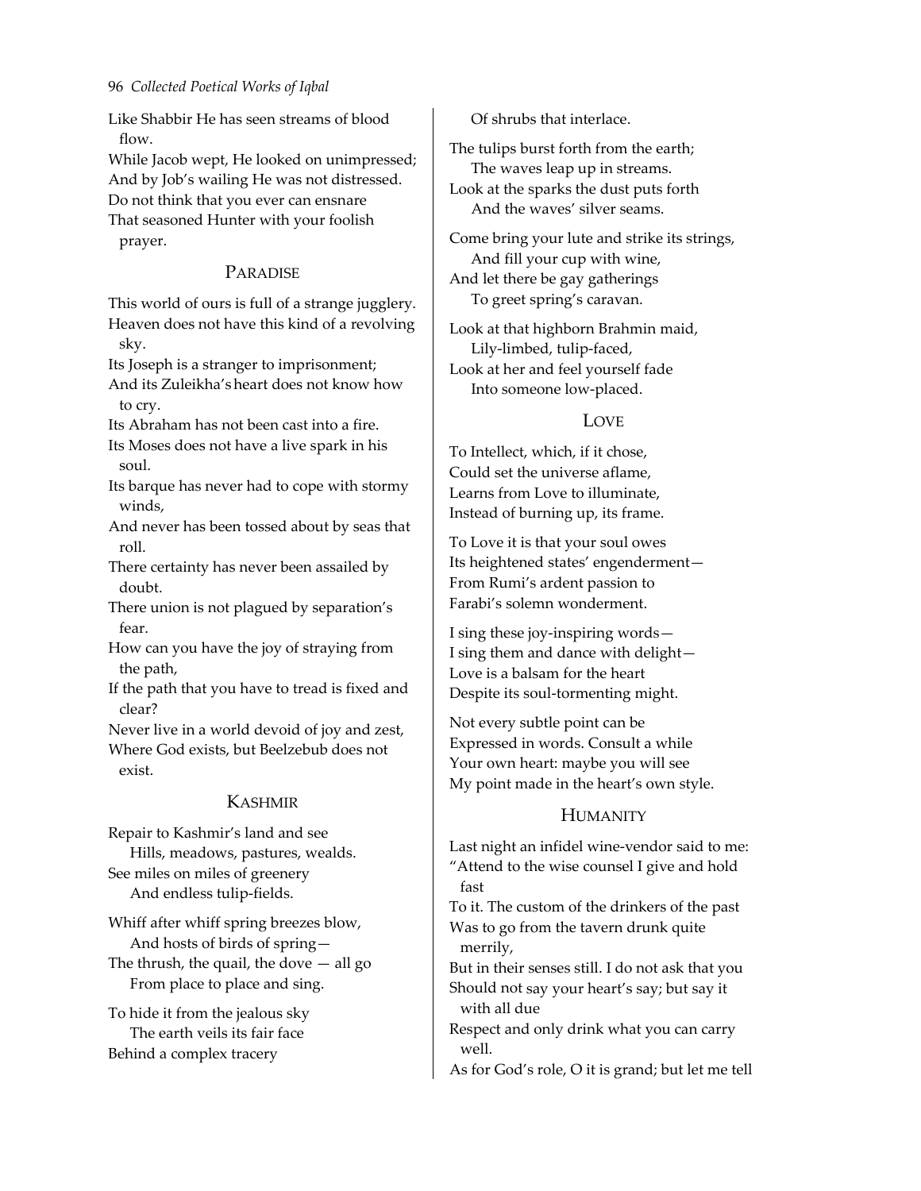Like Shabbir He has seen streams of blood flow.
While Jacob wept, He looked on unimpressed;
And by Job's wailing He was not distressed.
Do not think that you ever can ensnare
That seasoned Hunter with your foolish prayer.

## Paradise

This world of ours is full of a strange jugglery.
Heaven does not have this kind of a revolving sky.
Its Joseph is a stranger to imprisonment;
And its Zuleikha's heart does not know how to cry.
Its Abraham has not been cast into a fire.
Its Moses does not have a live spark in his soul.
Its barque has never had to cope with stormy winds,
And never has been tossed about by seas that roll.
There certainty has never been assailed by doubt.
There union is not plagued by separation's fear.
How can you have the joy of straying from the path,
If the path that you have to tread is fixed and clear?
Never live in a world devoid of joy and zest,
Where God exists, but Beelzebub does not exist.

## Kashmir

Repair to Kashmir's land and see
 Hills, meadows, pastures, wealds.
See miles on miles of greenery
 And endless tulip-fields.

Whiff after whiff spring breezes blow,
 And hosts of birds of spring—
The thrush, the quail, the dove — all go
 From place to place and sing.

To hide it from the jealous sky
 The earth veils its fair face
Behind a complex tracery
 Of shrubs that interlace.

The tulips burst forth from the earth;
 The waves leap up in streams.
Look at the sparks the dust puts forth
 And the waves' silver seams.

Come bring your lute and strike its strings,
 And fill your cup with wine,
And let there be gay gatherings
 To greet spring's caravan.

Look at that highborn Brahmin maid,
 Lily-limbed, tulip-faced,
Look at her and feel yourself fade
 Into someone low-placed.

## Love

To Intellect, which, if it chose,
Could set the universe aflame,
Learns from Love to illuminate,
Instead of burning up, its frame.

To Love it is that your soul owes
Its heightened states' engenderment—
From Rumi's ardent passion to
Farabi's solemn wonderment.

I sing these joy-inspiring words—
I sing them and dance with delight—
Love is a balsam for the heart
Despite its soul-tormenting might.

Not every subtle point can be
Expressed in words. Consult a while
Your own heart: maybe you will see
My point made in the heart's own style.

## Humanity

Last night an infidel wine-vendor said to me:
"Attend to the wise counsel I give and hold fast
To it. The custom of the drinkers of the past
Was to go from the tavern drunk quite merrily,
But in their senses still. I do not ask that you
Should not say your heart's say; but say it with all due
Respect and only drink what you can carry well.
As for God's role, O it is grand; but let me tell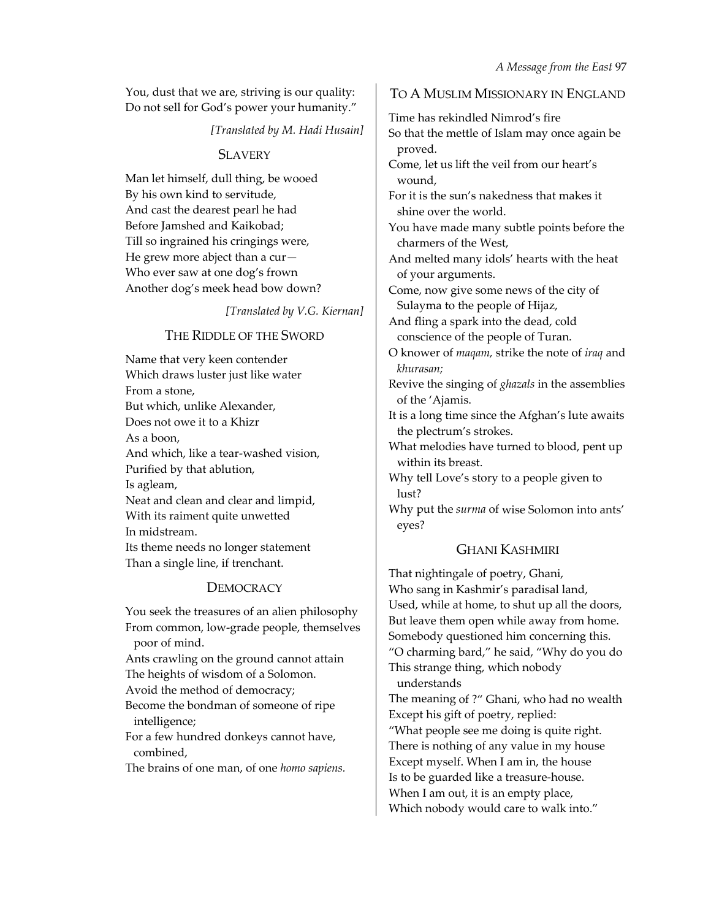You, dust that we are, striving is our quality:
Do not sell for God's power your humanity."

*[Translated by M. Hadi Husain]*

## SLAVERY

Man let himself, dull thing, be wooed
By his own kind to servitude,
And cast the dearest pearl he had
Before Jamshed and Kaikobad;
Till so ingrained his cringings were,
He grew more abject than a cur—
Who ever saw at one dog's frown
Another dog's meek head bow down?

*[Translated by V.G. Kiernan]*

## THE RIDDLE OF THE SWORD

Name that very keen contender
Which draws luster just like water
From a stone,
But which, unlike Alexander,
Does not owe it to a Khizr
As a boon,
And which, like a tear-washed vision,
Purified by that ablution,
Is agleam,
Neat and clean and clear and limpid,
With its raiment quite unwetted
In midstream.
Its theme needs no longer statement
Than a single line, if trenchant.

## DEMOCRACY

You seek the treasures of an alien philosophy
From common, low-grade people, themselves poor of mind.
Ants crawling on the ground cannot attain
The heights of wisdom of a Solomon.
Avoid the method of democracy;
Become the bondman of someone of ripe intelligence;
For a few hundred donkeys cannot have, combined,
The brains of one man, of one *homo sapiens.*

## TO A MUSLIM MISSIONARY IN ENGLAND

Time has rekindled Nimrod's fire
So that the mettle of Islam may once again be proved.
Come, let us lift the veil from our heart's wound,
For it is the sun's nakedness that makes it shine over the world.
You have made many subtle points before the charmers of the West,
And melted many idols' hearts with the heat of your arguments.
Come, now give some news of the city of Sulayma to the people of Hijaz,
And fling a spark into the dead, cold conscience of the people of Turan.
O knower of *maqam,* strike the note of *iraq* and *khurasan;*
Revive the singing of *ghazals* in the assemblies of the 'Ajamis.
It is a long time since the Afghan's lute awaits the plectrum's strokes.
What melodies have turned to blood, pent up within its breast.
Why tell Love's story to a people given to lust?
Why put the *surma* of wise Solomon into ants' eyes?

## GHANI KASHMIRI

That nightingale of poetry, Ghani,
Who sang in Kashmir's paradisal land,
Used, while at home, to shut up all the doors,
But leave them open while away from home.
Somebody questioned him concerning this.
"O charming bard," he said, "Why do you do
This strange thing, which nobody understands
The meaning of ?" Ghani, who had no wealth
Except his gift of poetry, replied:
"What people see me doing is quite right.
There is nothing of any value in my house
Except myself. When I am in, the house
Is to be guarded like a treasure-house.
When I am out, it is an empty place,
Which nobody would care to walk into."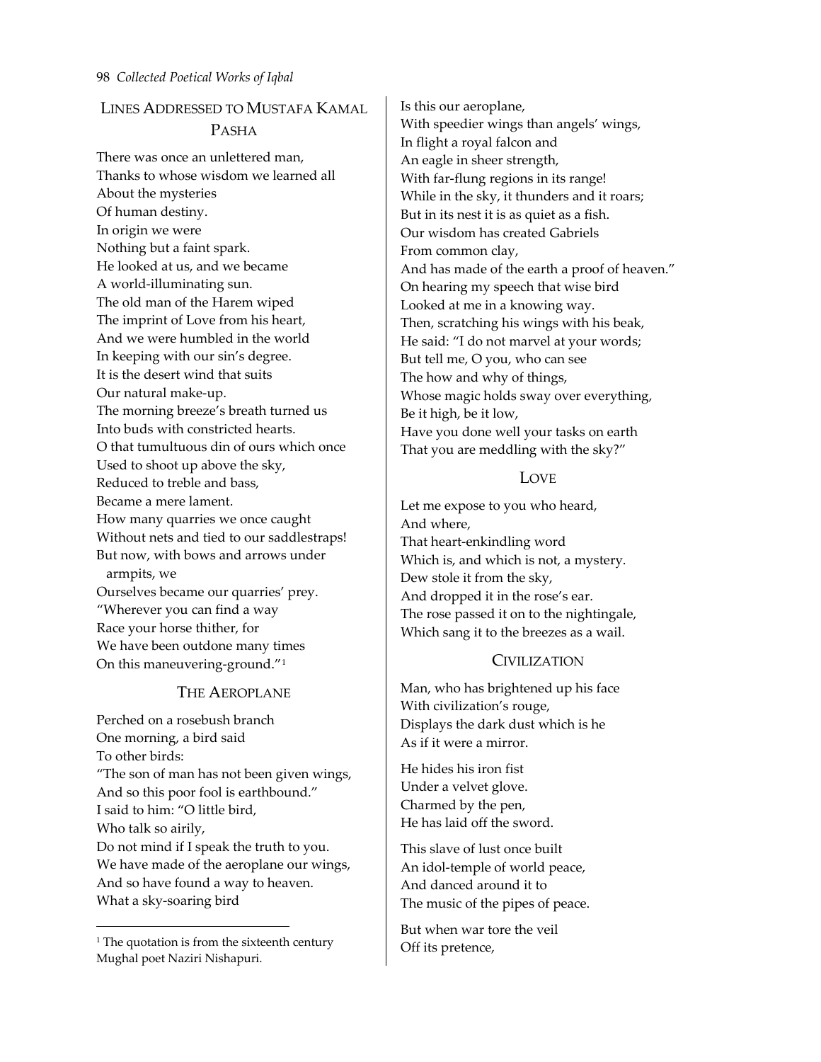## Lines Addressed to Mustafa Kamal Pasha

There was once an unlettered man,
Thanks to whose wisdom we learned all
About the mysteries
Of human destiny.
In origin we were
Nothing but a faint spark.
He looked at us, and we became
A world-illuminating sun.
The old man of the Harem wiped
The imprint of Love from his heart,
And we were humbled in the world
In keeping with our sin's degree.
It is the desert wind that suits
Our natural make-up.
The morning breeze's breath turned us
Into buds with constricted hearts.
O that tumultuous din of ours which once
Used to shoot up above the sky,
Reduced to treble and bass,
Became a mere lament.
How many quarries we once caught
Without nets and tied to our saddlestraps!
But now, with bows and arrows under armpits, we
Ourselves became our quarries' prey.
"Wherever you can find a way
Race your horse thither, for
We have been outdone many times
On this maneuvering-ground."[1]

## The Aeroplane

Perched on a rosebush branch
One morning, a bird said
To other birds:
"The son of man has not been given wings,
And so this poor fool is earthbound."
I said to him: "O little bird,
Who talk so airily,
Do not mind if I speak the truth to you.
We have made of the aeroplane our wings,
And so have found a way to heaven.
What a sky-soaring bird
Is this our aeroplane,
With speedier wings than angels' wings,
In flight a royal falcon and
An eagle in sheer strength,
With far-flung regions in its range!
While in the sky, it thunders and it roars;
But in its nest it is as quiet as a fish.
Our wisdom has created Gabriels
From common clay,
And has made of the earth a proof of heaven."
On hearing my speech that wise bird
Looked at me in a knowing way.
Then, scratching his wings with his beak,
He said: "I do not marvel at your words;
But tell me, O you, who can see
The how and why of things,
Whose magic holds sway over everything,
Be it high, be it low,
Have you done well your tasks on earth
That you are meddling with the sky?"

## Love

Let me expose to you who heard,
And where,
That heart-enkindling word
Which is, and which is not, a mystery.
Dew stole it from the sky,
And dropped it in the rose's ear.
The rose passed it on to the nightingale,
Which sang it to the breezes as a wail.

## Civilization

Man, who has brightened up his face
With civilization's rouge,
Displays the dark dust which is he
As if it were a mirror.

He hides his iron fist
Under a velvet glove.
Charmed by the pen,
He has laid off the sword.

This slave of lust once built
An idol-temple of world peace,
And danced around it to
The music of the pipes of peace.

But when war tore the veil
Off its pretence,

---

[1] The quotation is from the sixteenth century Mughal poet Naziri Nishapuri.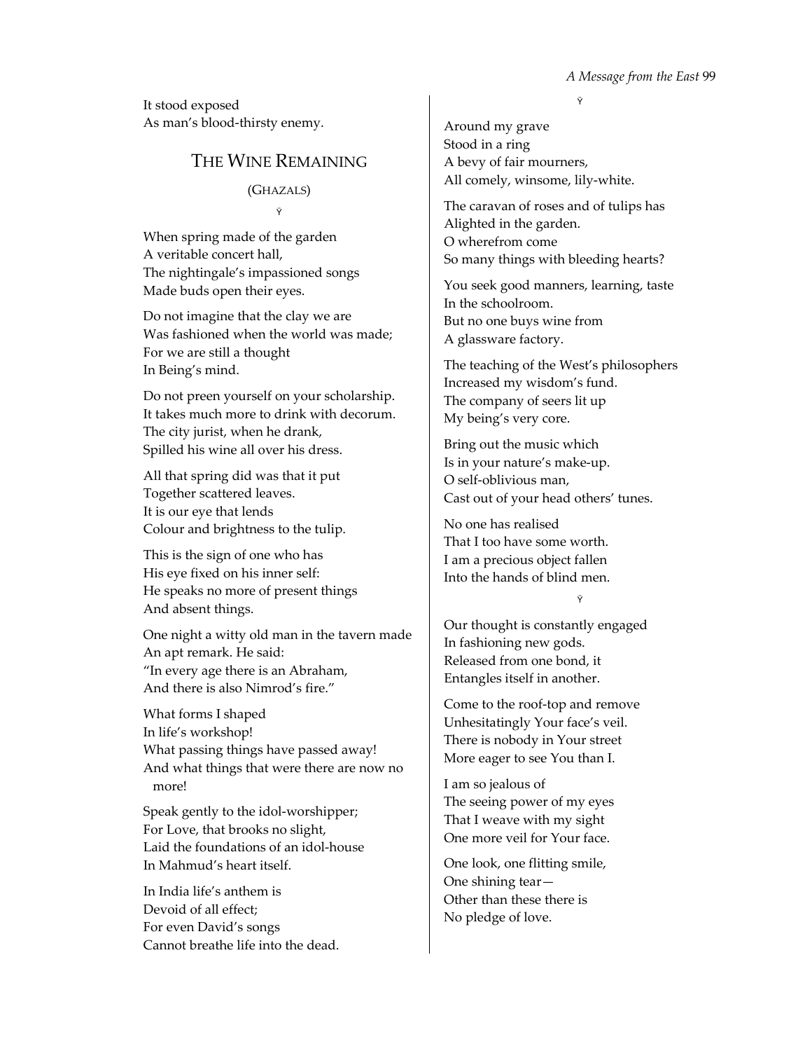It stood exposed
As man's blood-thirsty enemy.

## The Wine Remaining

(Ghazals)

ÿ

When spring made of the garden
A veritable concert hall,
The nightingale's impassioned songs
Made buds open their eyes.

Do not imagine that the clay we are
Was fashioned when the world was made;
For we are still a thought
In Being's mind.

Do not preen yourself on your scholarship.
It takes much more to drink with decorum.
The city jurist, when he drank,
Spilled his wine all over his dress.

All that spring did was that it put
Together scattered leaves.
It is our eye that lends
Colour and brightness to the tulip.

This is the sign of one who has
His eye fixed on his inner self:
He speaks no more of present things
And absent things.

One night a witty old man in the tavern made
An apt remark. He said:
"In every age there is an Abraham,
And there is also Nimrod's fire."

What forms I shaped
In life's workshop!
What passing things have passed away!
And what things that were there are now no more!

Speak gently to the idol-worshipper;
For Love, that brooks no slight,
Laid the foundations of an idol-house
In Mahmud's heart itself.

In India life's anthem is
Devoid of all effect;
For even David's songs
Cannot breathe life into the dead.

ÿ

Around my grave
Stood in a ring
A bevy of fair mourners,
All comely, winsome, lily-white.

The caravan of roses and of tulips has
Alighted in the garden.
O wherefrom come
So many things with bleeding hearts?

You seek good manners, learning, taste
In the schoolroom.
But no one buys wine from
A glassware factory.

The teaching of the West's philosophers
Increased my wisdom's fund.
The company of seers lit up
My being's very core.

Bring out the music which
Is in your nature's make-up.
O self-oblivious man,
Cast out of your head others' tunes.

No one has realised
That I too have some worth.
I am a precious object fallen
Into the hands of blind men.

ÿ

Our thought is constantly engaged
In fashioning new gods.
Released from one bond, it
Entangles itself in another.

Come to the roof-top and remove
Unhesitatingly Your face's veil.
There is nobody in Your street
More eager to see You than I.

I am so jealous of
The seeing power of my eyes
That I weave with my sight
One more veil for Your face.

One look, one flitting smile,
One shining tear—
Other than these there is
No pledge of love.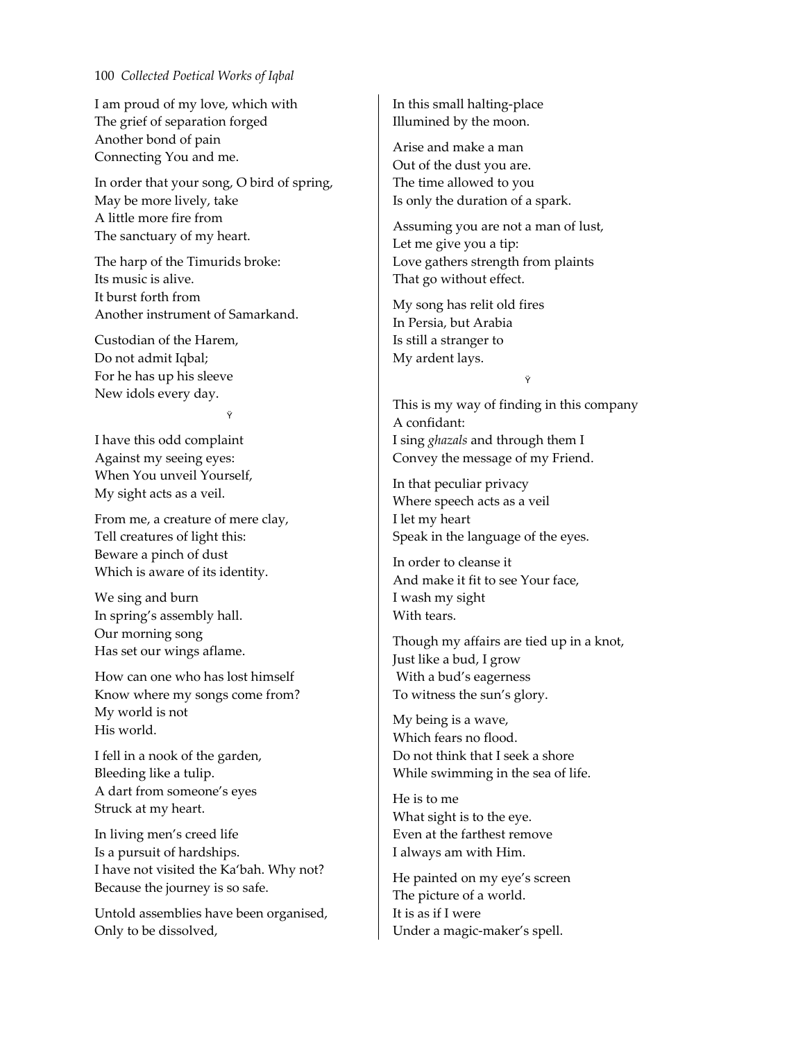I am proud of my love, which with
The grief of separation forged
Another bond of pain
Connecting You and me.

In order that your song, O bird of spring,
May be more lively, take
A little more fire from
The sanctuary of my heart.

The harp of the Timurids broke:
Its music is alive.
It burst forth from
Another instrument of Samarkand.

Custodian of the Harem,
Do not admit Iqbal;
For he has up his sleeve
New idols every day.

Ÿ

I have this odd complaint
Against my seeing eyes:
When You unveil Yourself,
My sight acts as a veil.

From me, a creature of mere clay,
Tell creatures of light this:
Beware a pinch of dust
Which is aware of its identity.

We sing and burn
In spring's assembly hall.
Our morning song
Has set our wings aflame.

How can one who has lost himself
Know where my songs come from?
My world is not
His world.

I fell in a nook of the garden,
Bleeding like a tulip.
A dart from someone's eyes
Struck at my heart.

In living men's creed life
Is a pursuit of hardships.
I have not visited the Ka'bah. Why not?
Because the journey is so safe.

Untold assemblies have been organised,
Only to be dissolved,
In this small halting-place
Illumined by the moon.

Arise and make a man
Out of the dust you are.
The time allowed to you
Is only the duration of a spark.

Assuming you are not a man of lust,
Let me give you a tip:
Love gathers strength from plaints
That go without effect.

My song has relit old fires
In Persia, but Arabia
Is still a stranger to
My ardent lays.

Ÿ

This is my way of finding in this company
A confidant:
I sing *ghazals* and through them I
Convey the message of my Friend.

In that peculiar privacy
Where speech acts as a veil
I let my heart
Speak in the language of the eyes.

In order to cleanse it
And make it fit to see Your face,
I wash my sight
With tears.

Though my affairs are tied up in a knot,
Just like a bud, I grow
With a bud's eagerness
To witness the sun's glory.

My being is a wave,
Which fears no flood.
Do not think that I seek a shore
While swimming in the sea of life.

He is to me
What sight is to the eye.
Even at the farthest remove
I always am with Him.

He painted on my eye's screen
The picture of a world.
It is as if I were
Under a magic-maker's spell.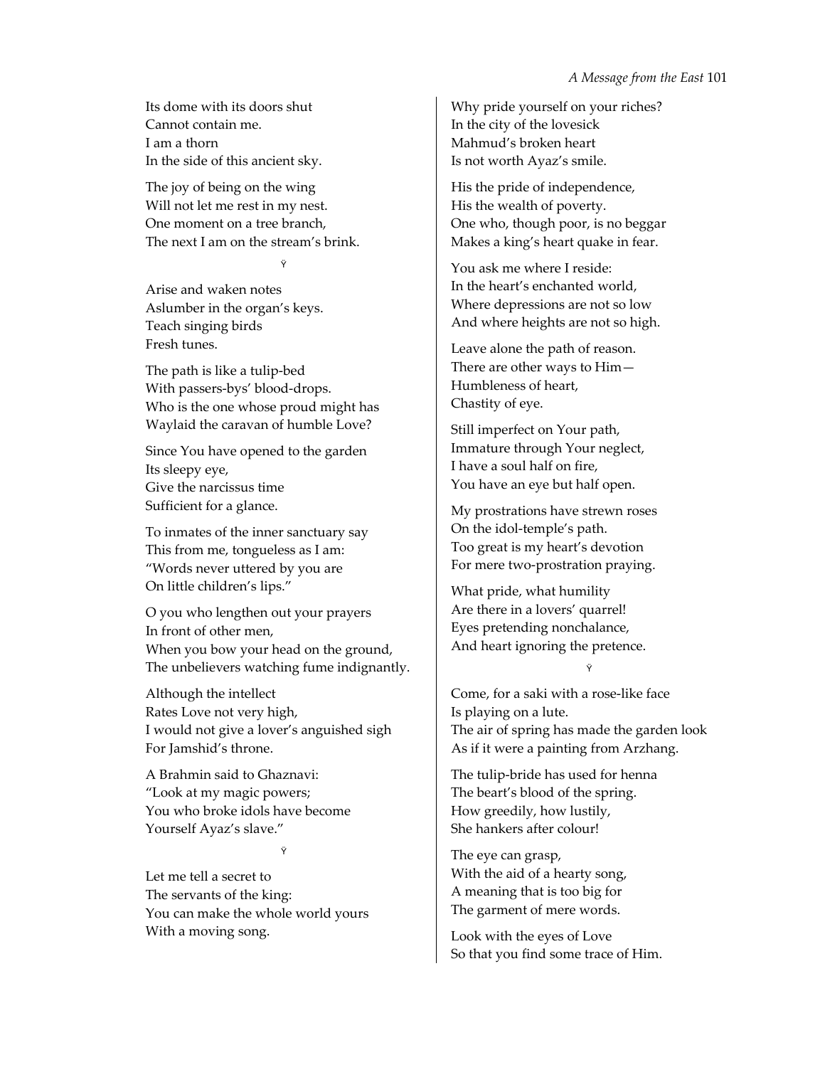Its dome with its doors shut
Cannot contain me.
I am a thorn
In the side of this ancient sky.

The joy of being on the wing
Will not let me rest in my nest.
One moment on a tree branch,
The next I am on the stream's brink.

۲

Arise and waken notes
Aslumber in the organ's keys.
Teach singing birds
Fresh tunes.

The path is like a tulip-bed
With passers-bys' blood-drops.
Who is the one whose proud might has
Waylaid the caravan of humble Love?

Since You have opened to the garden
Its sleepy eye,
Give the narcissus time
Sufficient for a glance.

To inmates of the inner sanctuary say
This from me, tongueless as I am:
"Words never uttered by you are
On little children's lips."

O you who lengthen out your prayers
In front of other men,
When you bow your head on the ground,
The unbelievers watching fume indignantly.

Although the intellect
Rates Love not very high,
I would not give a lover's anguished sigh
For Jamshid's throne.

A Brahmin said to Ghaznavi:
"Look at my magic powers;
You who broke idols have become
Yourself Ayaz's slave."

۲

Let me tell a secret to
The servants of the king:
You can make the whole world yours
With a moving song.

Why pride yourself on your riches?
In the city of the lovesick
Mahmud's broken heart
Is not worth Ayaz's smile.

His the pride of independence,
His the wealth of poverty.
One who, though poor, is no beggar
Makes a king's heart quake in fear.

You ask me where I reside:
In the heart's enchanted world,
Where depressions are not so low
And where heights are not so high.

Leave alone the path of reason.
There are other ways to Him—
Humbleness of heart,
Chastity of eye.

Still imperfect on Your path,
Immature through Your neglect,
I have a soul half on fire,
You have an eye but half open.

My prostrations have strewn roses
On the idol-temple's path.
Too great is my heart's devotion
For mere two-prostration praying.

What pride, what humility
Are there in a lovers' quarrel!
Eyes pretending nonchalance,
And heart ignoring the pretence.

۲

Come, for a saki with a rose-like face
Is playing on a lute.
The air of spring has made the garden look
As if it were a painting from Arzhang.

The tulip-bride has used for henna
The beart's blood of the spring.
How greedily, how lustily,
She hankers after colour!

The eye can grasp,
With the aid of a hearty song,
A meaning that is too big for
The garment of mere words.

Look with the eyes of Love
So that you find some trace of Him.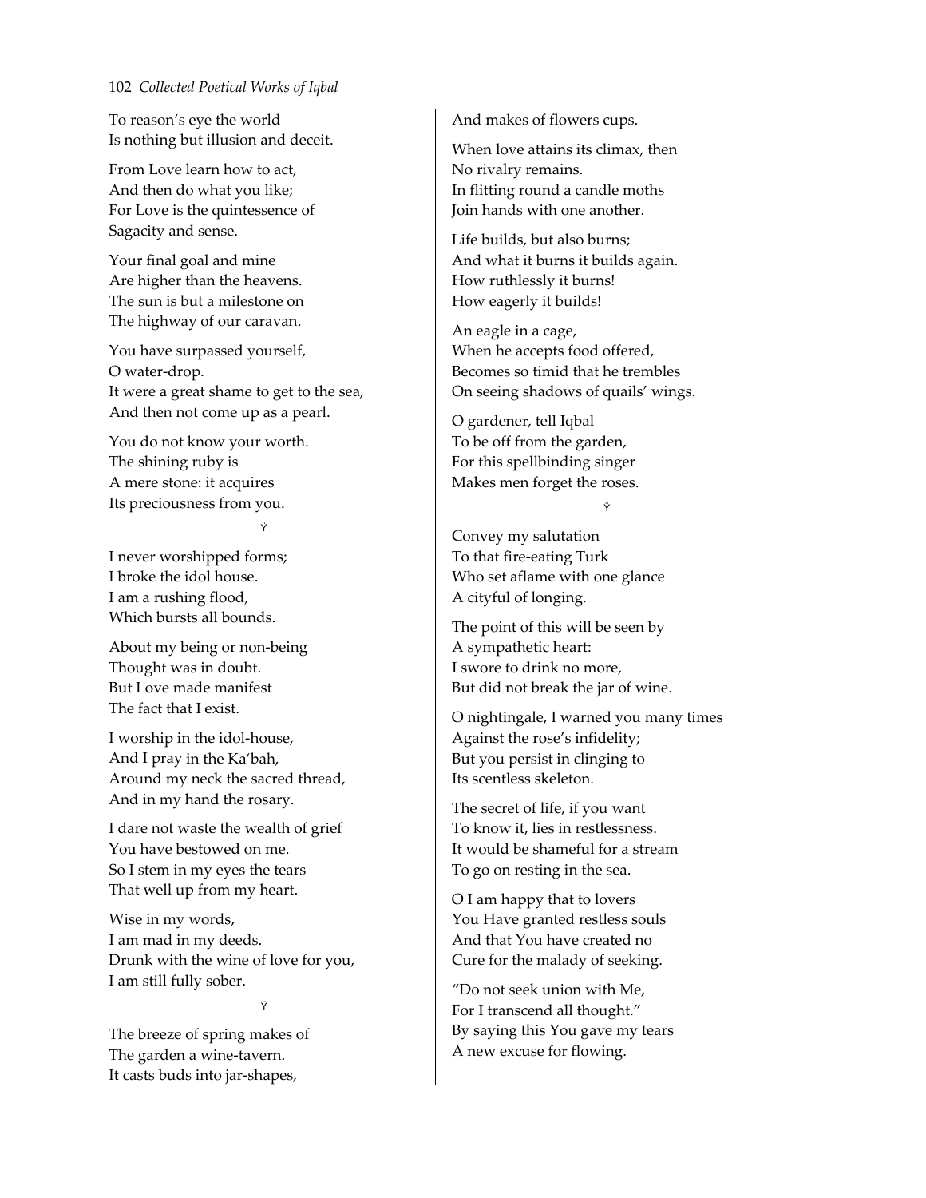To reason's eye the world
Is nothing but illusion and deceit.

From Love learn how to act,
And then do what you like;
For Love is the quintessence of
Sagacity and sense.

Your final goal and mine
Are higher than the heavens.
The sun is but a milestone on
The highway of our caravan.

You have surpassed yourself,
O water-drop.
It were a great shame to get to the sea,
And then not come up as a pearl.

You do not know your worth.
The shining ruby is
A mere stone: it acquires
Its preciousness from you.

Ÿ

I never worshipped forms;
I broke the idol house.
I am a rushing flood,
Which bursts all bounds.

About my being or non-being
Thought was in doubt.
But Love made manifest
The fact that I exist.

I worship in the idol-house,
And I pray in the Ka'bah,
Around my neck the sacred thread,
And in my hand the rosary.

I dare not waste the wealth of grief
You have bestowed on me.
So I stem in my eyes the tears
That well up from my heart.

Wise in my words,
I am mad in my deeds.
Drunk with the wine of love for you,
I am still fully sober.

Ÿ

The breeze of spring makes of
The garden a wine-tavern.
It casts buds into jar-shapes,
And makes of flowers cups.

When love attains its climax, then
No rivalry remains.
In flitting round a candle moths
Join hands with one another.

Life builds, but also burns;
And what it burns it builds again.
How ruthlessly it burns!
How eagerly it builds!

An eagle in a cage,
When he accepts food offered,
Becomes so timid that he trembles
On seeing shadows of quails' wings.

O gardener, tell Iqbal
To be off from the garden,
For this spellbinding singer
Makes men forget the roses.

Ÿ

Convey my salutation
To that fire-eating Turk
Who set aflame with one glance
A cityful of longing.

The point of this will be seen by
A sympathetic heart:
I swore to drink no more,
But did not break the jar of wine.

O nightingale, I warned you many times
Against the rose's infidelity;
But you persist in clinging to
Its scentless skeleton.

The secret of life, if you want
To know it, lies in restlessness.
It would be shameful for a stream
To go on resting in the sea.

O I am happy that to lovers
You Have granted restless souls
And that You have created no
Cure for the malady of seeking.

"Do not seek union with Me,
For I transcend all thought."
By saying this You gave my tears
A new excuse for flowing.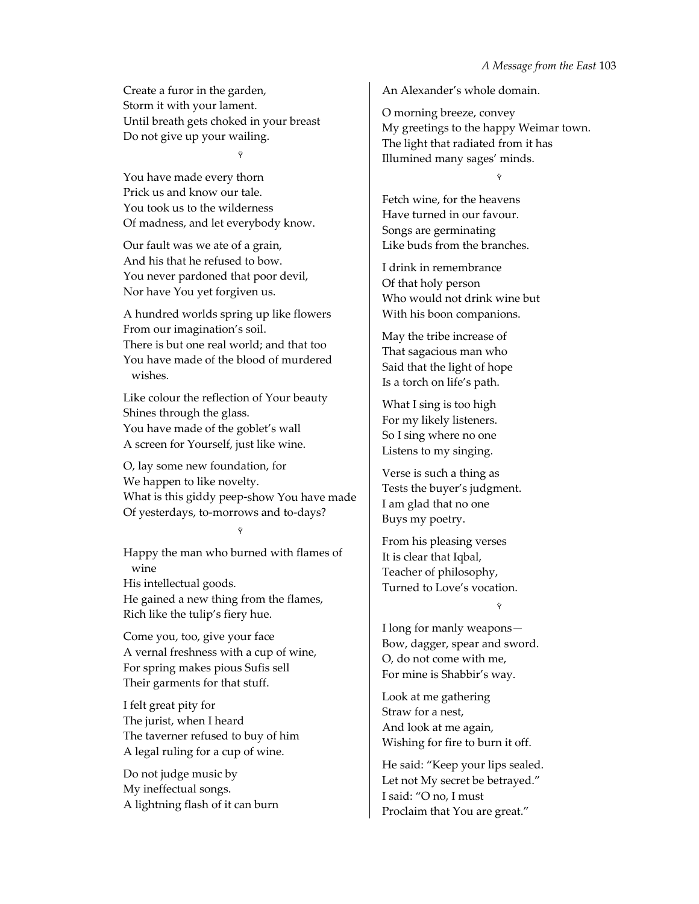Create a furor in the garden,
Storm it with your lament.
Until breath gets choked in your breast
Do not give up your wailing.

۷

You have made every thorn
Prick us and know our tale.
You took us to the wilderness
Of madness, and let everybody know.

Our fault was we ate of a grain,
And his that he refused to bow.
You never pardoned that poor devil,
Nor have You yet forgiven us.

A hundred worlds spring up like flowers
From our imagination's soil.
There is but one real world; and that too
You have made of the blood of murdered wishes.

Like colour the reflection of Your beauty
Shines through the glass.
You have made of the goblet's wall
A screen for Yourself, just like wine.

O, lay some new foundation, for
We happen to like novelty.
What is this giddy peep-show You have made
Of yesterdays, to-morrows and to-days?

۷

Happy the man who burned with flames of wine
His intellectual goods.
He gained a new thing from the flames,
Rich like the tulip's fiery hue.

Come you, too, give your face
A vernal freshness with a cup of wine,
For spring makes pious Sufis sell
Their garments for that stuff.

I felt great pity for
The jurist, when I heard
The taverner refused to buy of him
A legal ruling for a cup of wine.

Do not judge music by
My ineffectual songs.
A lightning flash of it can burn
An Alexander's whole domain.

O morning breeze, convey
My greetings to the happy Weimar town.
The light that radiated from it has
Illumined many sages' minds.

۷

Fetch wine, for the heavens
Have turned in our favour.
Songs are germinating
Like buds from the branches.

I drink in remembrance
Of that holy person
Who would not drink wine but
With his boon companions.

May the tribe increase of
That sagacious man who
Said that the light of hope
Is a torch on life's path.

What I sing is too high
For my likely listeners.
So I sing where no one
Listens to my singing.

Verse is such a thing as
Tests the buyer's judgment.
I am glad that no one
Buys my poetry.

From his pleasing verses
It is clear that Iqbal,
Teacher of philosophy,
Turned to Love's vocation.

۷

I long for manly weapons—
Bow, dagger, spear and sword.
O, do not come with me,
For mine is Shabbir's way.

Look at me gathering
Straw for a nest,
And look at me again,
Wishing for fire to burn it off.

He said: "Keep your lips sealed.
Let not My secret be betrayed."
I said: "O no, I must
Proclaim that You are great."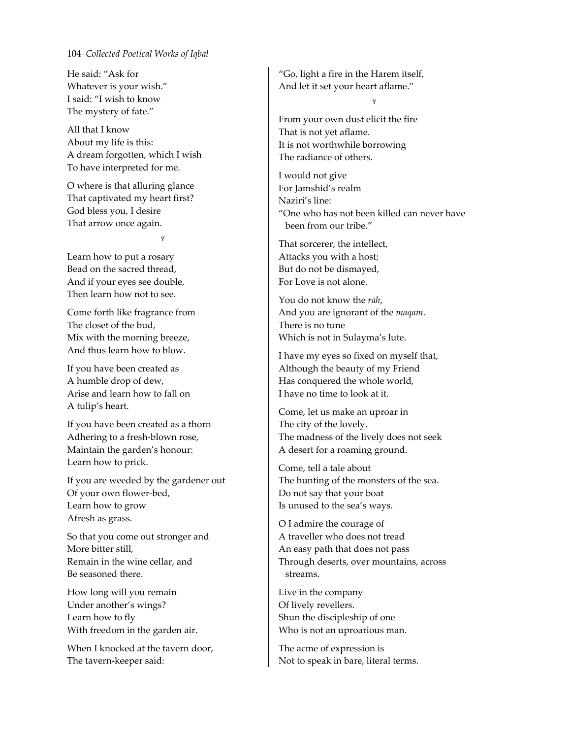He said: "Ask for
Whatever is your wish."
I said: "I wish to know
The mystery of fate."

All that I know
About my life is this:
A dream forgotten, which I wish
To have interpreted for me.

O where is that alluring glance
That captivated my heart first?
God bless you, I desire
That arrow once again.

Ÿ

Learn how to put a rosary
Bead on the sacred thread,
And if your eyes see double,
Then learn how not to see.

Come forth like fragrance from
The closet of the bud,
Mix with the morning breeze,
And thus learn how to blow.

If you have been created as
A humble drop of dew,
Arise and learn how to fall on
A tulip's heart.

If you have been created as a thorn
Adhering to a fresh-blown rose,
Maintain the garden's honour:
Learn how to prick.

If you are weeded by the gardener out
Of your own flower-bed,
Learn how to grow
Afresh as grass.

So that you come out stronger and
More bitter still,
Remain in the wine cellar, and
Be seasoned there.

How long will you remain
Under another's wings?
Learn how to fly
With freedom in the garden air.

When I knocked at the tavern door,
The tavern-keeper said:
"Go, light a fire in the Harem itself,
And let it set your heart aflame."

Ÿ

From your own dust elicit the fire
That is not yet aflame.
It is not worthwhile borrowing
The radiance of others.

I would not give
For Jamshid's realm
Naziri's line:
"One who has not been killed can never have
been from our tribe."

That sorcerer, the intellect,
Attacks you with a host;
But do not be dismayed,
For Love is not alone.

You do not know the *rah*,
And you are ignorant of the *maqam*.
There is no tune
Which is not in Sulayma's lute.

I have my eyes so fixed on myself that,
Although the beauty of my Friend
Has conquered the whole world,
I have no time to look at it.

Come, let us make an uproar in
The city of the lovely.
The madness of the lively does not seek
A desert for a roaming ground.

Come, tell a tale about
The hunting of the monsters of the sea.
Do not say that your boat
Is unused to the sea's ways.

O I admire the courage of
A traveller who does not tread
An easy path that does not pass
Through deserts, over mountains, across
streams.

Live in the company
Of lively revellers.
Shun the discipleship of one
Who is not an uproarious man.

The acme of expression is
Not to speak in bare, literal terms.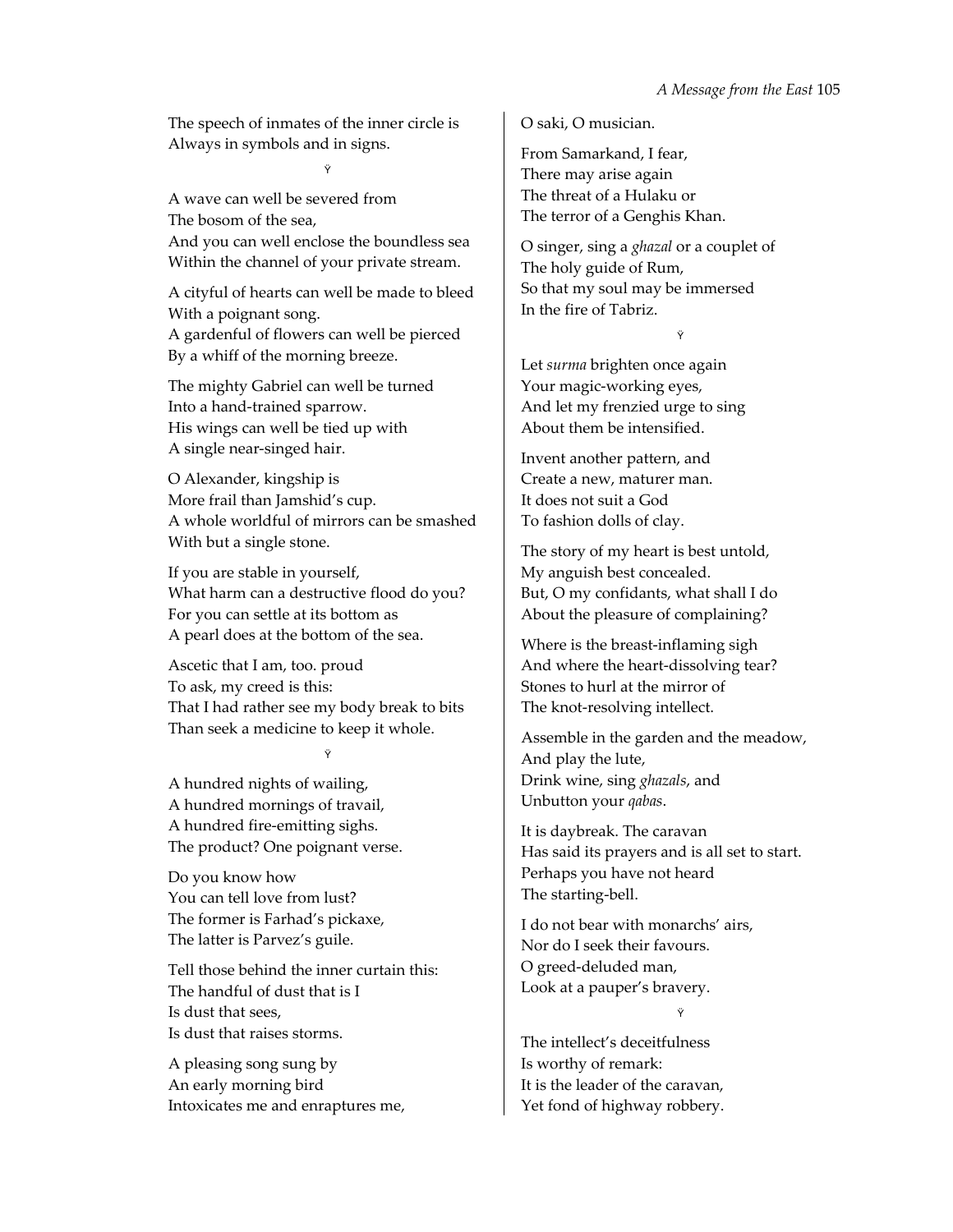The speech of inmates of the inner circle is
Always in symbols and in signs.

۷

A wave can well be severed from
The bosom of the sea,
And you can well enclose the boundless sea
Within the channel of your private stream.

A cityful of hearts can well be made to bleed
With a poignant song.
A gardenful of flowers can well be pierced
By a whiff of the morning breeze.

The mighty Gabriel can well be turned
Into a hand-trained sparrow.
His wings can well be tied up with
A single near-singed hair.

O Alexander, kingship is
More frail than Jamshid's cup.
A whole worldful of mirrors can be smashed
With but a single stone.

If you are stable in yourself,
What harm can a destructive flood do you?
For you can settle at its bottom as
A pearl does at the bottom of the sea.

Ascetic that I am, too. proud
To ask, my creed is this:
That I had rather see my body break to bits
Than seek a medicine to keep it whole.

۷

A hundred nights of wailing,
A hundred mornings of travail,
A hundred fire-emitting sighs.
The product? One poignant verse.

Do you know how
You can tell love from lust?
The former is Farhad's pickaxe,
The latter is Parvez's guile.

Tell those behind the inner curtain this:
The handful of dust that is I
Is dust that sees,
Is dust that raises storms.

A pleasing song sung by
An early morning bird
Intoxicates me and enraptures me,
O saki, O musician.

From Samarkand, I fear,
There may arise again
The threat of a Hulaku or
The terror of a Genghis Khan.

O singer, sing a *ghazal* or a couplet of
The holy guide of Rum,
So that my soul may be immersed
In the fire of Tabriz.

۷

Let *surma* brighten once again
Your magic-working eyes,
And let my frenzied urge to sing
About them be intensified.

Invent another pattern, and
Create a new, maturer man.
It does not suit a God
To fashion dolls of clay.

The story of my heart is best untold,
My anguish best concealed.
But, O my confidants, what shall I do
About the pleasure of complaining?

Where is the breast-inflaming sigh
And where the heart-dissolving tear?
Stones to hurl at the mirror of
The knot-resolving intellect.

Assemble in the garden and the meadow,
And play the lute,
Drink wine, sing *ghazals*, and
Unbutton your *qabas*.

It is daybreak. The caravan
Has said its prayers and is all set to start.
Perhaps you have not heard
The starting-bell.

I do not bear with monarchs' airs,
Nor do I seek their favours.
O greed-deluded man,
Look at a pauper's bravery.

۷

The intellect's deceitfulness
Is worthy of remark:
It is the leader of the caravan,
Yet fond of highway robbery.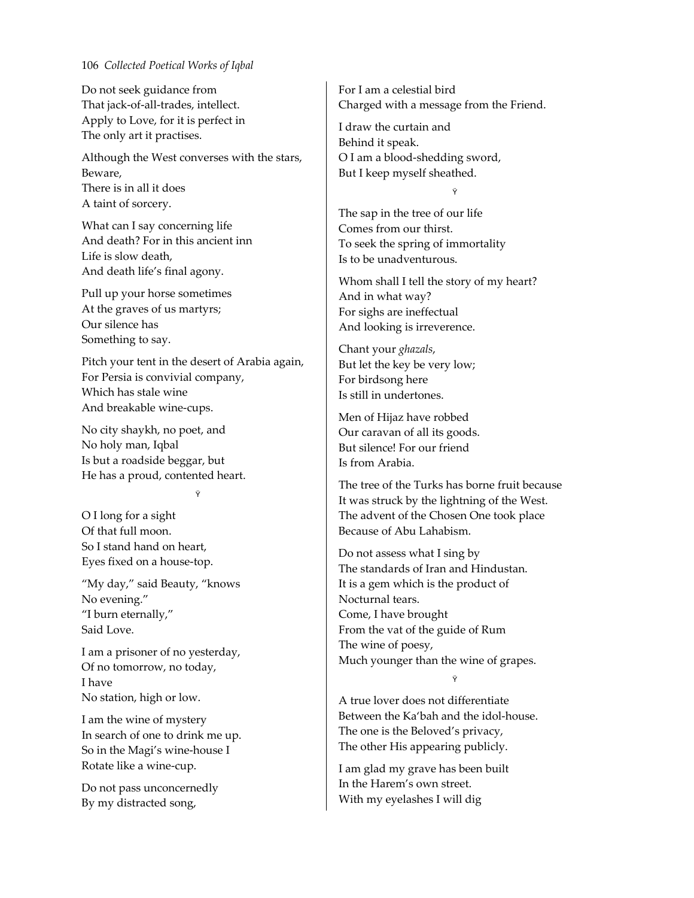Do not seek guidance from
That jack-of-all-trades, intellect.
Apply to Love, for it is perfect in
The only art it practises.

Although the West converses with the stars,
Beware,
There is in all it does
A taint of sorcery.

What can I say concerning life
And death? For in this ancient inn
Life is slow death,
And death life's final agony.

Pull up your horse sometimes
At the graves of us martyrs;
Our silence has
Something to say.

Pitch your tent in the desert of Arabia again,
For Persia is convivial company,
Which has stale wine
And breakable wine-cups.

No city shaykh, no poet, and
No holy man, Iqbal
Is but a roadside beggar, but
He has a proud, contented heart.

۷

O I long for a sight
Of that full moon.
So I stand hand on heart,
Eyes fixed on a house-top.

"My day," said Beauty, "knows
No evening."
"I burn eternally,"
Said Love.

I am a prisoner of no yesterday,
Of no tomorrow, no today,
I have
No station, high or low.

I am the wine of mystery
In search of one to drink me up.
So in the Magi's wine-house I
Rotate like a wine-cup.

Do not pass unconcernedly
By my distracted song,
For I am a celestial bird
Charged with a message from the Friend.

I draw the curtain and
Behind it speak.
O I am a blood-shedding sword,
But I keep myself sheathed.

۷

The sap in the tree of our life
Comes from our thirst.
To seek the spring of immortality
Is to be unadventurous.

Whom shall I tell the story of my heart?
And in what way?
For sighs are ineffectual
And looking is irreverence.

Chant your *ghazals*,
But let the key be very low;
For birdsong here
Is still in undertones.

Men of Hijaz have robbed
Our caravan of all its goods.
But silence! For our friend
Is from Arabia.

The tree of the Turks has borne fruit because
It was struck by the lightning of the West.
The advent of the Chosen One took place
Because of Abu Lahabism.

Do not assess what I sing by
The standards of Iran and Hindustan.
It is a gem which is the product of
Nocturnal tears.
Come, I have brought
From the vat of the guide of Rum
The wine of poesy,
Much younger than the wine of grapes.

۷

A true lover does not differentiate
Between the Ka'bah and the idol-house.
The one is the Beloved's privacy,
The other His appearing publicly.

I am glad my grave has been built
In the Harem's own street.
With my eyelashes I will dig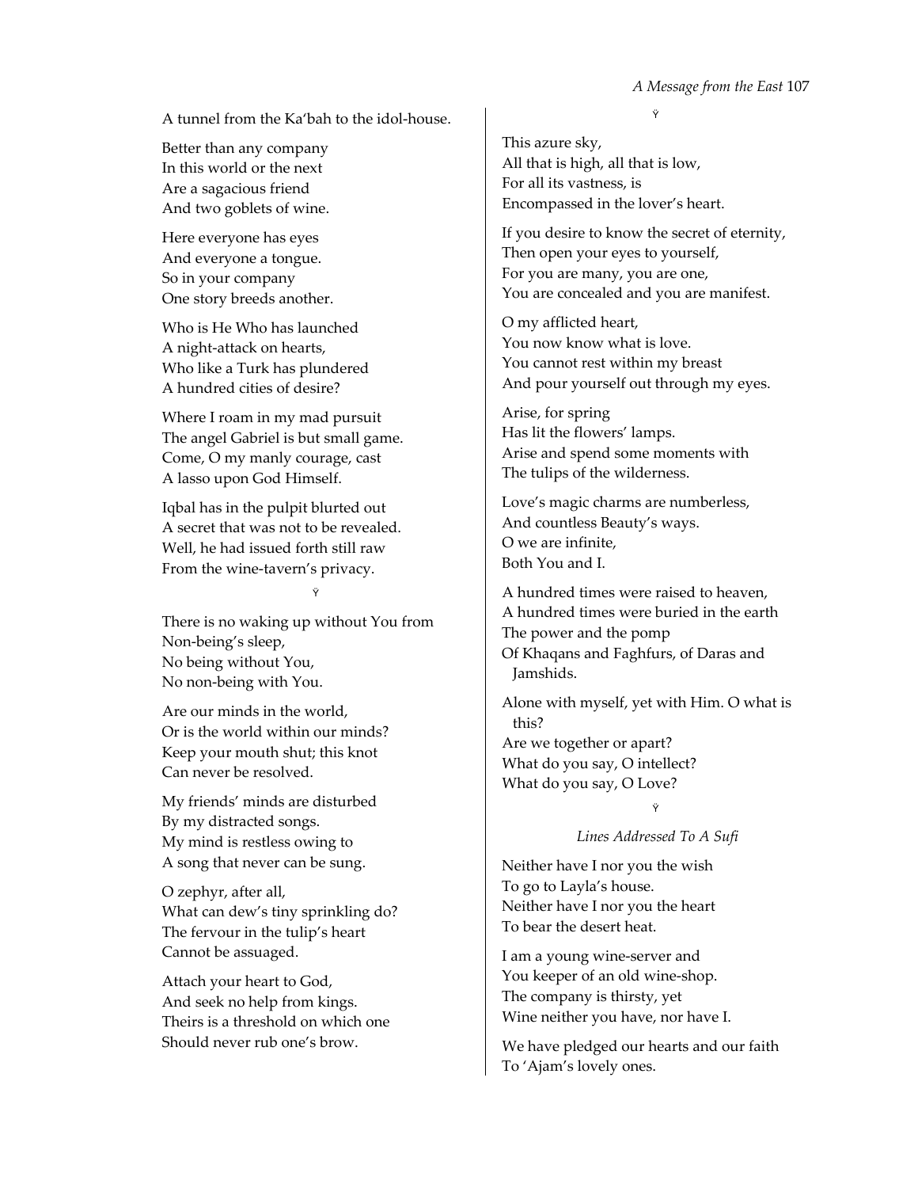A tunnel from the Ka'bah to the idol-house.

Better than any company
In this world or the next
Are a sagacious friend
And two goblets of wine.

Here everyone has eyes
And everyone a tongue.
So in your company
One story breeds another.

Who is He Who has launched
A night-attack on hearts,
Who like a Turk has plundered
A hundred cities of desire?

Where I roam in my mad pursuit
The angel Gabriel is but small game.
Come, O my manly courage, cast
A lasso upon God Himself.

Iqbal has in the pulpit blurted out
A secret that was not to be revealed.
Well, he had issued forth still raw
From the wine-tavern's privacy.

Ÿ

There is no waking up without You from
Non-being's sleep,
No being without You,
No non-being with You.

Are our minds in the world,
Or is the world within our minds?
Keep your mouth shut; this knot
Can never be resolved.

My friends' minds are disturbed
By my distracted songs.
My mind is restless owing to
A song that never can be sung.

O zephyr, after all,
What can dew's tiny sprinkling do?
The fervour in the tulip's heart
Cannot be assuaged.

Attach your heart to God,
And seek no help from kings.
Theirs is a threshold on which one
Should never rub one's brow.

Ÿ

This azure sky,
All that is high, all that is low,
For all its vastness, is
Encompassed in the lover's heart.

If you desire to know the secret of eternity,
Then open your eyes to yourself,
For you are many, you are one,
You are concealed and you are manifest.

O my afflicted heart,
You now know what is love.
You cannot rest within my breast
And pour yourself out through my eyes.

Arise, for spring
Has lit the flowers' lamps.
Arise and spend some moments with
The tulips of the wilderness.

Love's magic charms are numberless,
And countless Beauty's ways.
O we are infinite,
Both You and I.

A hundred times were raised to heaven,
A hundred times were buried in the earth
The power and the pomp
Of Khaqans and Faghfurs, of Daras and
Jamshids.

Alone with myself, yet with Him. O what is
this?
Are we together or apart?
What do you say, O intellect?
What do you say, O Love?

Ÿ

*Lines Addressed To A Sufi*

Neither have I nor you the wish
To go to Layla's house.
Neither have I nor you the heart
To bear the desert heat.

I am a young wine-server and
You keeper of an old wine-shop.
The company is thirsty, yet
Wine neither you have, nor have I.

We have pledged our hearts and our faith
To 'Ajam's lovely ones.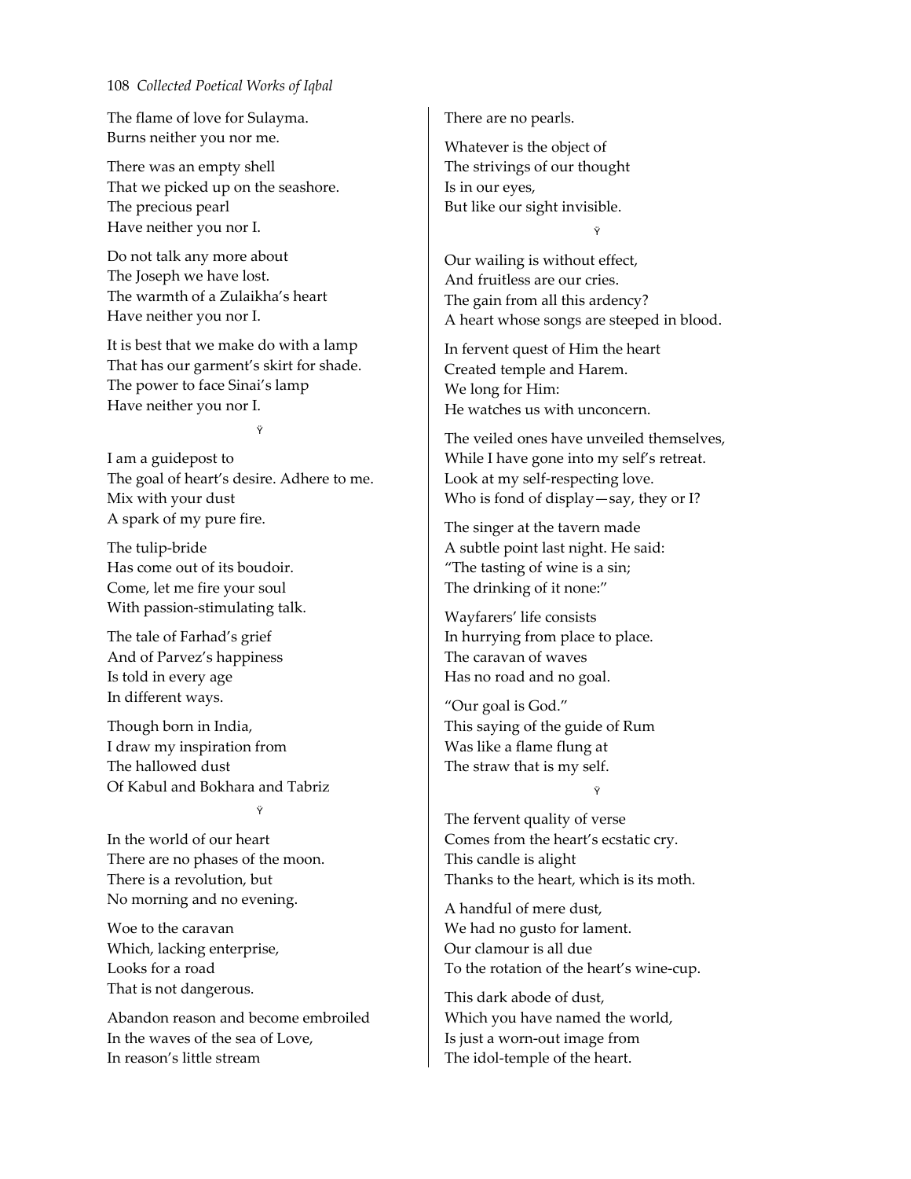The flame of love for Sulayma.
Burns neither you nor me.

There was an empty shell
That we picked up on the seashore.
The precious pearl
Have neither you nor I.

Do not talk any more about
The Joseph we have lost.
The warmth of a Zulaikha's heart
Have neither you nor I.

It is best that we make do with a lamp
That has our garment's skirt for shade.
The power to face Sinai's lamp
Have neither you nor I.

Ÿ

I am a guidepost to
The goal of heart's desire. Adhere to me.
Mix with your dust
A spark of my pure fire.

The tulip-bride
Has come out of its boudoir.
Come, let me fire your soul
With passion-stimulating talk.

The tale of Farhad's grief
And of Parvez's happiness
Is told in every age
In different ways.

Though born in India,
I draw my inspiration from
The hallowed dust
Of Kabul and Bokhara and Tabriz

Ÿ

In the world of our heart
There are no phases of the moon.
There is a revolution, but
No morning and no evening.

Woe to the caravan
Which, lacking enterprise,
Looks for a road
That is not dangerous.

Abandon reason and become embroiled
In the waves of the sea of Love,
In reason's little stream
There are no pearls.

Whatever is the object of
The strivings of our thought
Is in our eyes,
But like our sight invisible.

Ÿ

Our wailing is without effect,
And fruitless are our cries.
The gain from all this ardency?
A heart whose songs are steeped in blood.

In fervent quest of Him the heart
Created temple and Harem.
We long for Him:
He watches us with unconcern.

The veiled ones have unveiled themselves,
While I have gone into my self's retreat.
Look at my self-respecting love.
Who is fond of display—say, they or I?

The singer at the tavern made
A subtle point last night. He said:
"The tasting of wine is a sin;
The drinking of it none:"

Wayfarers' life consists
In hurrying from place to place.
The caravan of waves
Has no road and no goal.

"Our goal is God."
This saying of the guide of Rum
Was like a flame flung at
The straw that is my self.

Ÿ

The fervent quality of verse
Comes from the heart's ecstatic cry.
This candle is alight
Thanks to the heart, which is its moth.

A handful of mere dust,
We had no gusto for lament.
Our clamour is all due
To the rotation of the heart's wine-cup.

This dark abode of dust,
Which you have named the world,
Is just a worn-out image from
The idol-temple of the heart.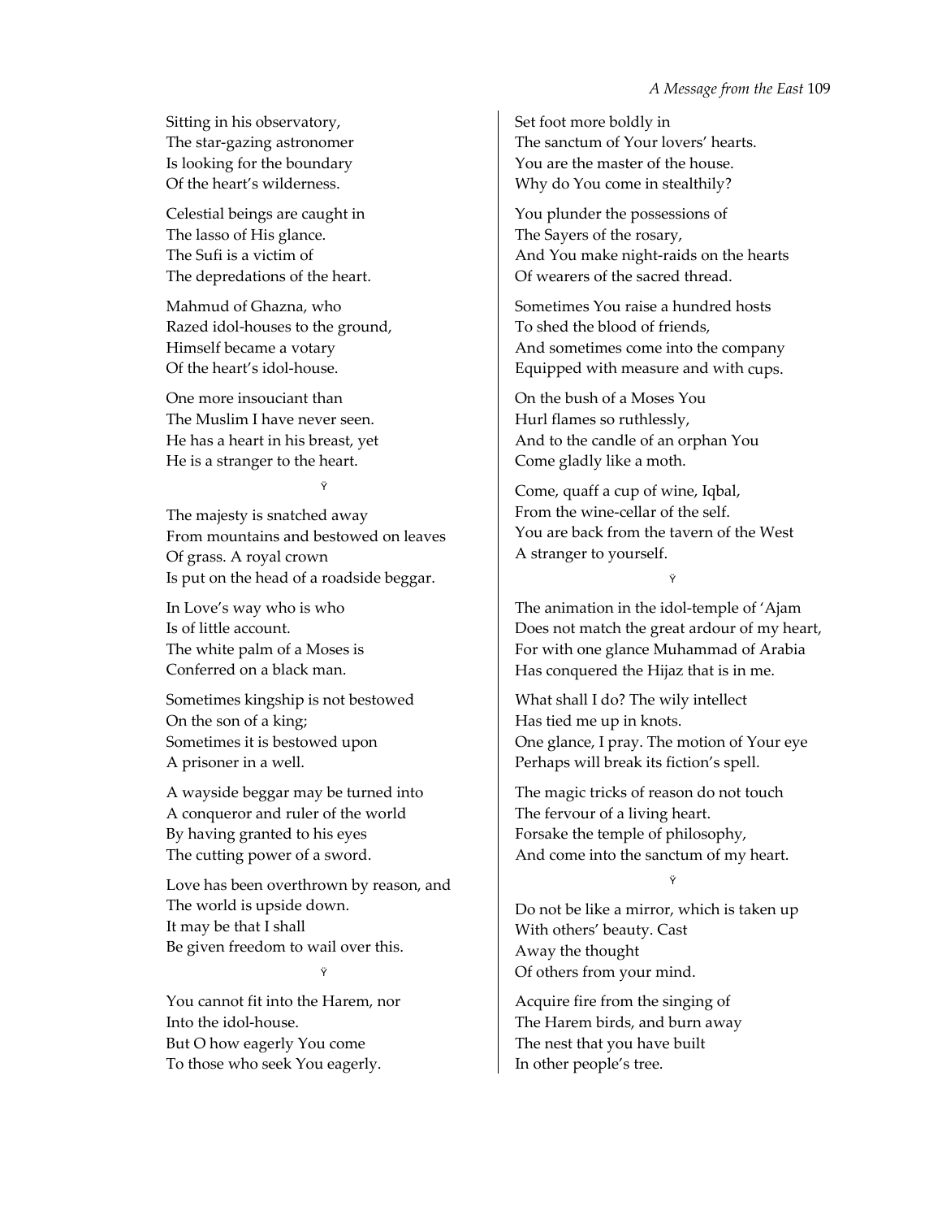Sitting in his observatory,
The star-gazing astronomer
Is looking for the boundary
Of the heart's wilderness.

Celestial beings are caught in
The lasso of His glance.
The Sufi is a victim of
The depredations of the heart.

Mahmud of Ghazna, who
Razed idol-houses to the ground,
Himself became a votary
Of the heart's idol-house.

One more insouciant than
The Muslim I have never seen.
He has a heart in his breast, yet
He is a stranger to the heart.

Ÿ

The majesty is snatched away
From mountains and bestowed on leaves
Of grass. A royal crown
Is put on the head of a roadside beggar.

In Love's way who is who
Is of little account.
The white palm of a Moses is
Conferred on a black man.

Sometimes kingship is not bestowed
On the son of a king;
Sometimes it is bestowed upon
A prisoner in a well.

A wayside beggar may be turned into
A conqueror and ruler of the world
By having granted to his eyes
The cutting power of a sword.

Love has been overthrown by reason, and
The world is upside down.
It may be that I shall
Be given freedom to wail over this.

Ÿ

You cannot fit into the Harem, nor
Into the idol-house.
But O how eagerly You come
To those who seek You eagerly.

Set foot more boldly in
The sanctum of Your lovers' hearts.
You are the master of the house.
Why do You come in stealthily?

You plunder the possessions of
The Sayers of the rosary,
And You make night-raids on the hearts
Of wearers of the sacred thread.

Sometimes You raise a hundred hosts
To shed the blood of friends,
And sometimes come into the company
Equipped with measure and with cups.

On the bush of a Moses You
Hurl flames so ruthlessly,
And to the candle of an orphan You
Come gladly like a moth.

Come, quaff a cup of wine, Iqbal,
From the wine-cellar of the self.
You are back from the tavern of the West
A stranger to yourself.

Ÿ

The animation in the idol-temple of 'Ajam
Does not match the great ardour of my heart,
For with one glance Muhammad of Arabia
Has conquered the Hijaz that is in me.

What shall I do? The wily intellect
Has tied me up in knots.
One glance, I pray. The motion of Your eye
Perhaps will break its fiction's spell.

The magic tricks of reason do not touch
The fervour of a living heart.
Forsake the temple of philosophy,
And come into the sanctum of my heart.

Ÿ

Do not be like a mirror, which is taken up
With others' beauty. Cast
Away the thought
Of others from your mind.

Acquire fire from the singing of
The Harem birds, and burn away
The nest that you have built
In other people's tree.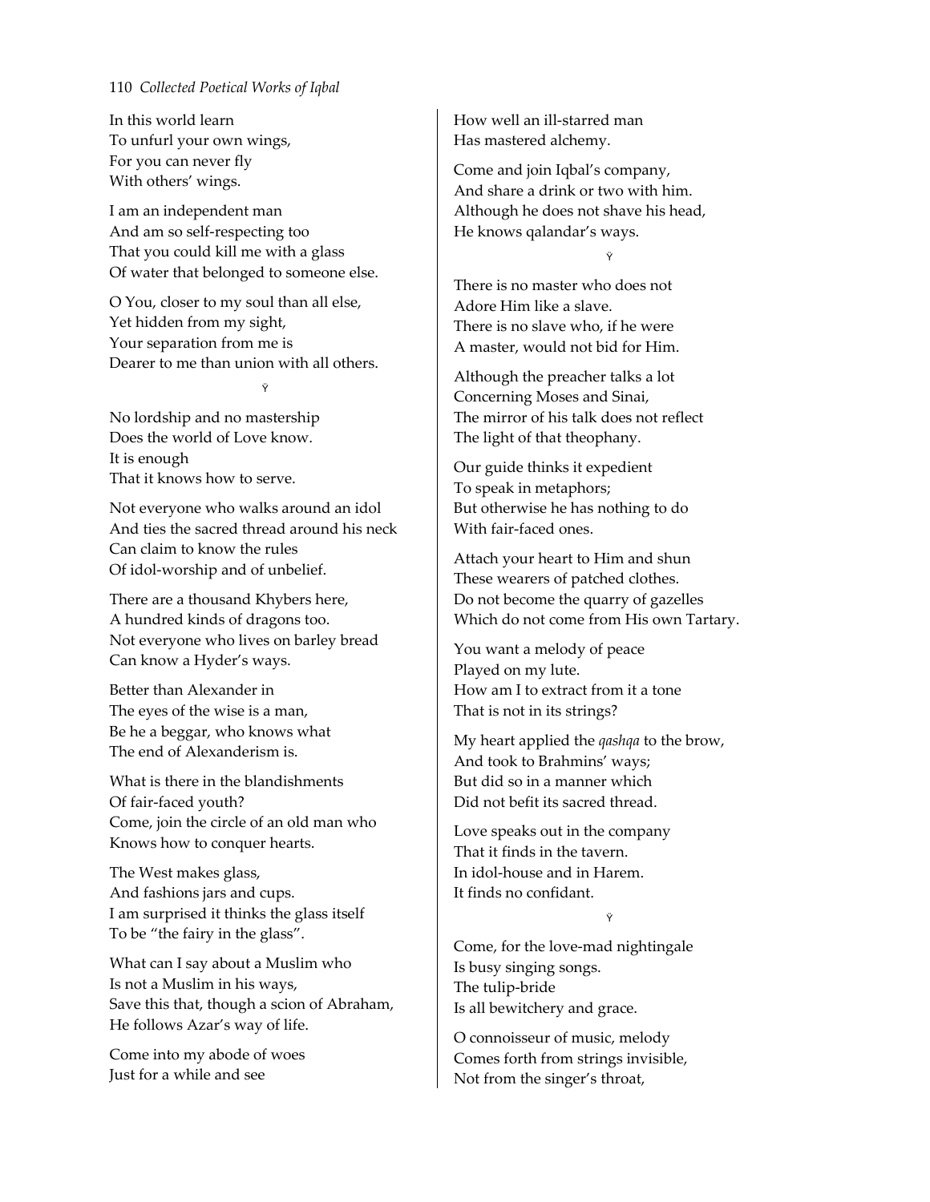In this world learn
To unfurl your own wings,
For you can never fly
With others' wings.

I am an independent man
And am so self-respecting too
That you could kill me with a glass
Of water that belonged to someone else.

O You, closer to my soul than all else,
Yet hidden from my sight,
Your separation from me is
Dearer to me than union with all others.

ޖ

No lordship and no mastership
Does the world of Love know.
It is enough
That it knows how to serve.

Not everyone who walks around an idol
And ties the sacred thread around his neck
Can claim to know the rules
Of idol-worship and of unbelief.

There are a thousand Khybers here,
A hundred kinds of dragons too.
Not everyone who lives on barley bread
Can know a Hyder's ways.

Better than Alexander in
The eyes of the wise is a man,
Be he a beggar, who knows what
The end of Alexanderism is.

What is there in the blandishments
Of fair-faced youth?
Come, join the circle of an old man who
Knows how to conquer hearts.

The West makes glass,
And fashions jars and cups.
I am surprised it thinks the glass itself
To be "the fairy in the glass".

What can I say about a Muslim who
Is not a Muslim in his ways,
Save this that, though a scion of Abraham,
He follows Azar's way of life.

Come into my abode of woes
Just for a while and see
How well an ill-starred man
Has mastered alchemy.

Come and join Iqbal's company,
And share a drink or two with him.
Although he does not shave his head,
He knows qalandar's ways.

ޖ

There is no master who does not
Adore Him like a slave.
There is no slave who, if he were
A master, would not bid for Him.

Although the preacher talks a lot
Concerning Moses and Sinai,
The mirror of his talk does not reflect
The light of that theophany.

Our guide thinks it expedient
To speak in metaphors;
But otherwise he has nothing to do
With fair-faced ones.

Attach your heart to Him and shun
These wearers of patched clothes.
Do not become the quarry of gazelles
Which do not come from His own Tartary.

You want a melody of peace
Played on my lute.
How am I to extract from it a tone
That is not in its strings?

My heart applied the *qashqa* to the brow,
And took to Brahmins' ways;
But did so in a manner which
Did not befit its sacred thread.

Love speaks out in the company
That it finds in the tavern.
In idol-house and in Harem.
It finds no confidant.

ޖ

Come, for the love-mad nightingale
Is busy singing songs.
The tulip-bride
Is all bewitchery and grace.

O connoisseur of music, melody
Comes forth from strings invisible,
Not from the singer's throat,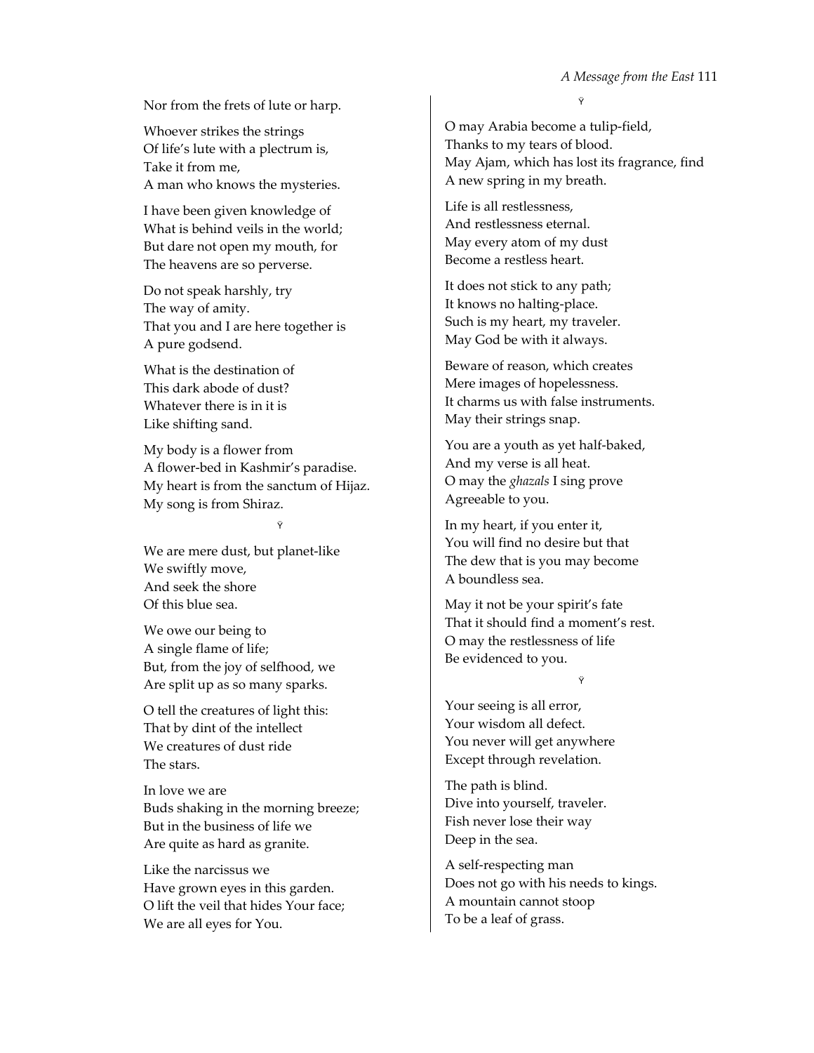Nor from the frets of lute or harp.

Whoever strikes the strings
Of life's lute with a plectrum is,
Take it from me,
A man who knows the mysteries.

I have been given knowledge of
What is behind veils in the world;
But dare not open my mouth, for
The heavens are so perverse.

Do not speak harshly, try
The way of amity.
That you and I are here together is
A pure godsend.

What is the destination of
This dark abode of dust?
Whatever there is in it is
Like shifting sand.

My body is a flower from
A flower-bed in Kashmir's paradise.
My heart is from the sanctum of Hijaz.
My song is from Shiraz.

Ÿ

We are mere dust, but planet-like
We swiftly move,
And seek the shore
Of this blue sea.

We owe our being to
A single flame of life;
But, from the joy of selfhood, we
Are split up as so many sparks.

O tell the creatures of light this:
That by dint of the intellect
We creatures of dust ride
The stars.

In love we are
Buds shaking in the morning breeze;
But in the business of life we
Are quite as hard as granite.

Like the narcissus we
Have grown eyes in this garden.
O lift the veil that hides Your face;
We are all eyes for You.

Ÿ

O may Arabia become a tulip-field,
Thanks to my tears of blood.
May Ajam, which has lost its fragrance, find
A new spring in my breath.

Life is all restlessness,
And restlessness eternal.
May every atom of my dust
Become a restless heart.

It does not stick to any path;
It knows no halting-place.
Such is my heart, my traveler.
May God be with it always.

Beware of reason, which creates
Mere images of hopelessness.
It charms us with false instruments.
May their strings snap.

You are a youth as yet half-baked,
And my verse is all heat.
O may the *ghazals* I sing prove
Agreeable to you.

In my heart, if you enter it,
You will find no desire but that
The dew that is you may become
A boundless sea.

May it not be your spirit's fate
That it should find a moment's rest.
O may the restlessness of life
Be evidenced to you.

Ÿ

Your seeing is all error,
Your wisdom all defect.
You never will get anywhere
Except through revelation.

The path is blind.
Dive into yourself, traveler.
Fish never lose their way
Deep in the sea.

A self-respecting man
Does not go with his needs to kings.
A mountain cannot stoop
To be a leaf of grass.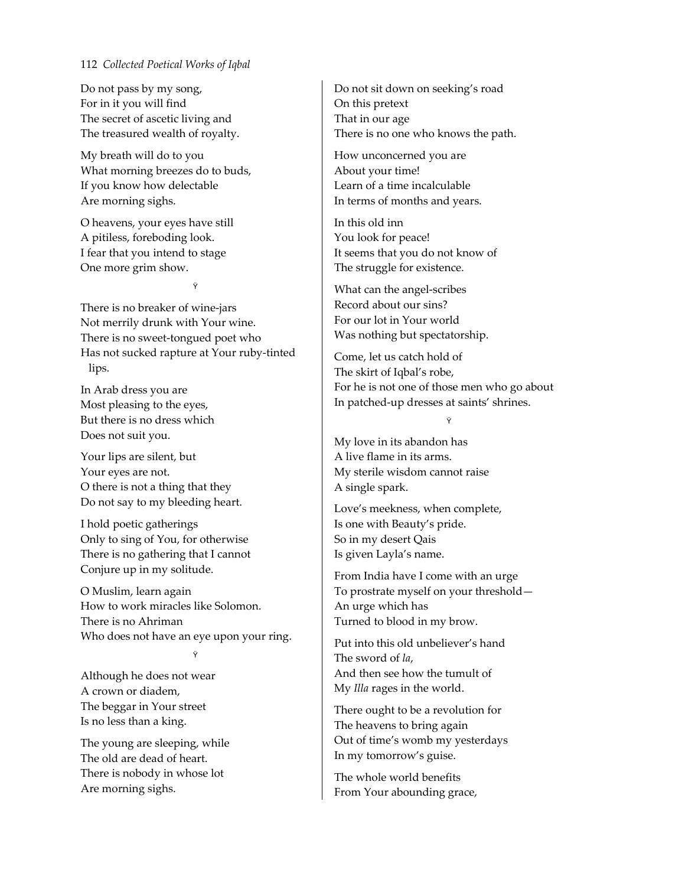Do not pass by my song,
For in it you will find
The secret of ascetic living and
The treasured wealth of royalty.

My breath will do to you
What morning breezes do to buds,
If you know how delectable
Are morning sighs.

O heavens, your eyes have still
A pitiless, foreboding look.
I fear that you intend to stage
One more grim show.

ۄ

There is no breaker of wine-jars
Not merrily drunk with Your wine.
There is no sweet-tongued poet who
Has not sucked rapture at Your ruby-tinted lips.

In Arab dress you are
Most pleasing to the eyes,
But there is no dress which
Does not suit you.

Your lips are silent, but
Your eyes are not.
O there is not a thing that they
Do not say to my bleeding heart.

I hold poetic gatherings
Only to sing of You, for otherwise
There is no gathering that I cannot
Conjure up in my solitude.

O Muslim, learn again
How to work miracles like Solomon.
There is no Ahriman
Who does not have an eye upon your ring.

ۄ

Although he does not wear
A crown or diadem,
The beggar in Your street
Is no less than a king.

The young are sleeping, while
The old are dead of heart.
There is nobody in whose lot
Are morning sighs.

Do not sit down on seeking's road
On this pretext
That in our age
There is no one who knows the path.

How unconcerned you are
About your time!
Learn of a time incalculable
In terms of months and years.

In this old inn
You look for peace!
It seems that you do not know of
The struggle for existence.

What can the angel-scribes
Record about our sins?
For our lot in Your world
Was nothing but spectatorship.

Come, let us catch hold of
The skirt of Iqbal's robe,
For he is not one of those men who go about
In patched-up dresses at saints' shrines.

ۄ

My love in its abandon has
A live flame in its arms.
My sterile wisdom cannot raise
A single spark.

Love's meekness, when complete,
Is one with Beauty's pride.
So in my desert Qais
Is given Layla's name.

From India have I come with an urge
To prostrate myself on your threshold—
An urge which has
Turned to blood in my brow.

Put into this old unbeliever's hand
The sword of *la*,
And then see how the tumult of
My *Illa* rages in the world.

There ought to be a revolution for
The heavens to bring again
Out of time's womb my yesterdays
In my tomorrow's guise.

The whole world benefits
From Your abounding grace,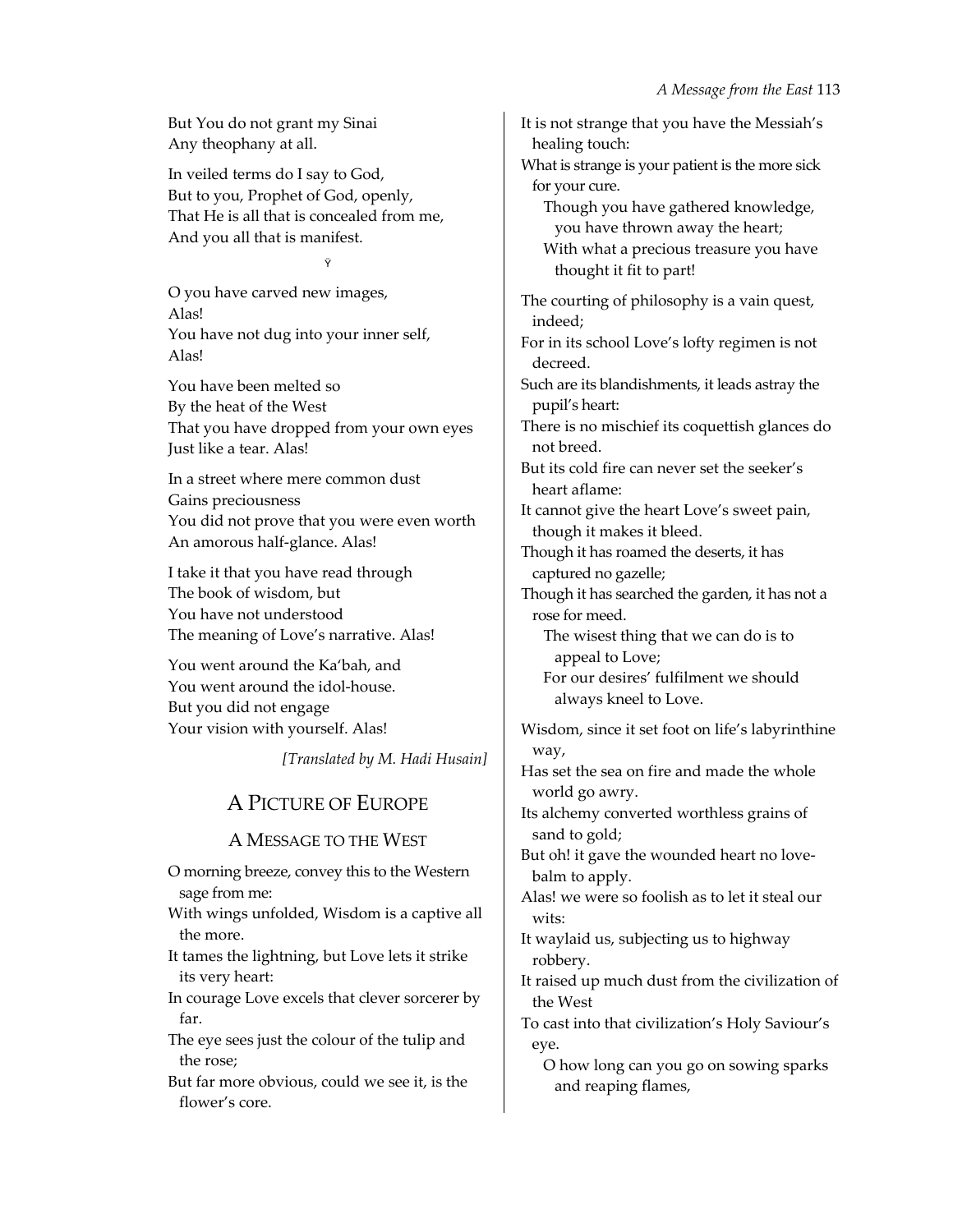But You do not grant my Sinai
Any theophany at all.

In veiled terms do I say to God,
But to you, Prophet of God, openly,
That He is all that is concealed from me,
And you all that is manifest.

Ÿ

O you have carved new images,
Alas!
You have not dug into your inner self,
Alas!

You have been melted so
By the heat of the West
That you have dropped from your own eyes
Just like a tear. Alas!

In a street where mere common dust
Gains preciousness
You did not prove that you were even worth
An amorous half-glance. Alas!

I take it that you have read through
The book of wisdom, but
You have not understood
The meaning of Love's narrative. Alas!

You went around the Ka'bah, and
You went around the idol-house.
But you did not engage
Your vision with yourself. Alas!

*[Translated by M. Hadi Husain]*

## A Picture of Europe

### A Message to the West

O morning breeze, convey this to the Western sage from me:
With wings unfolded, Wisdom is a captive all the more.
It tames the lightning, but Love lets it strike its very heart:
In courage Love excels that clever sorcerer by far.
The eye sees just the colour of the tulip and the rose;
But far more obvious, could we see it, is the flower's core.
It is not strange that you have the Messiah's healing touch:
What is strange is your patient is the more sick for your cure.
Though you have gathered knowledge, you have thrown away the heart;
With what a precious treasure you have thought it fit to part!

The courting of philosophy is a vain quest, indeed;
For in its school Love's lofty regimen is not decreed.
Such are its blandishments, it leads astray the pupil's heart:
There is no mischief its coquettish glances do not breed.
But its cold fire can never set the seeker's heart aflame:
It cannot give the heart Love's sweet pain, though it makes it bleed.
Though it has roamed the deserts, it has captured no gazelle;
Though it has searched the garden, it has not a rose for meed.
The wisest thing that we can do is to appeal to Love;
For our desires' fulfilment we should always kneel to Love.

Wisdom, since it set foot on life's labyrinthine way,
Has set the sea on fire and made the whole world go awry.
Its alchemy converted worthless grains of sand to gold;
But oh! it gave the wounded heart no love-balm to apply.
Alas! we were so foolish as to let it steal our wits:
It waylaid us, subjecting us to highway robbery.
It raised up much dust from the civilization of the West
To cast into that civilization's Holy Saviour's eye.
O how long can you go on sowing sparks and reaping flames,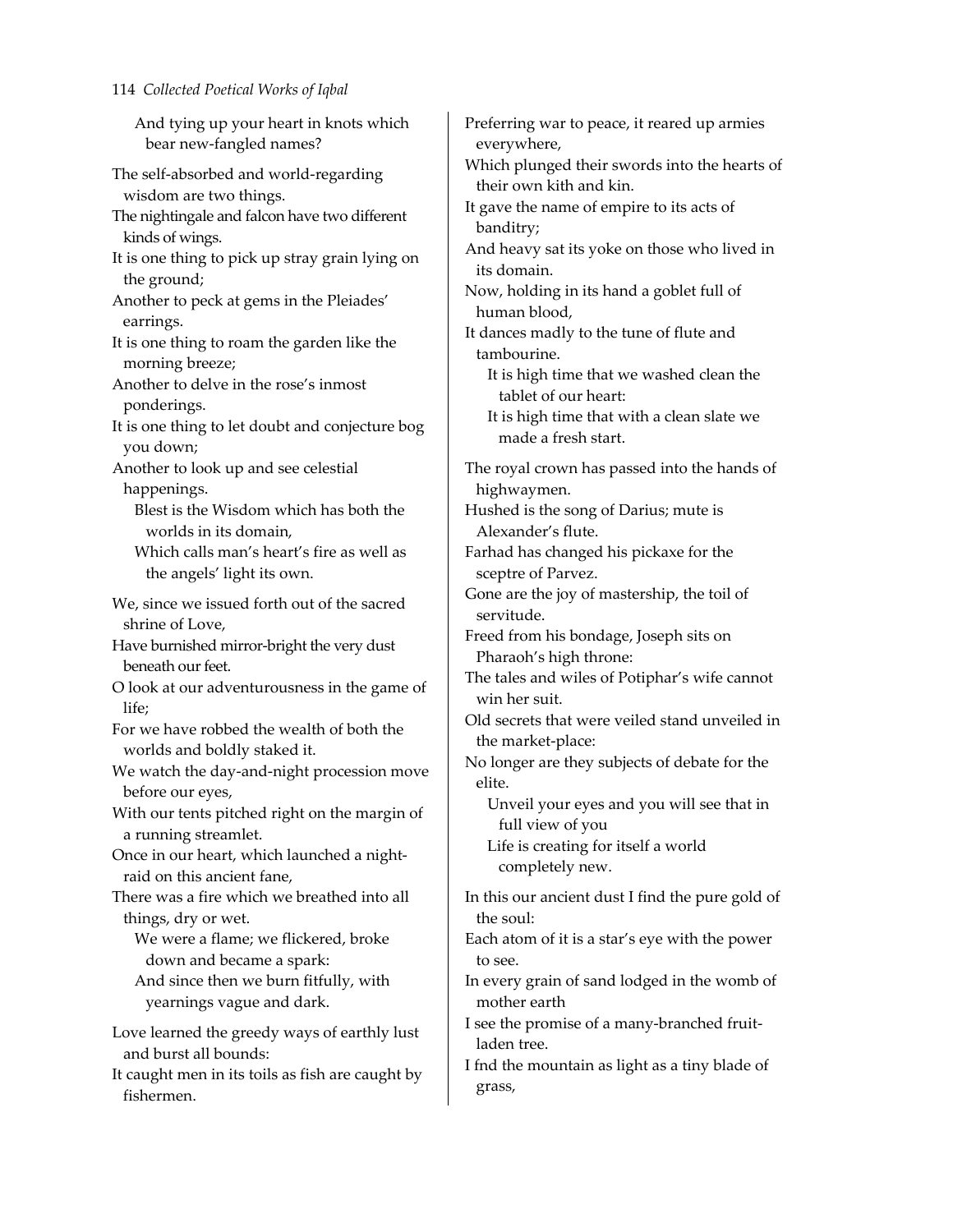And tying up your heart in knots which bear new-fangled names?

The self-absorbed and world-regarding wisdom are two things.
The nightingale and falcon have two different kinds of wings.
It is one thing to pick up stray grain lying on the ground;
Another to peck at gems in the Pleiades' earrings.
It is one thing to roam the garden like the morning breeze;
Another to delve in the rose's inmost ponderings.
It is one thing to let doubt and conjecture bog you down;
Another to look up and see celestial happenings.
Blest is the Wisdom which has both the worlds in its domain,
Which calls man's heart's fire as well as the angels' light its own.

We, since we issued forth out of the sacred shrine of Love,
Have burnished mirror-bright the very dust beneath our feet.
O look at our adventurousness in the game of life;
For we have robbed the wealth of both the worlds and boldly staked it.
We watch the day-and-night procession move before our eyes,
With our tents pitched right on the margin of a running streamlet.
Once in our heart, which launched a night-raid on this ancient fane,
There was a fire which we breathed into all things, dry or wet.
We were a flame; we flickered, broke down and became a spark:
And since then we burn fitfully, with yearnings vague and dark.

Love learned the greedy ways of earthly lust and burst all bounds:
It caught men in its toils as fish are caught by fishermen.
Preferring war to peace, it reared up armies everywhere,
Which plunged their swords into the hearts of their own kith and kin.
It gave the name of empire to its acts of banditry;
And heavy sat its yoke on those who lived in its domain.
Now, holding in its hand a goblet full of human blood,
It dances madly to the tune of flute and tambourine.
It is high time that we washed clean the tablet of our heart:
It is high time that with a clean slate we made a fresh start.

The royal crown has passed into the hands of highwaymen.
Hushed is the song of Darius; mute is Alexander's flute.
Farhad has changed his pickaxe for the sceptre of Parvez.
Gone are the joy of mastership, the toil of servitude.
Freed from his bondage, Joseph sits on Pharaoh's high throne:
The tales and wiles of Potiphar's wife cannot win her suit.
Old secrets that were veiled stand unveiled in the market-place:
No longer are they subjects of debate for the elite.
Unveil your eyes and you will see that in full view of you
Life is creating for itself a world completely new.

In this our ancient dust I find the pure gold of the soul:
Each atom of it is a star's eye with the power to see.
In every grain of sand lodged in the womb of mother earth
I see the promise of a many-branched fruit-laden tree.
I fnd the mountain as light as a tiny blade of grass,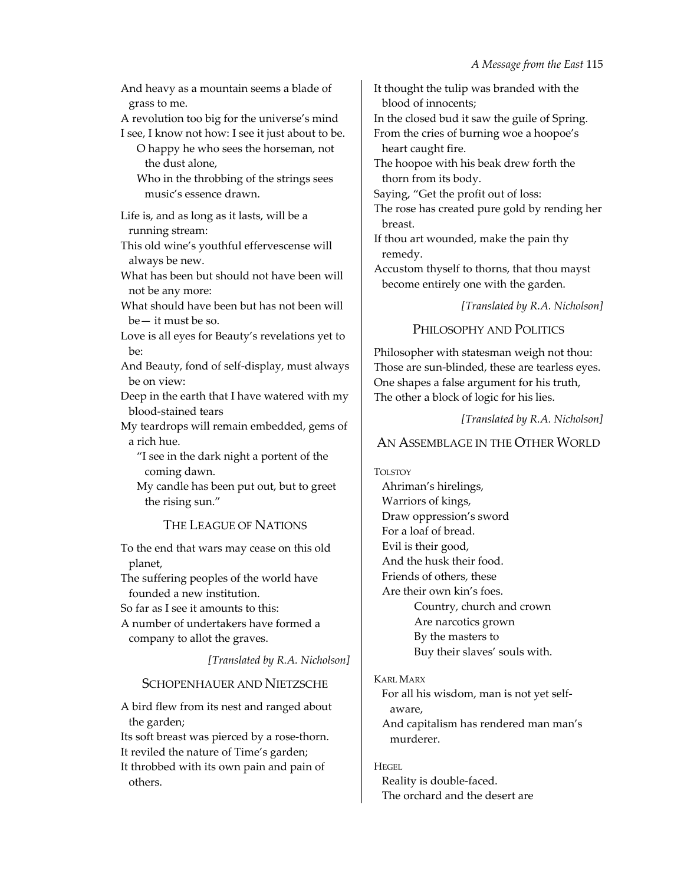And heavy as a mountain seems a blade of grass to me.
A revolution too big for the universe's mind
I see, I know not how: I see it just about to be.

> O happy he who sees the horseman, not the dust alone,
> Who in the throbbing of the strings sees music's essence drawn.

Life is, and as long as it lasts, will be a running stream:
This old wine's youthful effervescense will always be new.
What has been but should not have been will not be any more:
What should have been but has not been will be— it must be so.
Love is all eyes for Beauty's revelations yet to be:
And Beauty, fond of self-display, must always be on view:
Deep in the earth that I have watered with my blood-stained tears
My teardrops will remain embedded, gems of a rich hue.

> "I see in the dark night a portent of the coming dawn.
> My candle has been put out, but to greet the rising sun."

## THE LEAGUE OF NATIONS

To the end that wars may cease on this old planet,
The suffering peoples of the world have founded a new institution.
So far as I see it amounts to this:
A number of undertakers have formed a company to allot the graves.

*[Translated by R.A. Nicholson]*

## SCHOPENHAUER AND NIETZSCHE

A bird flew from its nest and ranged about the garden;
Its soft breast was pierced by a rose-thorn.
It reviled the nature of Time's garden;
It throbbed with its own pain and pain of others.
It thought the tulip was branded with the blood of innocents;
In the closed bud it saw the guile of Spring.
From the cries of burning woe a hoopoe's heart caught fire.
The hoopoe with his beak drew forth the thorn from its body.
Saying, "Get the profit out of loss:
The rose has created pure gold by rending her breast.
If thou art wounded, make the pain thy remedy.
Accustom thyself to thorns, that thou mayst become entirely one with the garden.

*[Translated by R.A. Nicholson]*

## PHILOSOPHY AND POLITICS

Philosopher with statesman weigh not thou:
Those are sun-blinded, these are tearless eyes.
One shapes a false argument for his truth,
The other a block of logic for his lies.

*[Translated by R.A. Nicholson]*

## AN ASSEMBLAGE IN THE OTHER WORLD

TOLSTOY

Ahriman's hirelings,
Warriors of kings,
Draw oppression's sword
For a loaf of bread.
Evil is their good,
And the husk their food.
Friends of others, these
Are their own kin's foes.

> Country, church and crown
> Are narcotics grown
> By the masters to
> Buy their slaves' souls with.

KARL MARX

For all his wisdom, man is not yet self-aware,
And capitalism has rendered man man's murderer.

HEGEL

Reality is double-faced.
The orchard and the desert are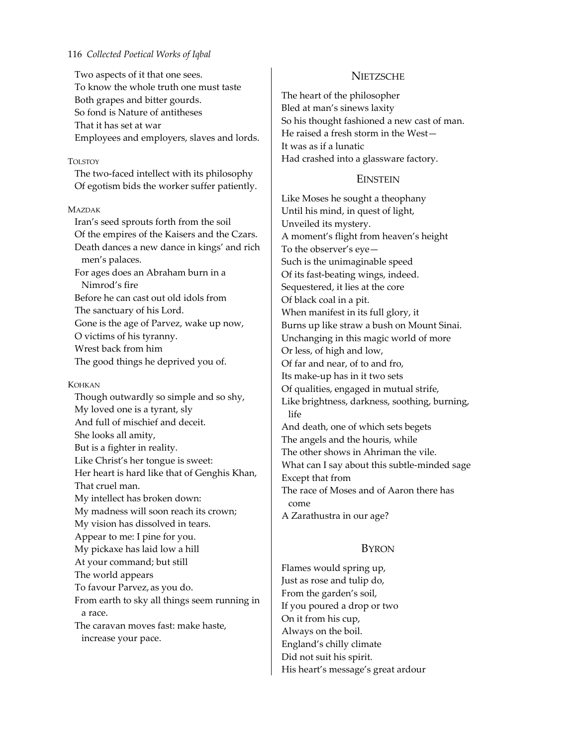Two aspects of it that one sees.
To know the whole truth one must taste
Both grapes and bitter gourds.
So fond is Nature of antitheses
That it has set at war
Employees and employers, slaves and lords.

TOLSTOY

The two-faced intellect with its philosophy
Of egotism bids the worker suffer patiently.

MAZDAK

Iran's seed sprouts forth from the soil
Of the empires of the Kaisers and the Czars.
Death dances a new dance in kings' and rich men's palaces.
For ages does an Abraham burn in a Nimrod's fire
Before he can cast out old idols from
The sanctuary of his Lord.
Gone is the age of Parvez, wake up now,
O victims of his tyranny.
Wrest back from him
The good things he deprived you of.

KOHKAN

Though outwardly so simple and so shy,
My loved one is a tyrant, sly
And full of mischief and deceit.
She looks all amity,
But is a fighter in reality.
Like Christ's her tongue is sweet:
Her heart is hard like that of Genghis Khan,
That cruel man.
My intellect has broken down:
My madness will soon reach its crown;
My vision has dissolved in tears.
Appear to me: I pine for you.
My pickaxe has laid low a hill
At your command; but still
The world appears
To favour Parvez, as you do.
From earth to sky all things seem running in a race.
The caravan moves fast: make haste, increase your pace.

## NIETZSCHE

The heart of the philosopher
Bled at man's sinews laxity
So his thought fashioned a new cast of man.
He raised a fresh storm in the West—
It was as if a lunatic
Had crashed into a glassware factory.

## EINSTEIN

Like Moses he sought a theophany
Until his mind, in quest of light,
Unveiled its mystery.
A moment's flight from heaven's height
To the observer's eye—
Such is the unimaginable speed
Of its fast-beating wings, indeed.
Sequestered, it lies at the core
Of black coal in a pit.
When manifest in its full glory, it
Burns up like straw a bush on Mount Sinai.
Unchanging in this magic world of more
Or less, of high and low,
Of far and near, of to and fro,
Its make-up has in it two sets
Of qualities, engaged in mutual strife,
Like brightness, darkness, soothing, burning, life
And death, one of which sets begets
The angels and the houris, while
The other shows in Ahriman the vile.
What can I say about this subtle-minded sage
Except that from
The race of Moses and of Aaron there has come
A Zarathustra in our age?

## BYRON

Flames would spring up,
Just as rose and tulip do,
From the garden's soil,
If you poured a drop or two
On it from his cup,
Always on the boil.
England's chilly climate
Did not suit his spirit.
His heart's message's great ardour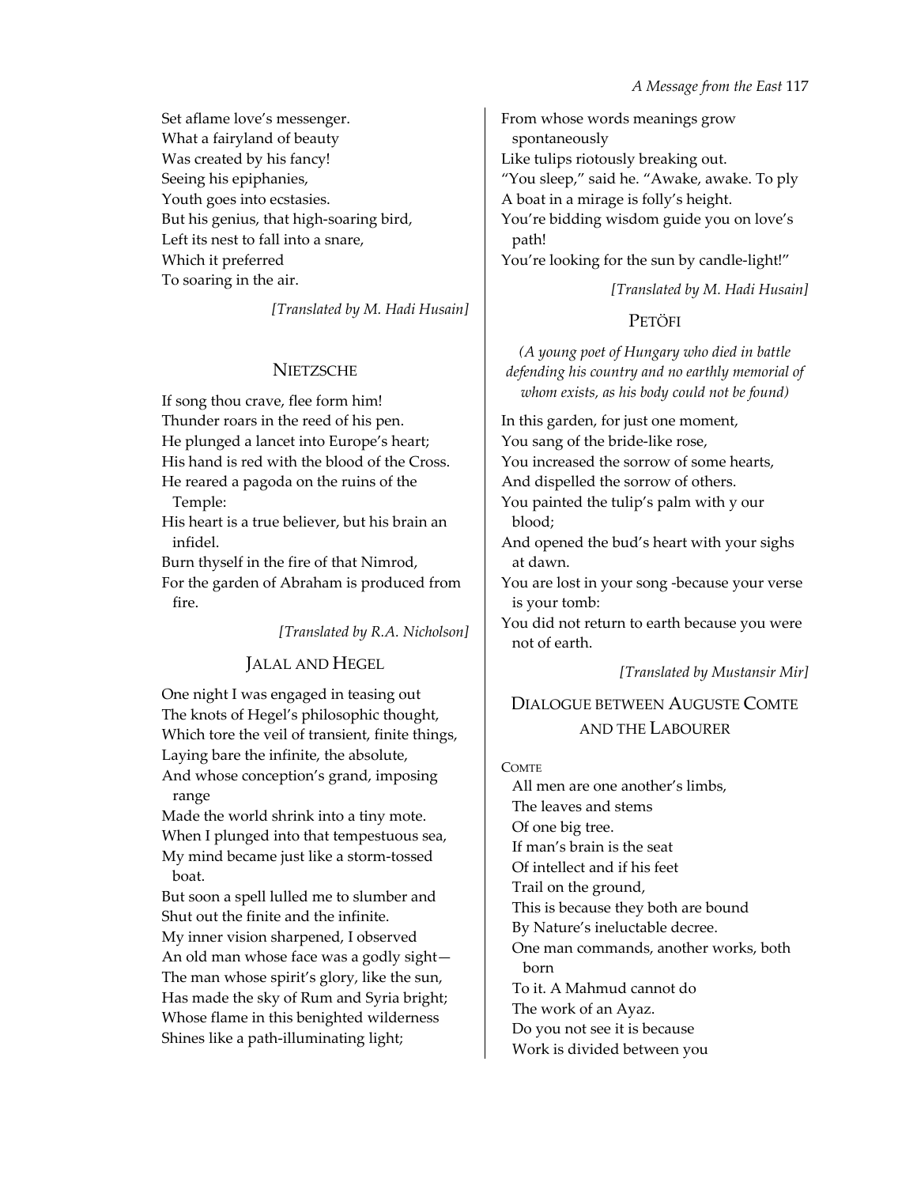Set aflame love's messenger.
What a fairyland of beauty
Was created by his fancy!
Seeing his epiphanies,
Youth goes into ecstasies.
But his genius, that high-soaring bird,
Left its nest to fall into a snare,
Which it preferred
To soaring in the air.

*[Translated by M. Hadi Husain]*

## NIETZSCHE

If song thou crave, flee form him!
Thunder roars in the reed of his pen.
He plunged a lancet into Europe's heart;
His hand is red with the blood of the Cross.
He reared a pagoda on the ruins of the Temple:
His heart is a true believer, but his brain an infidel.
Burn thyself in the fire of that Nimrod,
For the garden of Abraham is produced from fire.

*[Translated by R.A. Nicholson]*

## JALAL AND HEGEL

One night I was engaged in teasing out
The knots of Hegel's philosophic thought,
Which tore the veil of transient, finite things,
Laying bare the infinite, the absolute,
And whose conception's grand, imposing range
Made the world shrink into a tiny mote.
When I plunged into that tempestuous sea,
My mind became just like a storm-tossed boat.
But soon a spell lulled me to slumber and
Shut out the finite and the infinite.
My inner vision sharpened, I observed
An old man whose face was a godly sight—
The man whose spirit's glory, like the sun,
Has made the sky of Rum and Syria bright;
Whose flame in this benighted wilderness
Shines like a path-illuminating light;
From whose words meanings grow spontaneously
Like tulips riotously breaking out.
"You sleep," said he. "Awake, awake. To ply
A boat in a mirage is folly's height.
You're bidding wisdom guide you on love's path!
You're looking for the sun by candle-light!"

*[Translated by M. Hadi Husain]*

## PETÖFI

*(A young poet of Hungary who died in battle defending his country and no earthly memorial of whom exists, as his body could not be found)*

In this garden, for just one moment,
You sang of the bride-like rose,
You increased the sorrow of some hearts,
And dispelled the sorrow of others.
You painted the tulip's palm with y our blood;
And opened the bud's heart with your sighs at dawn.
You are lost in your song -because your verse is your tomb:
You did not return to earth because you were not of earth.

*[Translated by Mustansir Mir]*

## DIALOGUE BETWEEN AUGUSTE COMTE AND THE LABOURER

COMTE

All men are one another's limbs,
The leaves and stems
Of one big tree.
If man's brain is the seat
Of intellect and if his feet
Trail on the ground,
This is because they both are bound
By Nature's ineluctable decree.
One man commands, another works, both born
To it. A Mahmud cannot do
The work of an Ayaz.
Do you not see it is because
Work is divided between you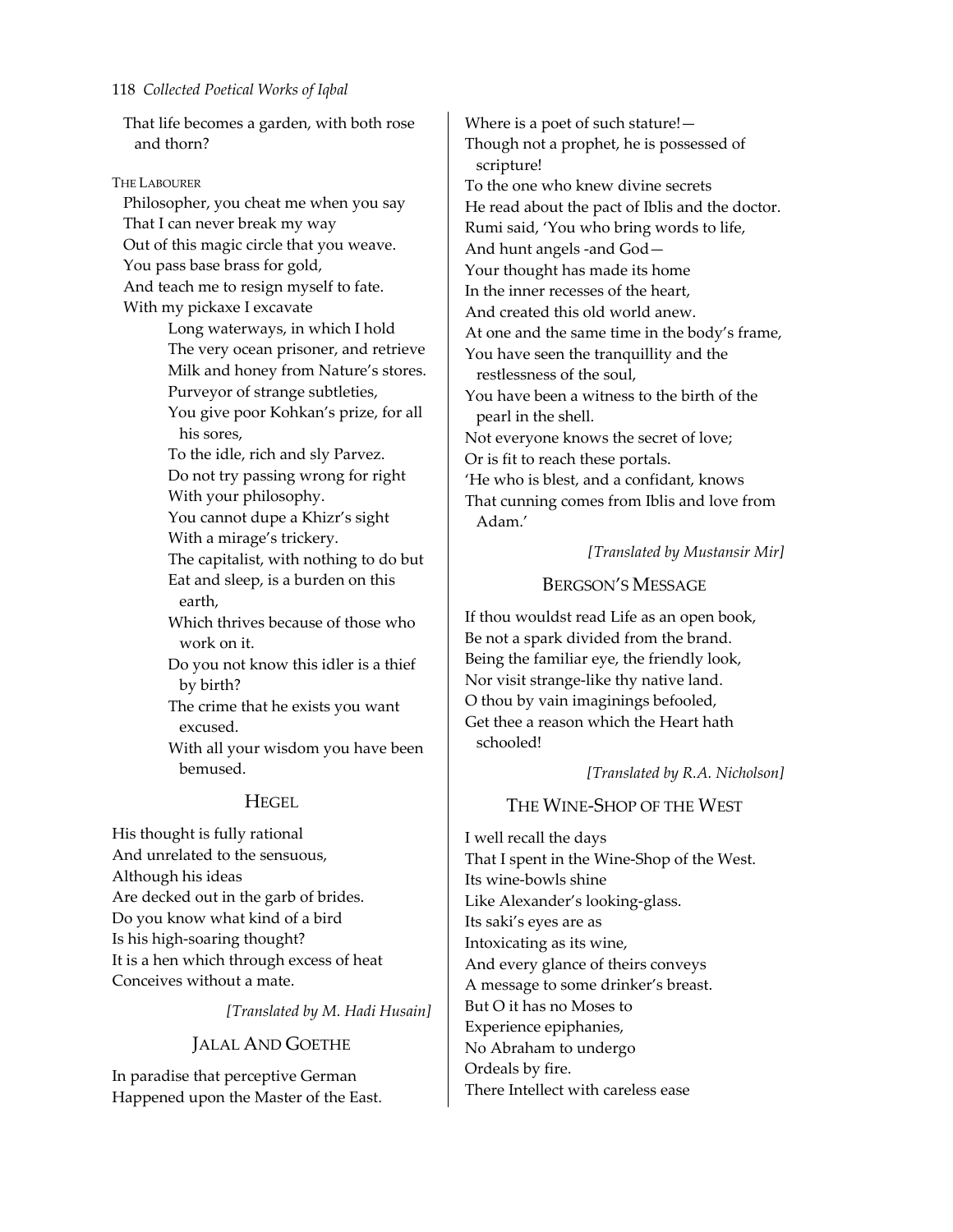That life becomes a garden, with both rose and thorn?

THE LABOURER

Philosopher, you cheat me when you say
That I can never break my way
Out of this magic circle that you weave.
You pass base brass for gold,
And teach me to resign myself to fate.
With my pickaxe I excavate
Long waterways, in which I hold
The very ocean prisoner, and retrieve
Milk and honey from Nature's stores.
Purveyor of strange subtleties,
You give poor Kohkan's prize, for all his sores,
To the idle, rich and sly Parvez.
Do not try passing wrong for right
With your philosophy.
You cannot dupe a Khizr's sight
With a mirage's trickery.
The capitalist, with nothing to do but
Eat and sleep, is a burden on this earth,
Which thrives because of those who work on it.
Do you not know this idler is a thief by birth?
The crime that he exists you want excused.
With all your wisdom you have been bemused.

## HEGEL

His thought is fully rational
And unrelated to the sensuous,
Although his ideas
Are decked out in the garb of brides.
Do you know what kind of a bird
Is his high-soaring thought?
It is a hen which through excess of heat
Conceives without a mate.

*[Translated by M. Hadi Husain]*

## JALAL AND GOETHE

In paradise that perceptive German
Happened upon the Master of the East.
Where is a poet of such stature!—
Though not a prophet, he is possessed of scripture!
To the one who knew divine secrets
He read about the pact of Iblis and the doctor.
Rumi said, 'You who bring words to life,
And hunt angels -and God—
Your thought has made its home
In the inner recesses of the heart,
And created this old world anew.
At one and the same time in the body's frame,
You have seen the tranquillity and the restlessness of the soul,
You have been a witness to the birth of the pearl in the shell.
Not everyone knows the secret of love;
Or is fit to reach these portals.
'He who is blest, and a confidant, knows
That cunning comes from Iblis and love from Adam.'

*[Translated by Mustansir Mir]*

## BERGSON'S MESSAGE

If thou wouldst read Life as an open book,
Be not a spark divided from the brand.
Being the familiar eye, the friendly look,
Nor visit strange-like thy native land.
O thou by vain imaginings befooled,
Get thee a reason which the Heart hath schooled!

*[Translated by R.A. Nicholson]*

## THE WINE-SHOP OF THE WEST

I well recall the days
That I spent in the Wine-Shop of the West.
Its wine-bowls shine
Like Alexander's looking-glass.
Its saki's eyes are as
Intoxicating as its wine,
And every glance of theirs conveys
A message to some drinker's breast.
But O it has no Moses to
Experience epiphanies,
No Abraham to undergo
Ordeals by fire.
There Intellect with careless ease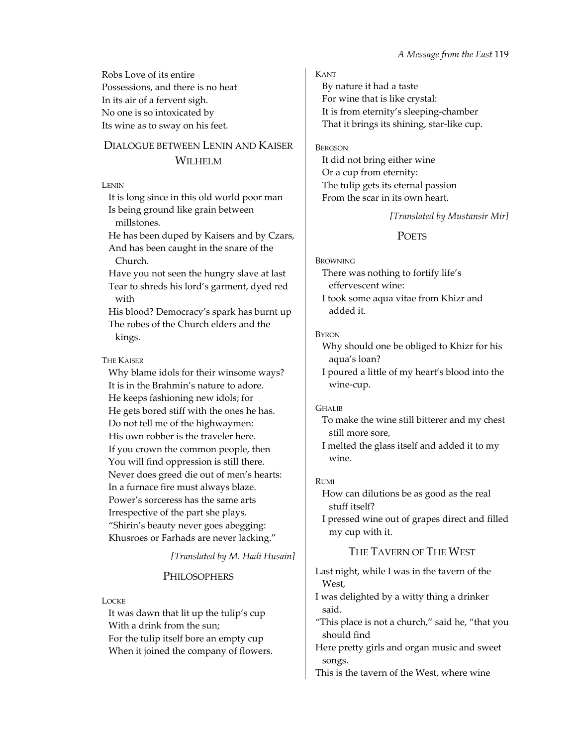Robs Love of its entire
Possessions, and there is no heat
In its air of a fervent sigh.
No one is so intoxicated by
Its wine as to sway on his feet.

## Dialogue between Lenin and Kaiser Wilhelm

LENIN

It is long since in this old world poor man
Is being ground like grain between millstones.
He has been duped by Kaisers and by Czars,
And has been caught in the snare of the Church.
Have you not seen the hungry slave at last
Tear to shreds his lord's garment, dyed red with
His blood? Democracy's spark has burnt up
The robes of the Church elders and the kings.

THE KAISER

Why blame idols for their winsome ways?
It is in the Brahmin's nature to adore.
He keeps fashioning new idols; for
He gets bored stiff with the ones he has.
Do not tell me of the highwaymen:
His own robber is the traveler here.
If you crown the common people, then
You will find oppression is still there.
Never does greed die out of men's hearts:
In a furnace fire must always blaze.
Power's sorceress has the same arts
Irrespective of the part she plays.
"Shirin's beauty never goes abegging:
Khusroes or Farhads are never lacking."

*[Translated by M. Hadi Husain]*

## Philosophers

LOCKE

It was dawn that lit up the tulip's cup
With a drink from the sun;
For the tulip itself bore an empty cup
When it joined the company of flowers.

KANT

By nature it had a taste
For wine that is like crystal:
It is from eternity's sleeping-chamber
That it brings its shining, star-like cup.

BERGSON

It did not bring either wine
Or a cup from eternity:
The tulip gets its eternal passion
From the scar in its own heart.

*[Translated by Mustansir Mir]*

## Poets

BROWNING

There was nothing to fortify life's effervescent wine:
I took some aqua vitae from Khizr and added it.

BYRON

Why should one be obliged to Khizr for his aqua's loan?
I poured a little of my heart's blood into the wine-cup.

GHALIB

To make the wine still bitterer and my chest still more sore,
I melted the glass itself and added it to my wine.

RUMI

How can dilutions be as good as the real stuff itself?
I pressed wine out of grapes direct and filled my cup with it.

## The Tavern of the West

Last night, while I was in the tavern of the West,
I was delighted by a witty thing a drinker said.
"This place is not a church," said he, "that you should find
Here pretty girls and organ music and sweet songs.
This is the tavern of the West, where wine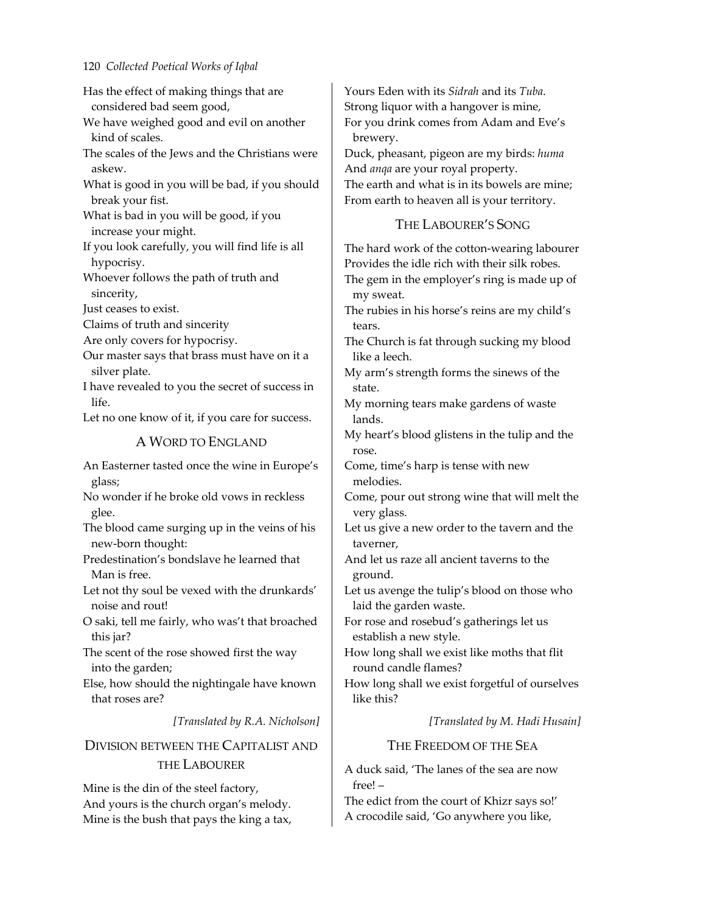Has the effect of making things that are considered bad seem good,  
We have weighed good and evil on another kind of scales.  
The scales of the Jews and the Christians were askew.  
What is good in you will be bad, if you should break your fist.  
What is bad in you will be good, if you increase your might.  
If you look carefully, you will find life is all hypocrisy.  
Whoever follows the path of truth and sincerity,  
Just ceases to exist.  
Claims of truth and sincerity  
Are only covers for hypocrisy.  
Our master says that brass must have on it a silver plate.  
I have revealed to you the secret of success in life.  
Let no one know of it, if you care for success.

## A Word to England

An Easterner tasted once the wine in Europe's glass;  
No wonder if he broke old vows in reckless glee.  
The blood came surging up in the veins of his new-born thought:  
Predestination's bondslave he learned that Man is free.  
Let not thy soul be vexed with the drunkards' noise and rout!  
O saki, tell me fairly, who was't that broached this jar?  
The scent of the rose showed first the way into the garden;  
Else, how should the nightingale have known that roses are?

*[Translated by R.A. Nicholson]*

## Division between the Capitalist and the Labourer

Mine is the din of the steel factory,  
And yours is the church organ's melody.  
Mine is the bush that pays the king a tax,  
Yours Eden with its *Sidrah* and its *Tuba*.  
Strong liquor with a hangover is mine,  
For you drink comes from Adam and Eve's brewery.  
Duck, pheasant, pigeon are my birds: *huma*  
And *anqa* are your royal property.  
The earth and what is in its bowels are mine;  
From earth to heaven all is your territory.

## The Labourer's Song

The hard work of the cotton-wearing labourer  
Provides the idle rich with their silk robes.  
The gem in the employer's ring is made up of my sweat.  
The rubies in his horse's reins are my child's tears.  
The Church is fat through sucking my blood like a leech.  
My arm's strength forms the sinews of the state.  
My morning tears make gardens of waste lands.  
My heart's blood glistens in the tulip and the rose.  
Come, time's harp is tense with new melodies.  
Come, pour out strong wine that will melt the very glass.  
Let us give a new order to the tavern and the taverner,  
And let us raze all ancient taverns to the ground.  
Let us avenge the tulip's blood on those who laid the garden waste.  
For rose and rosebud's gatherings let us establish a new style.  
How long shall we exist like moths that flit round candle flames?  
How long shall we exist forgetful of ourselves like this?

*[Translated by M. Hadi Husain]*

## The Freedom of the Sea

A duck said, 'The lanes of the sea are now free! –  
The edict from the court of Khizr says so!'  
A crocodile said, 'Go anywhere you like,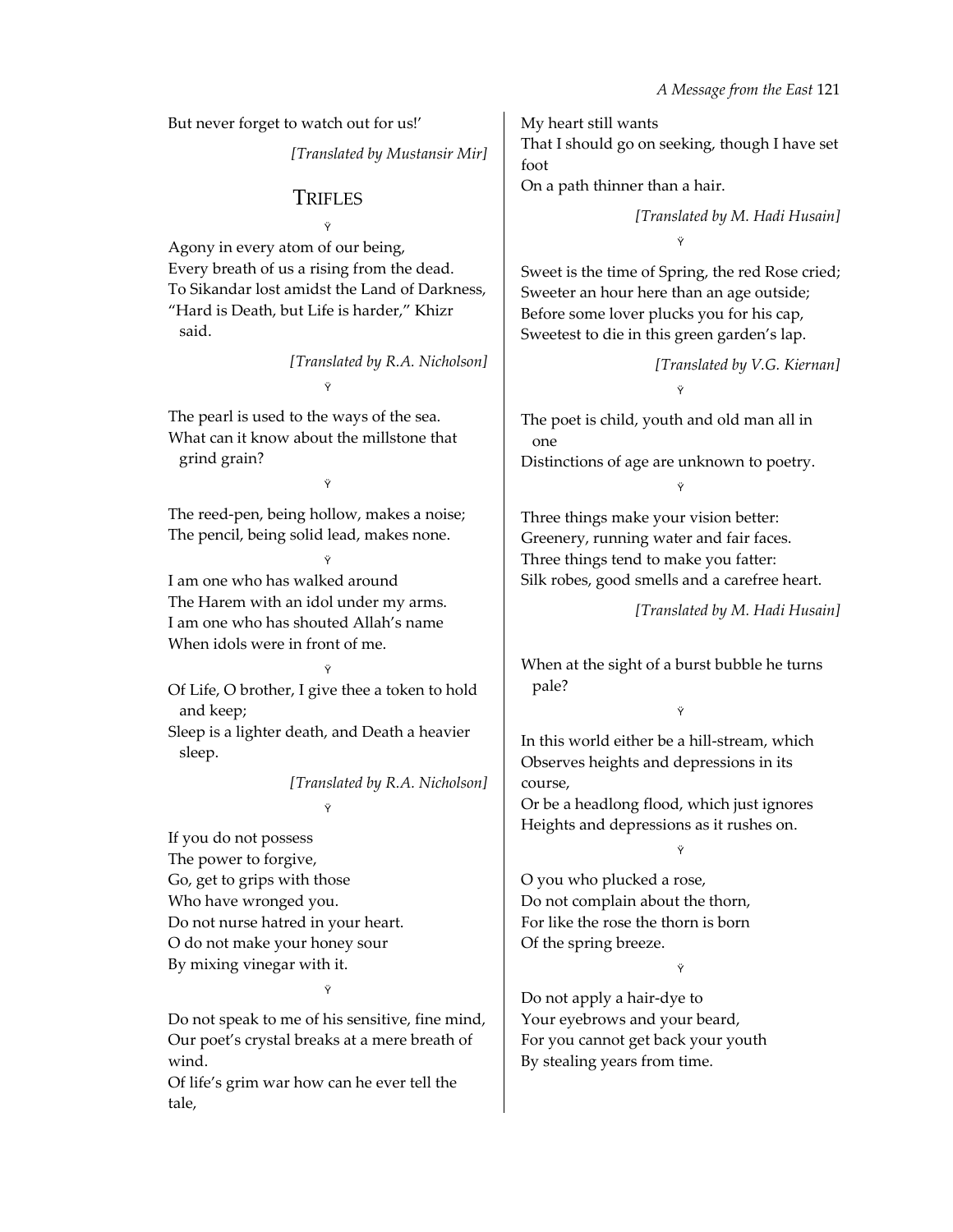But never forget to watch out for us!'

*[Translated by Mustansir Mir]*

## TRIFLES

ỳ

Agony in every atom of our being,
Every breath of us a rising from the dead.
To Sikandar lost amidst the Land of Darkness,
"Hard is Death, but Life is harder," Khizr said.

*[Translated by R.A. Nicholson]*

ỳ

The pearl is used to the ways of the sea.
What can it know about the millstone that grind grain?

ỳ

The reed-pen, being hollow, makes a noise;
The pencil, being solid lead, makes none.

ỳ

I am one who has walked around
The Harem with an idol under my arms.
I am one who has shouted Allah's name
When idols were in front of me.

ỳ

Of Life, O brother, I give thee a token to hold and keep;
Sleep is a lighter death, and Death a heavier sleep.

*[Translated by R.A. Nicholson]*

ỳ

If you do not possess
The power to forgive,
Go, get to grips with those
Who have wronged you.
Do not nurse hatred in your heart.
O do not make your honey sour
By mixing vinegar with it.

ỳ

Do not speak to me of his sensitive, fine mind,
Our poet's crystal breaks at a mere breath of wind.
Of life's grim war how can he ever tell the tale,

My heart still wants
That I should go on seeking, though I have set foot
On a path thinner than a hair.

*[Translated by M. Hadi Husain]*

ỳ

Sweet is the time of Spring, the red Rose cried;
Sweeter an hour here than an age outside;
Before some lover plucks you for his cap,
Sweetest to die in this green garden's lap.

*[Translated by V.G. Kiernan]*

ỳ

The poet is child, youth and old man all in one
Distinctions of age are unknown to poetry.

ỳ

Three things make your vision better:
Greenery, running water and fair faces.
Three things tend to make you fatter:
Silk robes, good smells and a carefree heart.

*[Translated by M. Hadi Husain]*

When at the sight of a burst bubble he turns pale?

ỳ

In this world either be a hill-stream, which
Observes heights and depressions in its course,
Or be a headlong flood, which just ignores
Heights and depressions as it rushes on.

ỳ

O you who plucked a rose,
Do not complain about the thorn,
For like the rose the thorn is born
Of the spring breeze.

ỳ

Do not apply a hair-dye to
Your eyebrows and your beard,
For you cannot get back your youth
By stealing years from time.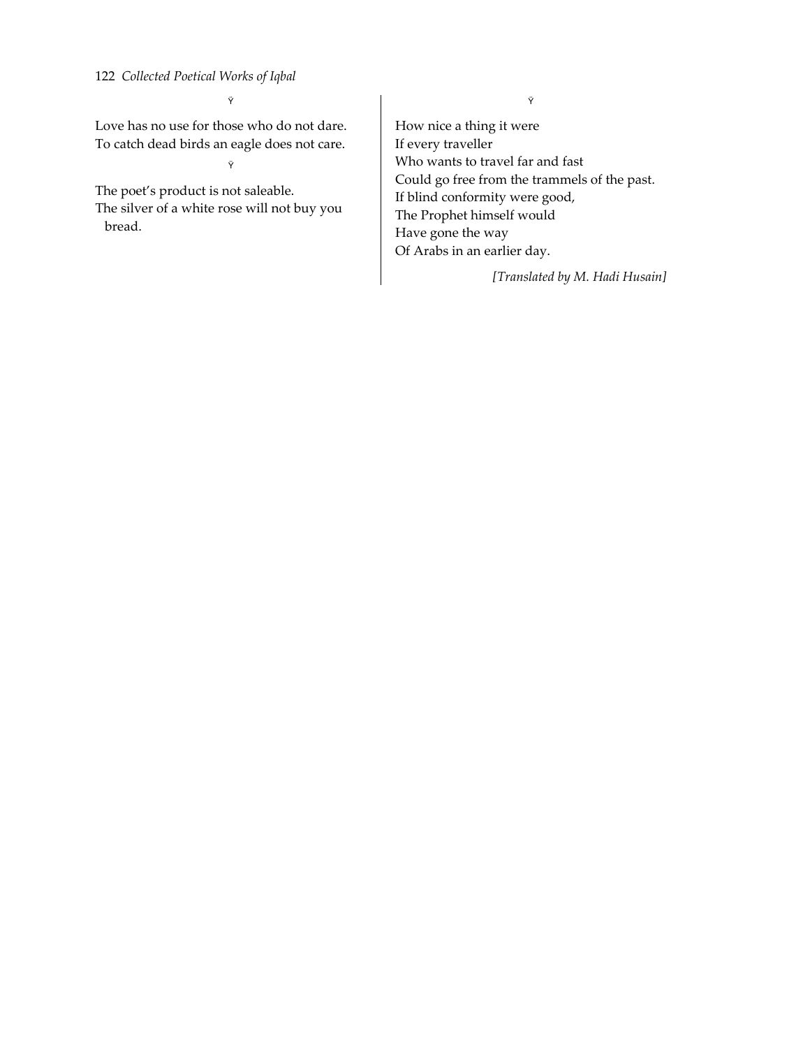Ÿ

Love has no use for those who do not dare.
To catch dead birds an eagle does not care.

Ÿ

The poet's product is not saleable.
The silver of a white rose will not buy you bread.

Ÿ

How nice a thing it were
If every traveller
Who wants to travel far and fast
Could go free from the trammels of the past.
If blind conformity were good,
The Prophet himself would
Have gone the way
Of Arabs in an earlier day.

*[Translated by M. Hadi Husain]*